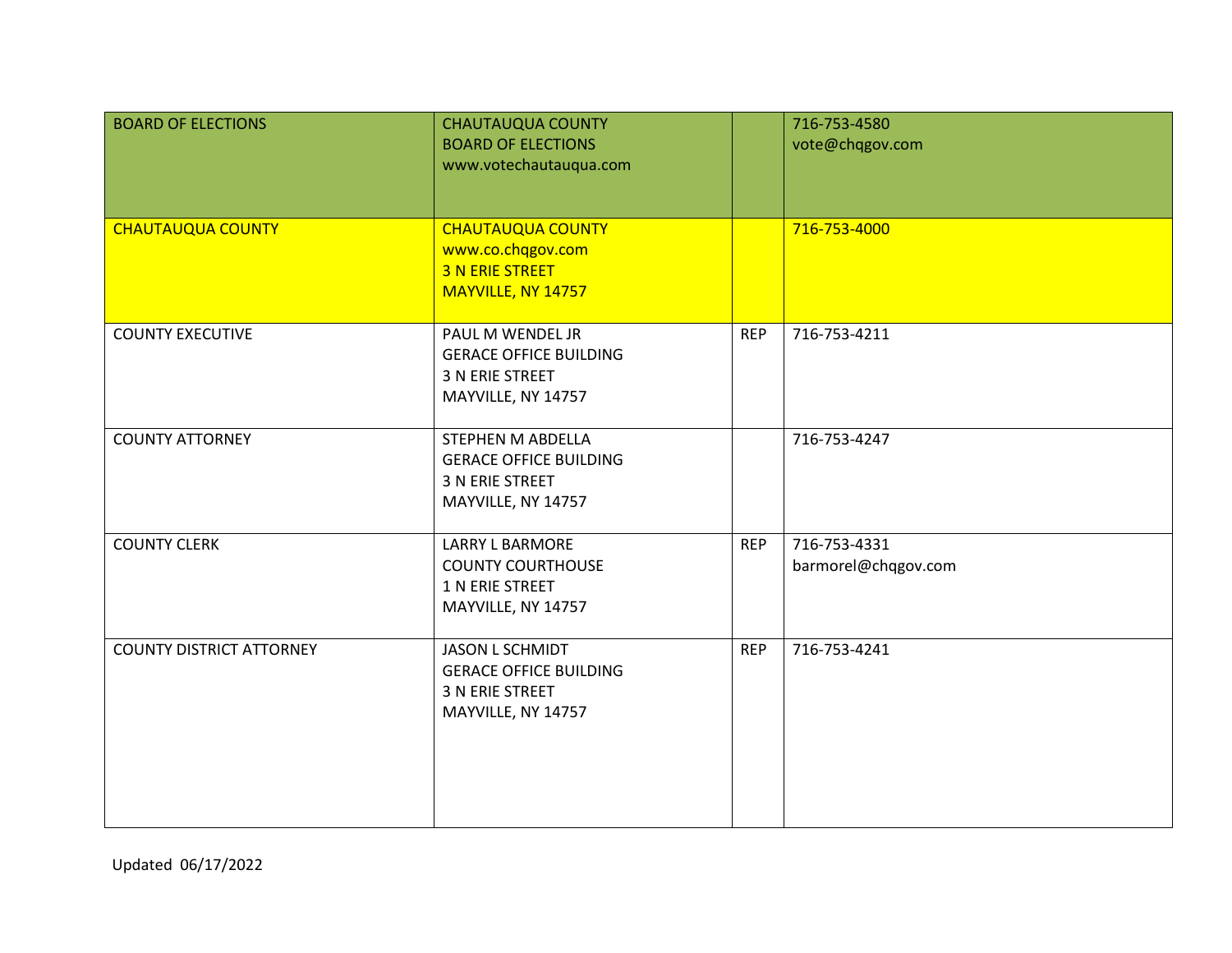| | | | |
|---|---|---|---|
| BOARD OF ELECTIONS | CHAUTAUQUA COUNTY<br>BOARD OF ELECTIONS<br>www.votechautauqua.com | | 716-753-4580<br>vote@chqgov.com |
| CHAUTAUQUA COUNTY | CHAUTAUQUA COUNTY<br>www.co.chqgov.com<br>3 N ERIE STREET<br>MAYVILLE, NY 14757 | | 716-753-4000 |
| COUNTY EXECUTIVE | PAUL M WENDEL JR<br>GERACE OFFICE BUILDING<br>3 N ERIE STREET<br>MAYVILLE, NY 14757 | REP | 716-753-4211 |
| COUNTY ATTORNEY | STEPHEN M ABDELLA<br>GERACE OFFICE BUILDING<br>3 N ERIE STREET<br>MAYVILLE, NY 14757 | | 716-753-4247 |
| COUNTY CLERK | LARRY L BARMORE<br>COUNTY COURTHOUSE<br>1 N ERIE STREET<br>MAYVILLE, NY 14757 | REP | 716-753-4331<br>barmorel@chqgov.com |
| COUNTY DISTRICT ATTORNEY | JASON L SCHMIDT<br>GERACE OFFICE BUILDING<br>3 N ERIE STREET<br>MAYVILLE, NY 14757 | REP | 716-753-4241 |

Updated 06/17/2022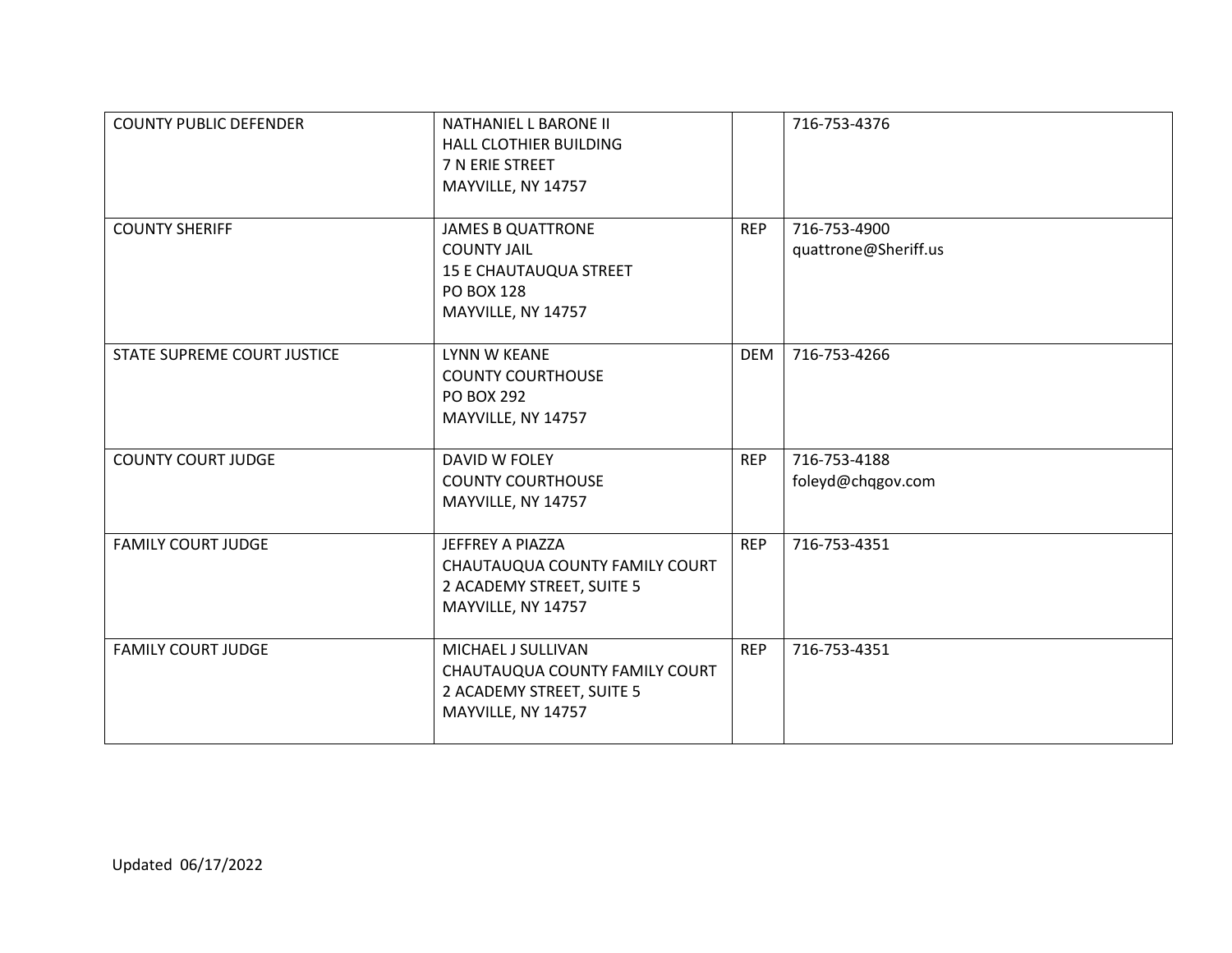| | | | |
|---|---|---|---|
| COUNTY PUBLIC DEFENDER | NATHANIEL L BARONE II<br>HALL CLOTHIER BUILDING<br>7 N ERIE STREET<br>MAYVILLE, NY 14757 | | 716-753-4376 |
| COUNTY SHERIFF | JAMES B QUATTRONE<br>COUNTY JAIL<br>15 E CHAUTAUQUA STREET<br>PO BOX 128<br>MAYVILLE, NY 14757 | REP | 716-753-4900<br>quattrone@Sheriff.us |
| STATE SUPREME COURT JUSTICE | LYNN W KEANE<br>COUNTY COURTHOUSE<br>PO BOX 292<br>MAYVILLE, NY 14757 | DEM | 716-753-4266 |
| COUNTY COURT JUDGE | DAVID W FOLEY<br>COUNTY COURTHOUSE<br>MAYVILLE, NY 14757 | REP | 716-753-4188<br>foleyd@chqgov.com |
| FAMILY COURT JUDGE | JEFFREY A PIAZZA<br>CHAUTAUQUA COUNTY FAMILY COURT<br>2 ACADEMY STREET, SUITE 5<br>MAYVILLE, NY 14757 | REP | 716-753-4351 |
| FAMILY COURT JUDGE | MICHAEL J SULLIVAN<br>CHAUTAUQUA COUNTY FAMILY COURT<br>2 ACADEMY STREET, SUITE 5<br>MAYVILLE, NY 14757 | REP | 716-753-4351 |

Updated 06/17/2022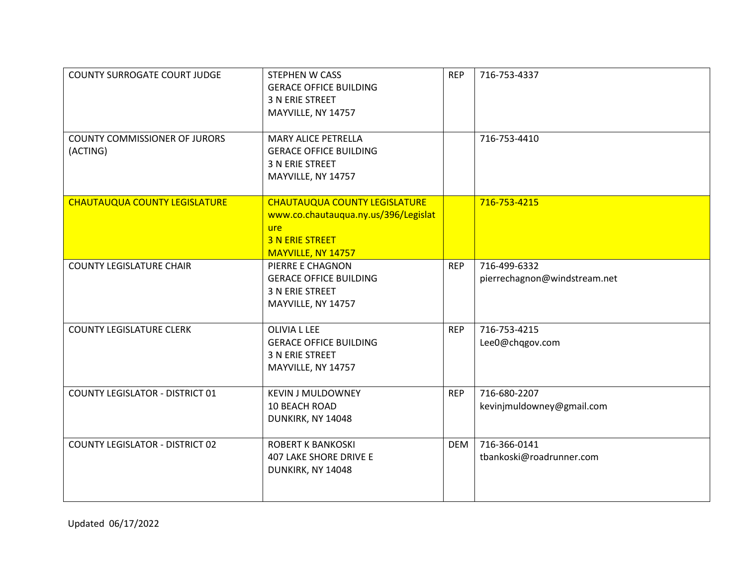| | | | |
|---|---|---|---|
| COUNTY SURROGATE COURT JUDGE | STEPHEN W CASS<br>GERACE OFFICE BUILDING<br>3 N ERIE STREET<br>MAYVILLE, NY 14757 | REP | 716-753-4337 |
| COUNTY COMMISSIONER OF JURORS (ACTING) | MARY ALICE PETRELLA<br>GERACE OFFICE BUILDING<br>3 N ERIE STREET<br>MAYVILLE, NY 14757 | | 716-753-4410 |
| CHAUTAUQUA COUNTY LEGISLATURE | CHAUTAUQUA COUNTY LEGISLATURE<br>www.co.chautauqua.ny.us/396/Legislature<br>3 N ERIE STREET<br>MAYVILLE, NY 14757 | | 716-753-4215 |
| COUNTY LEGISLATURE CHAIR | PIERRE E CHAGNON<br>GERACE OFFICE BUILDING<br>3 N ERIE STREET<br>MAYVILLE, NY 14757 | REP | 716-499-6332<br>pierrechagnon@windstream.net |
| COUNTY LEGISLATURE CLERK | OLIVIA L LEE<br>GERACE OFFICE BUILDING<br>3 N ERIE STREET<br>MAYVILLE, NY 14757 | REP | 716-753-4215<br>Lee0@chqgov.com |
| COUNTY LEGISLATOR - DISTRICT 01 | KEVIN J MULDOWNEY<br>10 BEACH ROAD<br>DUNKIRK, NY 14048 | REP | 716-680-2207<br>kevinjmuldowney@gmail.com |
| COUNTY LEGISLATOR - DISTRICT 02 | ROBERT K BANKOSKI<br>407 LAKE SHORE DRIVE E<br>DUNKIRK, NY 14048 | DEM | 716-366-0141<br>tbankoski@roadrunner.com |

Updated 06/17/2022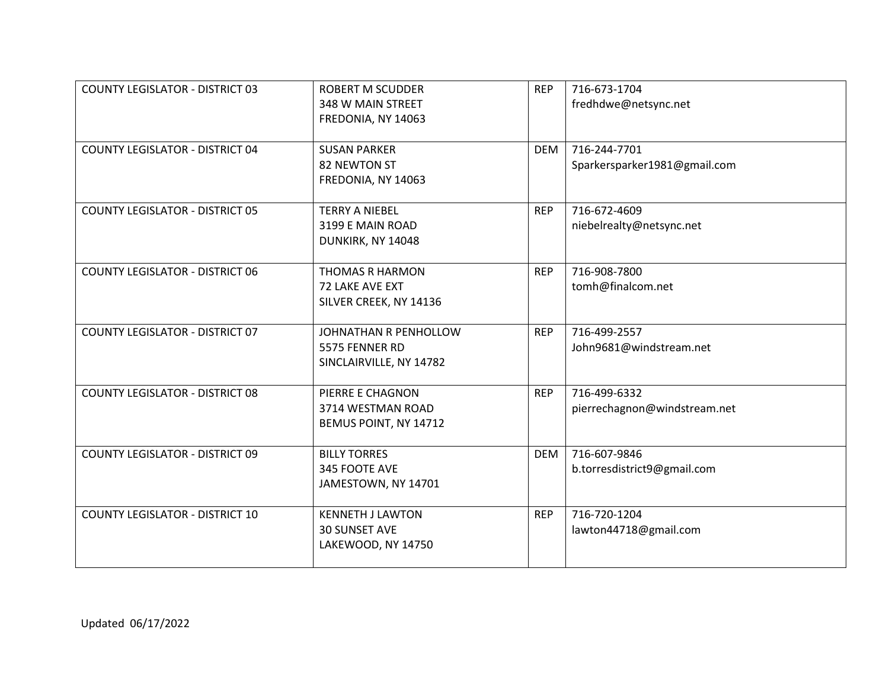| | | | |
|---|---|---|---|
| COUNTY LEGISLATOR - DISTRICT 03 | ROBERT M SCUDDER<br>348 W MAIN STREET<br>FREDONIA, NY 14063 | REP | 716-673-1704<br>fredhdwe@netsync.net |
| COUNTY LEGISLATOR - DISTRICT 04 | SUSAN PARKER<br>82 NEWTON ST<br>FREDONIA, NY 14063 | DEM | 716-244-7701<br>Sparkersparker1981@gmail.com |
| COUNTY LEGISLATOR - DISTRICT 05 | TERRY A NIEBEL<br>3199 E MAIN ROAD<br>DUNKIRK, NY 14048 | REP | 716-672-4609<br>niebelrealty@netsync.net |
| COUNTY LEGISLATOR - DISTRICT 06 | THOMAS R HARMON<br>72 LAKE AVE EXT<br>SILVER CREEK, NY 14136 | REP | 716-908-7800<br>tomh@finalcom.net |
| COUNTY LEGISLATOR - DISTRICT 07 | JOHNATHAN R PENHOLLOW<br>5575 FENNER RD<br>SINCLAIRVILLE, NY 14782 | REP | 716-499-2557<br>John9681@windstream.net |
| COUNTY LEGISLATOR - DISTRICT 08 | PIERRE E CHAGNON<br>3714 WESTMAN ROAD<br>BEMUS POINT, NY 14712 | REP | 716-499-6332<br>pierrechagnon@windstream.net |
| COUNTY LEGISLATOR - DISTRICT 09 | BILLY TORRES<br>345 FOOTE AVE<br>JAMESTOWN, NY 14701 | DEM | 716-607-9846<br>b.torresdistrict9@gmail.com |
| COUNTY LEGISLATOR - DISTRICT 10 | KENNETH J LAWTON<br>30 SUNSET AVE<br>LAKEWOOD, NY 14750 | REP | 716-720-1204<br>lawton44718@gmail.com |

Updated 06/17/2022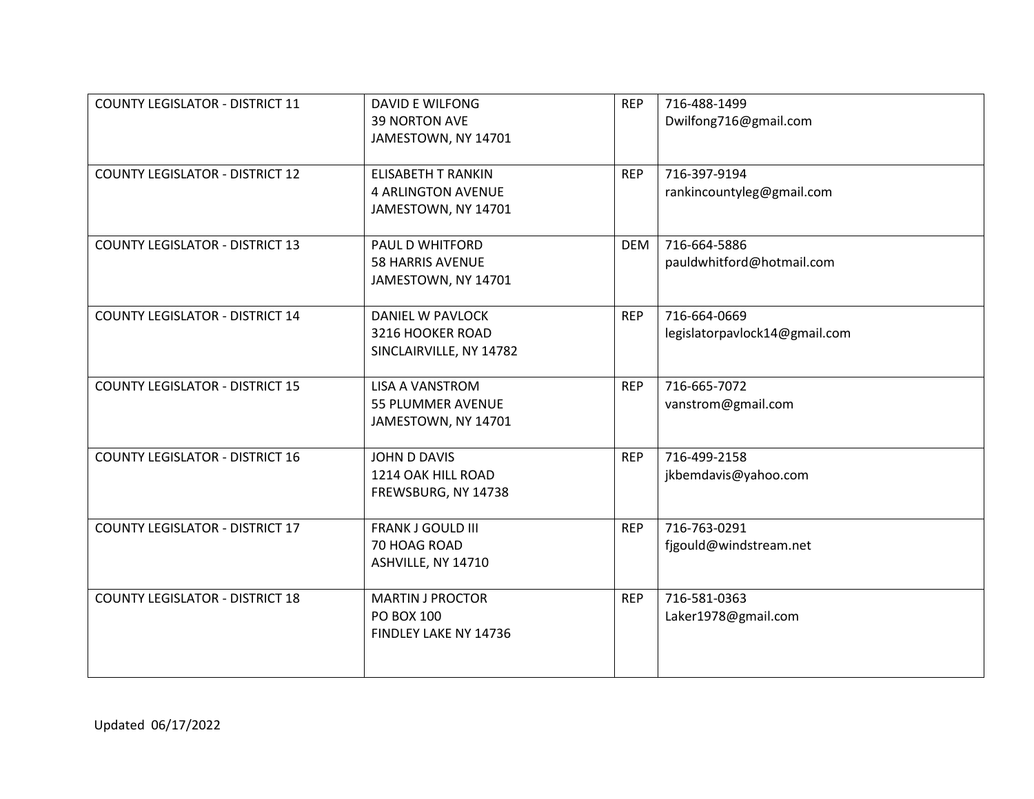| COUNTY LEGISLATOR - DISTRICT 11 | DAVID E WILFONG<br>39 NORTON AVE<br>JAMESTOWN, NY 14701 | REP | 716-488-1499<br>Dwilfong716@gmail.com |
|---|---|---|---|
| COUNTY LEGISLATOR - DISTRICT 12 | ELISABETH T RANKIN<br>4 ARLINGTON AVENUE<br>JAMESTOWN, NY 14701 | REP | 716-397-9194<br>rankincountyleg@gmail.com |
| COUNTY LEGISLATOR - DISTRICT 13 | PAUL D WHITFORD<br>58 HARRIS AVENUE<br>JAMESTOWN, NY 14701 | DEM | 716-664-5886<br>pauldwhitford@hotmail.com |
| COUNTY LEGISLATOR - DISTRICT 14 | DANIEL W PAVLOCK<br>3216 HOOKER ROAD<br>SINCLAIRVILLE, NY 14782 | REP | 716-664-0669<br>legislatorpavlock14@gmail.com |
| COUNTY LEGISLATOR - DISTRICT 15 | LISA A VANSTROM<br>55 PLUMMER AVENUE<br>JAMESTOWN, NY 14701 | REP | 716-665-7072<br>vanstrom@gmail.com |
| COUNTY LEGISLATOR - DISTRICT 16 | JOHN D DAVIS<br>1214 OAK HILL ROAD<br>FREWSBURG, NY 14738 | REP | 716-499-2158<br>jkbemdavis@yahoo.com |
| COUNTY LEGISLATOR - DISTRICT 17 | FRANK J GOULD III<br>70 HOAG ROAD<br>ASHVILLE, NY 14710 | REP | 716-763-0291<br>fjgould@windstream.net |
| COUNTY LEGISLATOR - DISTRICT 18 | MARTIN J PROCTOR<br>PO BOX 100<br>FINDLEY LAKE NY 14736 | REP | 716-581-0363<br>Laker1978@gmail.com |

Updated 06/17/2022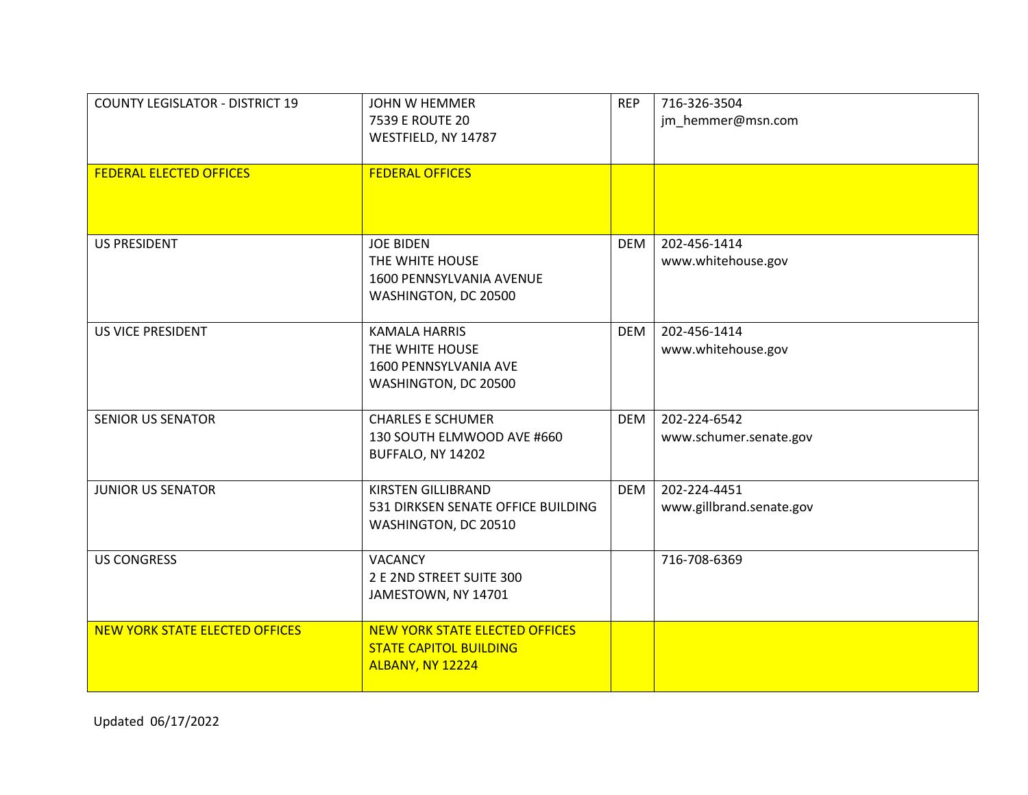| | | | |
|---|---|---|---|
| COUNTY LEGISLATOR - DISTRICT 19 | JOHN W HEMMER<br>7539 E ROUTE 20<br>WESTFIELD, NY 14787 | REP | 716-326-3504<br>jm_hemmer@msn.com |
| FEDERAL ELECTED OFFICES | FEDERAL OFFICES | | |
| US PRESIDENT | JOE BIDEN<br>THE WHITE HOUSE<br>1600 PENNSYLVANIA AVENUE<br>WASHINGTON, DC 20500 | DEM | 202-456-1414<br>www.whitehouse.gov |
| US VICE PRESIDENT | KAMALA HARRIS<br>THE WHITE HOUSE<br>1600 PENNSYLVANIA AVE<br>WASHINGTON, DC 20500 | DEM | 202-456-1414<br>www.whitehouse.gov |
| SENIOR US SENATOR | CHARLES E SCHUMER<br>130 SOUTH ELMWOOD AVE #660<br>BUFFALO, NY 14202 | DEM | 202-224-6542<br>www.schumer.senate.gov |
| JUNIOR US SENATOR | KIRSTEN GILLIBRAND<br>531 DIRKSEN SENATE OFFICE BUILDING<br>WASHINGTON, DC 20510 | DEM | 202-224-4451<br>www.gillbrand.senate.gov |
| US CONGRESS | VACANCY<br>2 E 2ND STREET SUITE 300<br>JAMESTOWN, NY 14701 | | 716-708-6369 |
| NEW YORK STATE ELECTED OFFICES | NEW YORK STATE ELECTED OFFICES<br>STATE CAPITOL BUILDING<br>ALBANY, NY 12224 | | |

Updated 06/17/2022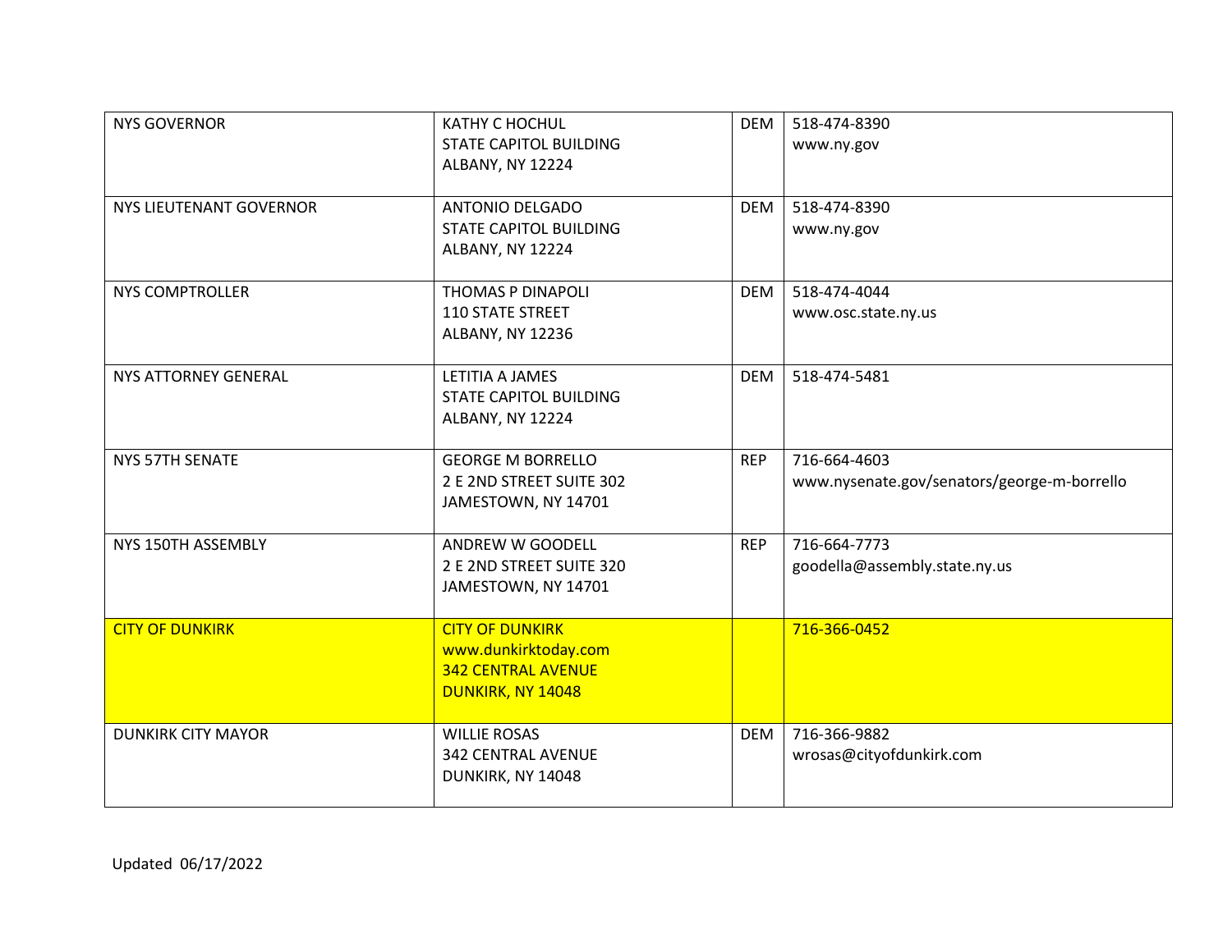| | | | |
|---|---|---|---|
| NYS GOVERNOR | KATHY C HOCHUL<br>STATE CAPITOL BUILDING<br>ALBANY, NY 12224 | DEM | 518-474-8390<br>www.ny.gov |
| NYS LIEUTENANT GOVERNOR | ANTONIO DELGADO<br>STATE CAPITOL BUILDING<br>ALBANY, NY 12224 | DEM | 518-474-8390<br>www.ny.gov |
| NYS COMPTROLLER | THOMAS P DINAPOLI<br>110 STATE STREET<br>ALBANY, NY 12236 | DEM | 518-474-4044<br>www.osc.state.ny.us |
| NYS ATTORNEY GENERAL | LETITIA A JAMES<br>STATE CAPITOL BUILDING<br>ALBANY, NY 12224 | DEM | 518-474-5481 |
| NYS 57TH SENATE | GEORGE M BORRELLO<br>2 E 2ND STREET SUITE 302<br>JAMESTOWN, NY 14701 | REP | 716-664-4603<br>www.nysenate.gov/senators/george-m-borrello |
| NYS 150TH ASSEMBLY | ANDREW W GOODELL<br>2 E 2ND STREET SUITE 320<br>JAMESTOWN, NY 14701 | REP | 716-664-7773<br>goodella@assembly.state.ny.us |
| CITY OF DUNKIRK | CITY OF DUNKIRK<br>www.dunkirktoday.com<br>342 CENTRAL AVENUE<br>DUNKIRK, NY 14048 | | 716-366-0452 |
| DUNKIRK CITY MAYOR | WILLIE ROSAS<br>342 CENTRAL AVENUE<br>DUNKIRK, NY 14048 | DEM | 716-366-9882<br>wrosas@cityofdunkirk.com |

Updated 06/17/2022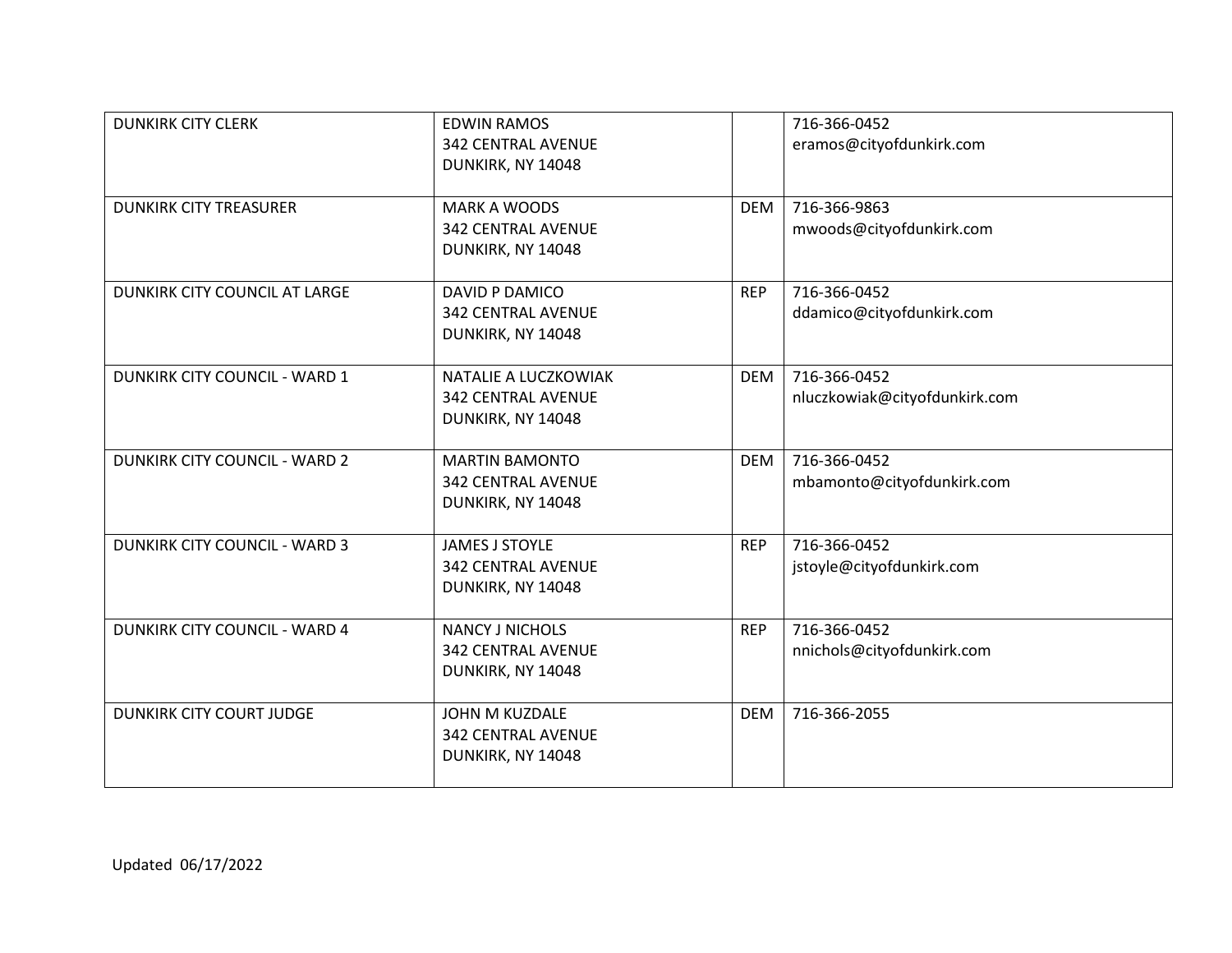| | | | |
|---|---|---|---|
| DUNKIRK CITY CLERK | EDWIN RAMOS<br>342 CENTRAL AVENUE<br>DUNKIRK, NY 14048 | | 716-366-0452<br>eramos@cityofdunkirk.com |
| DUNKIRK CITY TREASURER | MARK A WOODS<br>342 CENTRAL AVENUE<br>DUNKIRK, NY 14048 | DEM | 716-366-9863<br>mwoods@cityofdunkirk.com |
| DUNKIRK CITY COUNCIL AT LARGE | DAVID P DAMICO<br>342 CENTRAL AVENUE<br>DUNKIRK, NY 14048 | REP | 716-366-0452<br>ddamico@cityofdunkirk.com |
| DUNKIRK CITY COUNCIL - WARD 1 | NATALIE A LUCZKOWIAK<br>342 CENTRAL AVENUE<br>DUNKIRK, NY 14048 | DEM | 716-366-0452<br>nluczkowiak@cityofdunkirk.com |
| DUNKIRK CITY COUNCIL - WARD 2 | MARTIN BAMONTO<br>342 CENTRAL AVENUE<br>DUNKIRK, NY 14048 | DEM | 716-366-0452<br>mbamonto@cityofdunkirk.com |
| DUNKIRK CITY COUNCIL - WARD 3 | JAMES J STOYLE<br>342 CENTRAL AVENUE<br>DUNKIRK, NY 14048 | REP | 716-366-0452<br>jstoyle@cityofdunkirk.com |
| DUNKIRK CITY COUNCIL - WARD 4 | NANCY J NICHOLS<br>342 CENTRAL AVENUE<br>DUNKIRK, NY 14048 | REP | 716-366-0452<br>nnichols@cityofdunkirk.com |
| DUNKIRK CITY COURT JUDGE | JOHN M KUZDALE<br>342 CENTRAL AVENUE<br>DUNKIRK, NY 14048 | DEM | 716-366-2055 |

Updated 06/17/2022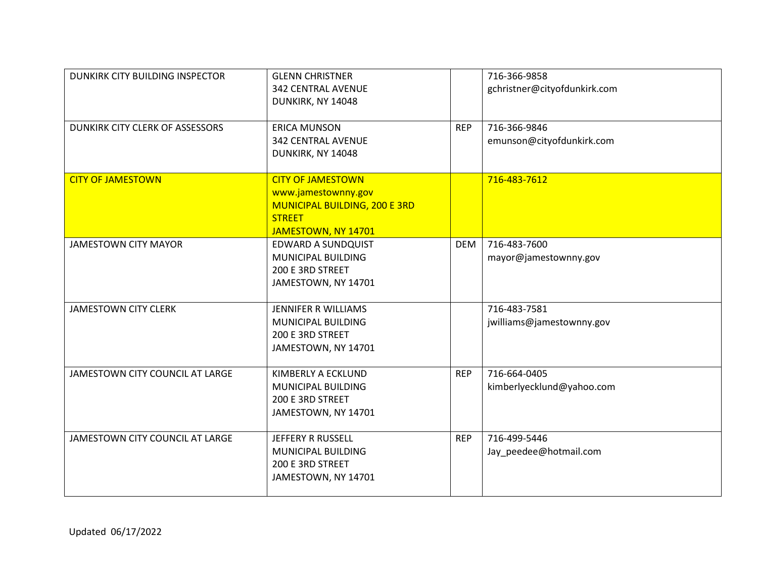| | | | |
|---|---|---|---|
| DUNKIRK CITY BUILDING INSPECTOR | GLENN CHRISTNER<br>342 CENTRAL AVENUE<br>DUNKIRK, NY 14048 | | 716-366-9858<br>gchristner@cityofdunkirk.com |
| DUNKIRK CITY CLERK OF ASSESSORS | ERICA MUNSON<br>342 CENTRAL AVENUE<br>DUNKIRK, NY 14048 | REP | 716-366-9846<br>emunson@cityofdunkirk.com |
| CITY OF JAMESTOWN | CITY OF JAMESTOWN<br>www.jamestownny.gov<br>MUNICIPAL BUILDING, 200 E 3RD STREET<br>JAMESTOWN, NY 14701 | | 716-483-7612 |
| JAMESTOWN CITY MAYOR | EDWARD A SUNDQUIST<br>MUNICIPAL BUILDING<br>200 E 3RD STREET<br>JAMESTOWN, NY 14701 | DEM | 716-483-7600<br>mayor@jamestownny.gov |
| JAMESTOWN CITY CLERK | JENNIFER R WILLIAMS<br>MUNICIPAL BUILDING<br>200 E 3RD STREET<br>JAMESTOWN, NY 14701 | | 716-483-7581<br>jwilliams@jamestownny.gov |
| JAMESTOWN CITY COUNCIL AT LARGE | KIMBERLY A ECKLUND<br>MUNICIPAL BUILDING<br>200 E 3RD STREET<br>JAMESTOWN, NY 14701 | REP | 716-664-0405<br>kimberlyecklund@yahoo.com |
| JAMESTOWN CITY COUNCIL AT LARGE | JEFFERY R RUSSELL<br>MUNICIPAL BUILDING<br>200 E 3RD STREET<br>JAMESTOWN, NY 14701 | REP | 716-499-5446<br>Jay_peedee@hotmail.com |

Updated 06/17/2022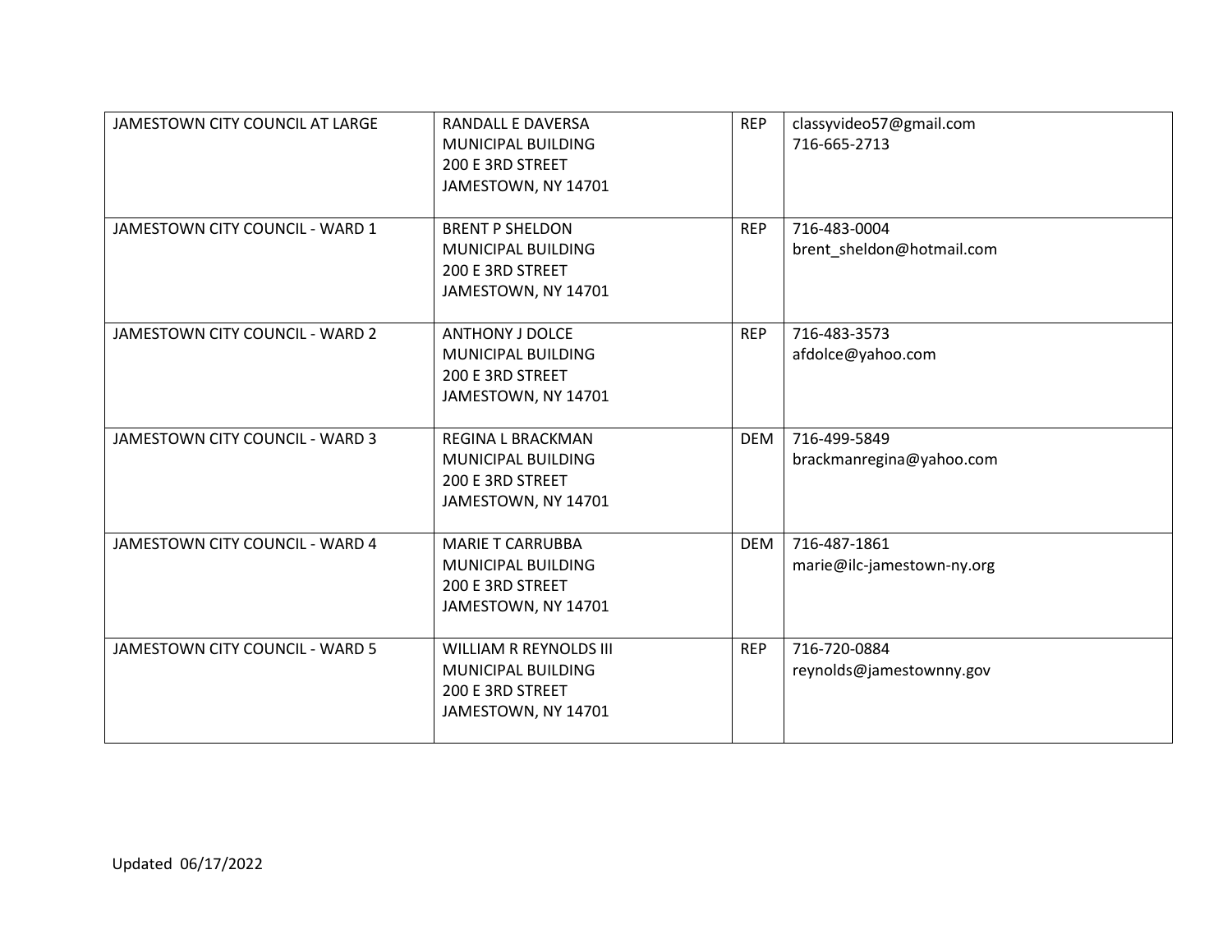| | | | |
|---|---|---|---|
| JAMESTOWN CITY COUNCIL AT LARGE | RANDALL E DAVERSA<br>MUNICIPAL BUILDING<br>200 E 3RD STREET<br>JAMESTOWN, NY 14701 | REP | classyvideo57@gmail.com<br>716-665-2713 |
| JAMESTOWN CITY COUNCIL - WARD 1 | BRENT P SHELDON<br>MUNICIPAL BUILDING<br>200 E 3RD STREET<br>JAMESTOWN, NY 14701 | REP | 716-483-0004<br>brent_sheldon@hotmail.com |
| JAMESTOWN CITY COUNCIL - WARD 2 | ANTHONY J DOLCE<br>MUNICIPAL BUILDING<br>200 E 3RD STREET<br>JAMESTOWN, NY 14701 | REP | 716-483-3573<br>afdolce@yahoo.com |
| JAMESTOWN CITY COUNCIL - WARD 3 | REGINA L BRACKMAN<br>MUNICIPAL BUILDING<br>200 E 3RD STREET<br>JAMESTOWN, NY 14701 | DEM | 716-499-5849<br>brackmanregina@yahoo.com |
| JAMESTOWN CITY COUNCIL - WARD 4 | MARIE T CARRUBBA<br>MUNICIPAL BUILDING<br>200 E 3RD STREET<br>JAMESTOWN, NY 14701 | DEM | 716-487-1861<br>marie@ilc-jamestown-ny.org |
| JAMESTOWN CITY COUNCIL - WARD 5 | WILLIAM R REYNOLDS III<br>MUNICIPAL BUILDING<br>200 E 3RD STREET<br>JAMESTOWN, NY 14701 | REP | 716-720-0884<br>reynolds@jamestownny.gov |

Updated 06/17/2022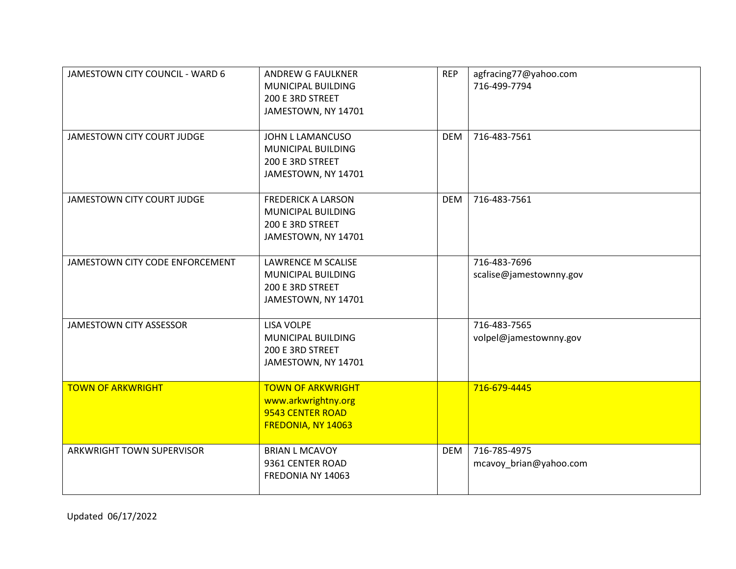| | | | |
|---|---|---|---|
| JAMESTOWN CITY COUNCIL - WARD 6 | ANDREW G FAULKNER<br>MUNICIPAL BUILDING<br>200 E 3RD STREET<br>JAMESTOWN, NY 14701 | REP | agfracing77@yahoo.com<br>716-499-7794 |
| JAMESTOWN CITY COURT JUDGE | JOHN L LAMANCUSO<br>MUNICIPAL BUILDING<br>200 E 3RD STREET<br>JAMESTOWN, NY 14701 | DEM | 716-483-7561 |
| JAMESTOWN CITY COURT JUDGE | FREDERICK A LARSON<br>MUNICIPAL BUILDING<br>200 E 3RD STREET<br>JAMESTOWN, NY 14701 | DEM | 716-483-7561 |
| JAMESTOWN CITY CODE ENFORCEMENT | LAWRENCE M SCALISE<br>MUNICIPAL BUILDING<br>200 E 3RD STREET<br>JAMESTOWN, NY 14701 | | 716-483-7696<br>scalise@jamestownny.gov |
| JAMESTOWN CITY ASSESSOR | LISA VOLPE<br>MUNICIPAL BUILDING<br>200 E 3RD STREET<br>JAMESTOWN, NY 14701 | | 716-483-7565<br>volpel@jamestownny.gov |
| TOWN OF ARKWRIGHT | TOWN OF ARKWRIGHT<br>www.arkwrightny.org<br>9543 CENTER ROAD<br>FREDONIA, NY 14063 | | 716-679-4445 |
| ARKWRIGHT TOWN SUPERVISOR | BRIAN L MCAVOY<br>9361 CENTER ROAD<br>FREDONIA NY 14063 | DEM | 716-785-4975<br>mcavoy_brian@yahoo.com |

Updated 06/17/2022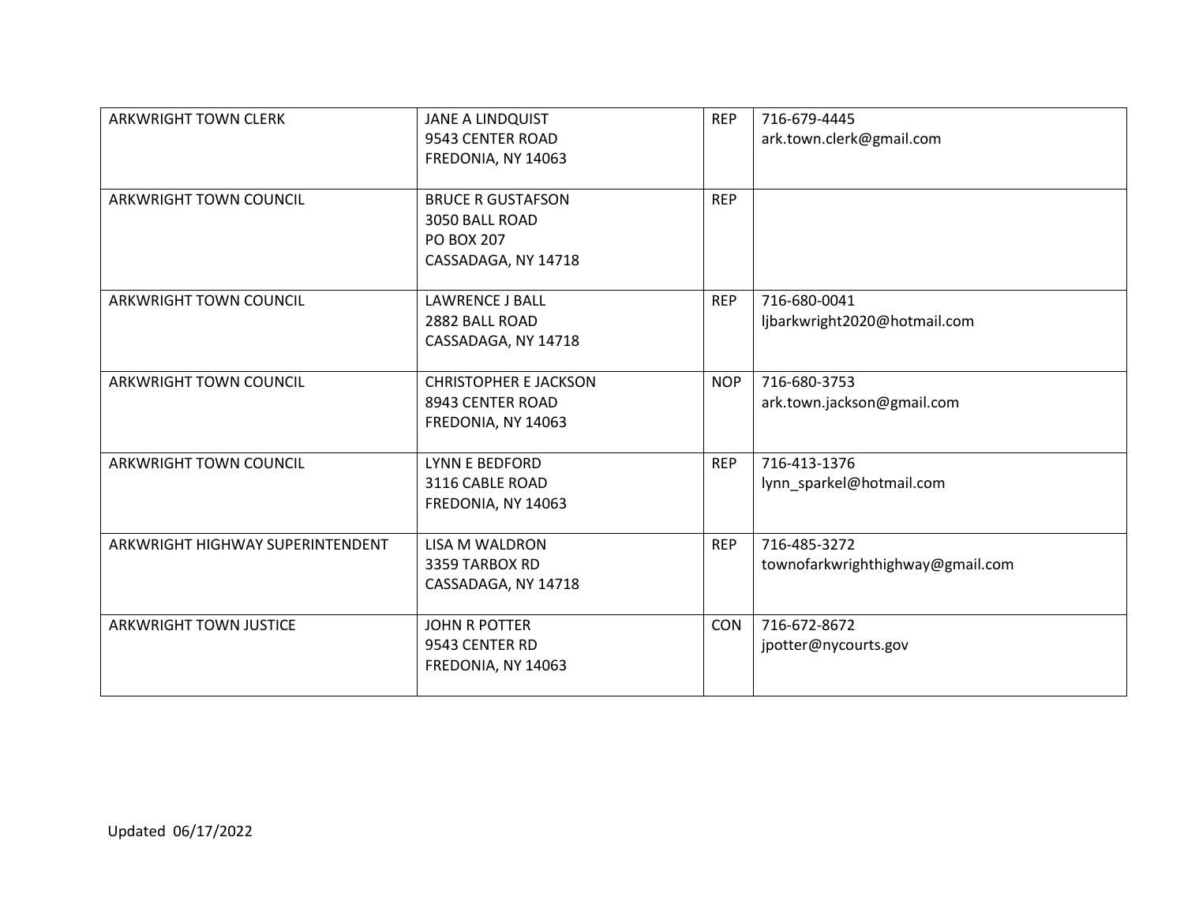| | | | |
|---|---|---|---|
| ARKWRIGHT TOWN CLERK | JANE A LINDQUIST<br>9543 CENTER ROAD<br>FREDONIA, NY 14063 | REP | 716-679-4445<br>ark.town.clerk@gmail.com |
| ARKWRIGHT TOWN COUNCIL | BRUCE R GUSTAFSON<br>3050 BALL ROAD<br>PO BOX 207<br>CASSADAGA, NY 14718 | REP | |
| ARKWRIGHT TOWN COUNCIL | LAWRENCE J BALL<br>2882 BALL ROAD<br>CASSADAGA, NY 14718 | REP | 716-680-0041<br>ljbarkwright2020@hotmail.com |
| ARKWRIGHT TOWN COUNCIL | CHRISTOPHER E JACKSON<br>8943 CENTER ROAD<br>FREDONIA, NY 14063 | NOP | 716-680-3753<br>ark.town.jackson@gmail.com |
| ARKWRIGHT TOWN COUNCIL | LYNN E BEDFORD<br>3116 CABLE ROAD<br>FREDONIA, NY 14063 | REP | 716-413-1376<br>lynn_sparkel@hotmail.com |
| ARKWRIGHT HIGHWAY SUPERINTENDENT | LISA M WALDRON<br>3359 TARBOX RD<br>CASSADAGA, NY 14718 | REP | 716-485-3272<br>townofarkwrighthighway@gmail.com |
| ARKWRIGHT TOWN JUSTICE | JOHN R POTTER<br>9543 CENTER RD<br>FREDONIA, NY 14063 | CON | 716-672-8672<br>jpotter@nycourts.gov |

Updated 06/17/2022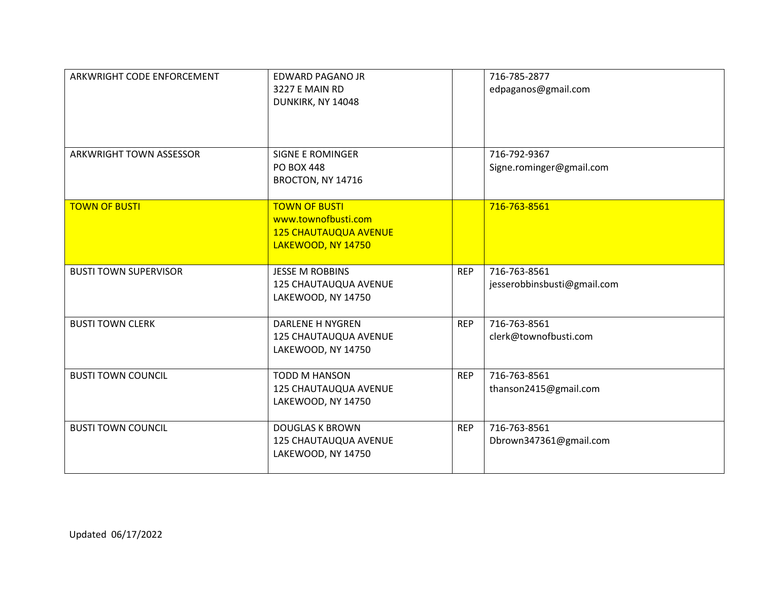| | | | |
|---|---|---|---|
| ARKWRIGHT CODE ENFORCEMENT | EDWARD PAGANO JR<br>3227 E MAIN RD<br>DUNKIRK, NY 14048 | | 716-785-2877<br>edpaganos@gmail.com |
| ARKWRIGHT TOWN ASSESSOR | SIGNE E ROMINGER<br>PO BOX 448<br>BROCTON, NY 14716 | | 716-792-9367<br>Signe.rominger@gmail.com |
| TOWN OF BUSTI | TOWN OF BUSTI<br>www.townofbusti.com<br>125 CHAUTAUQUA AVENUE<br>LAKEWOOD, NY 14750 | | 716-763-8561 |
| BUSTI TOWN SUPERVISOR | JESSE M ROBBINS<br>125 CHAUTAUQUA AVENUE<br>LAKEWOOD, NY 14750 | REP | 716-763-8561<br>jesserobbinsbusti@gmail.com |
| BUSTI TOWN CLERK | DARLENE H NYGREN<br>125 CHAUTAUQUA AVENUE<br>LAKEWOOD, NY 14750 | REP | 716-763-8561<br>clerk@townofbusti.com |
| BUSTI TOWN COUNCIL | TODD M HANSON<br>125 CHAUTAUQUA AVENUE<br>LAKEWOOD, NY 14750 | REP | 716-763-8561<br>thanson2415@gmail.com |
| BUSTI TOWN COUNCIL | DOUGLAS K BROWN<br>125 CHAUTAUQUA AVENUE<br>LAKEWOOD, NY 14750 | REP | 716-763-8561<br>Dbrown347361@gmail.com |

Updated 06/17/2022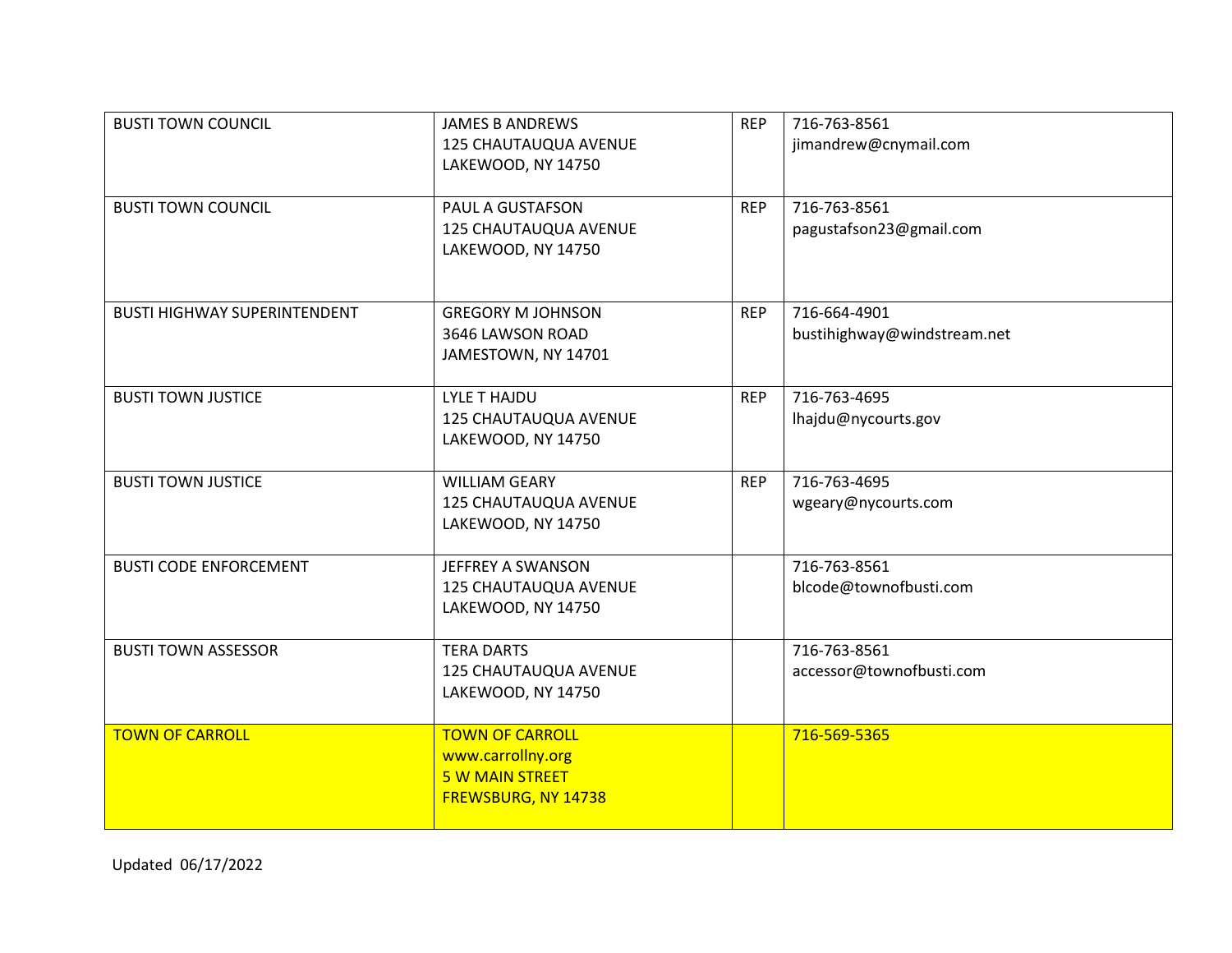| | | | |
|---|---|---|---|
| BUSTI TOWN COUNCIL | JAMES B ANDREWS<br>125 CHAUTAUQUA AVENUE<br>LAKEWOOD, NY 14750 | REP | 716-763-8561<br>jimandrew@cnymail.com |
| BUSTI TOWN COUNCIL | PAUL A GUSTAFSON<br>125 CHAUTAUQUA AVENUE<br>LAKEWOOD, NY 14750 | REP | 716-763-8561<br>pagustafson23@gmail.com |
| BUSTI HIGHWAY SUPERINTENDENT | GREGORY M JOHNSON<br>3646 LAWSON ROAD<br>JAMESTOWN, NY 14701 | REP | 716-664-4901<br>bustihighway@windstream.net |
| BUSTI TOWN JUSTICE | LYLE T HAJDU<br>125 CHAUTAUQUA AVENUE<br>LAKEWOOD, NY 14750 | REP | 716-763-4695<br>lhajdu@nycourts.gov |
| BUSTI TOWN JUSTICE | WILLIAM GEARY<br>125 CHAUTAUQUA AVENUE<br>LAKEWOOD, NY 14750 | REP | 716-763-4695<br>wgeary@nycourts.com |
| BUSTI CODE ENFORCEMENT | JEFFREY A SWANSON<br>125 CHAUTAUQUA AVENUE<br>LAKEWOOD, NY 14750 | | 716-763-8561<br>blcode@townofbusti.com |
| BUSTI TOWN ASSESSOR | TERA DARTS<br>125 CHAUTAUQUA AVENUE<br>LAKEWOOD, NY 14750 | | 716-763-8561<br>accessor@townofbusti.com |
| TOWN OF CARROLL | TOWN OF CARROLL<br>www.carrollny.org<br>5 W MAIN STREET<br>FREWSBURG, NY 14738 | | 716-569-5365 |

Updated 06/17/2022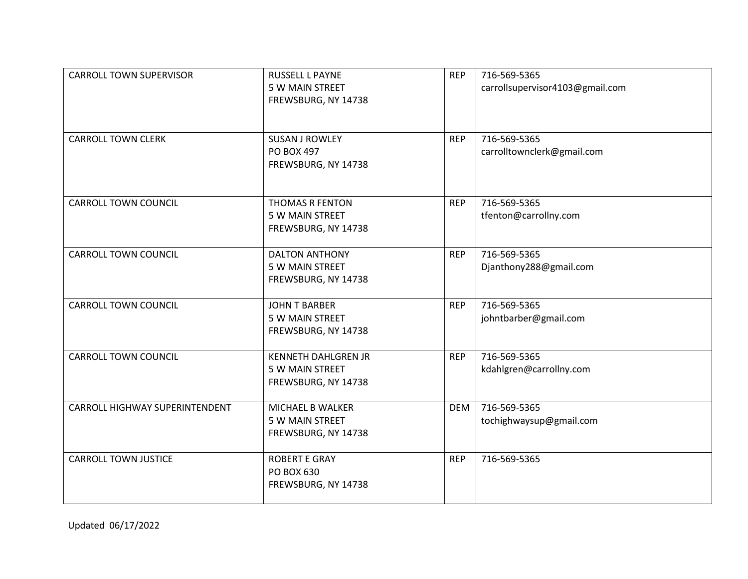| CARROLL TOWN SUPERVISOR | RUSSELL L PAYNE<br>5 W MAIN STREET<br>FREWSBURG, NY 14738 | REP | 716-569-5365<br>carrollsupervisor4103@gmail.com |
|---|---|---|---|
| CARROLL TOWN CLERK | SUSAN J ROWLEY<br>PO BOX 497<br>FREWSBURG, NY 14738 | REP | 716-569-5365<br>carrolltownclerk@gmail.com |
| CARROLL TOWN COUNCIL | THOMAS R FENTON<br>5 W MAIN STREET<br>FREWSBURG, NY 14738 | REP | 716-569-5365<br>tfenton@carrollny.com |
| CARROLL TOWN COUNCIL | DALTON ANTHONY<br>5 W MAIN STREET<br>FREWSBURG, NY 14738 | REP | 716-569-5365<br>Djanthony288@gmail.com |
| CARROLL TOWN COUNCIL | JOHN T BARBER<br>5 W MAIN STREET<br>FREWSBURG, NY 14738 | REP | 716-569-5365<br>johntbarber@gmail.com |
| CARROLL TOWN COUNCIL | KENNETH DAHLGREN JR<br>5 W MAIN STREET<br>FREWSBURG, NY 14738 | REP | 716-569-5365<br>kdahlgren@carrollny.com |
| CARROLL HIGHWAY SUPERINTENDENT | MICHAEL B WALKER<br>5 W MAIN STREET<br>FREWSBURG, NY 14738 | DEM | 716-569-5365<br>tochighwaysup@gmail.com |
| CARROLL TOWN JUSTICE | ROBERT E GRAY<br>PO BOX 630<br>FREWSBURG, NY 14738 | REP | 716-569-5365 |

Updated 06/17/2022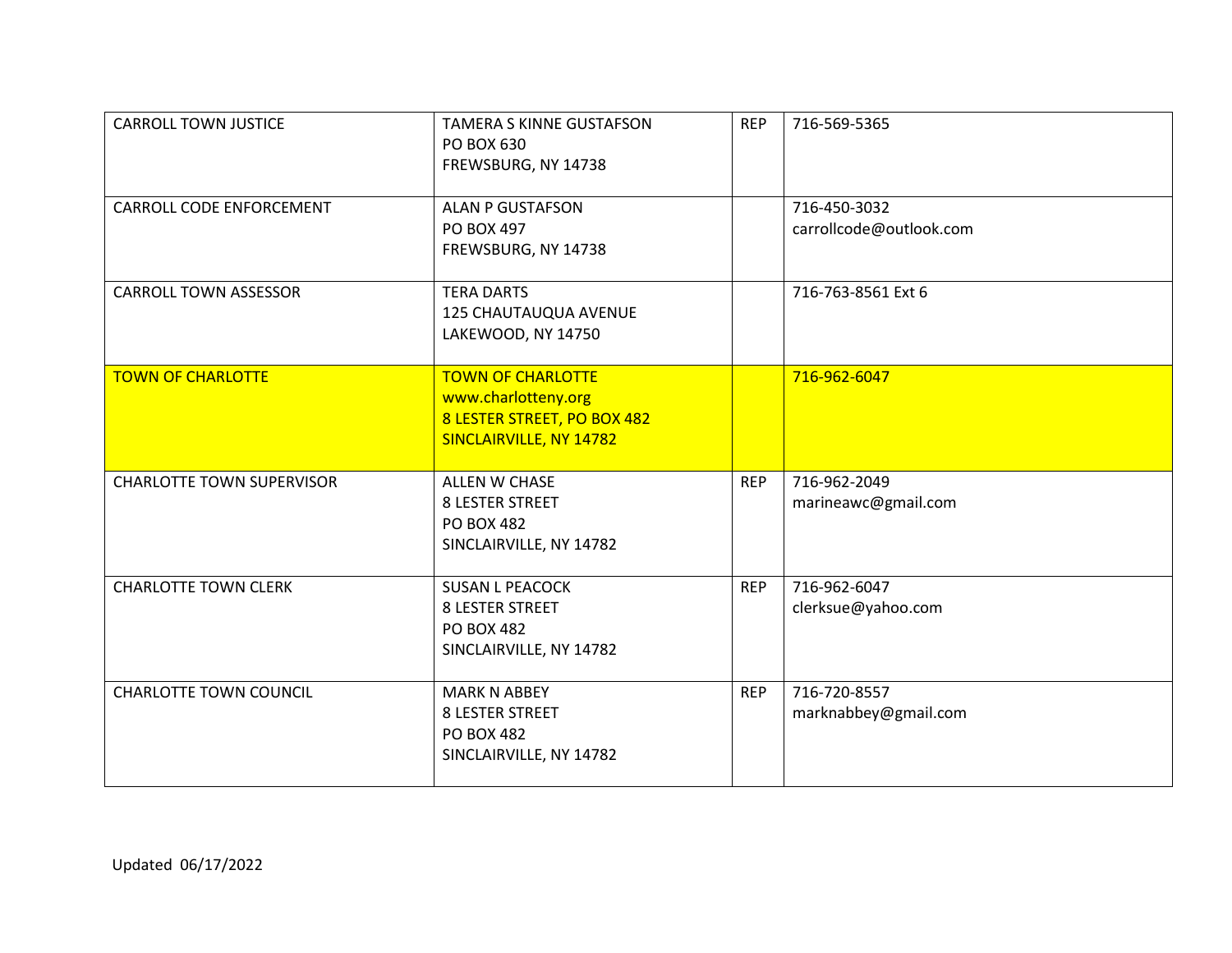| | | | |
|---|---|---|---|
| CARROLL TOWN JUSTICE | TAMERA S KINNE GUSTAFSON<br>PO BOX 630<br>FREWSBURG, NY 14738 | REP | 716-569-5365 |
| CARROLL CODE ENFORCEMENT | ALAN P GUSTAFSON<br>PO BOX 497<br>FREWSBURG, NY 14738 | | 716-450-3032<br>carrollcode@outlook.com |
| CARROLL TOWN ASSESSOR | TERA DARTS<br>125 CHAUTAUQUA AVENUE<br>LAKEWOOD, NY 14750 | | 716-763-8561 Ext 6 |
| TOWN OF CHARLOTTE | TOWN OF CHARLOTTE<br>www.charlotteny.org<br>8 LESTER STREET, PO BOX 482<br>SINCLAIRVILLE, NY 14782 | | 716-962-6047 |
| CHARLOTTE TOWN SUPERVISOR | ALLEN W CHASE<br>8 LESTER STREET<br>PO BOX 482<br>SINCLAIRVILLE, NY 14782 | REP | 716-962-2049<br>marineawc@gmail.com |
| CHARLOTTE TOWN CLERK | SUSAN L PEACOCK<br>8 LESTER STREET<br>PO BOX 482<br>SINCLAIRVILLE, NY 14782 | REP | 716-962-6047<br>clerksue@yahoo.com |
| CHARLOTTE TOWN COUNCIL | MARK N ABBEY<br>8 LESTER STREET<br>PO BOX 482<br>SINCLAIRVILLE, NY 14782 | REP | 716-720-8557<br>marknabbey@gmail.com |

Updated 06/17/2022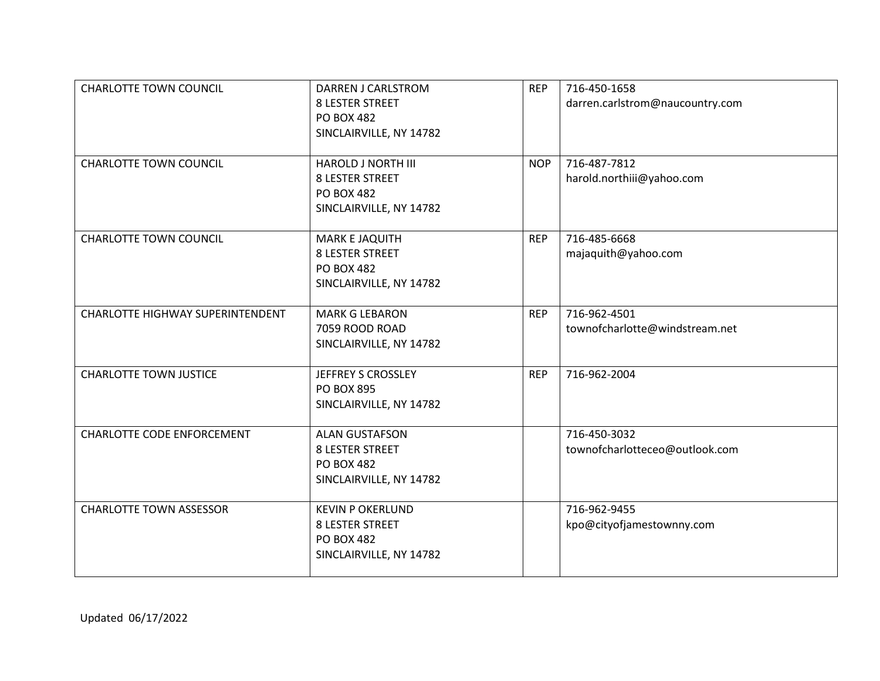| | | | |
|---|---|---|---|
| CHARLOTTE TOWN COUNCIL | DARREN J CARLSTROM<br>8 LESTER STREET<br>PO BOX 482<br>SINCLAIRVILLE, NY 14782 | REP | 716-450-1658<br>darren.carlstrom@naucountry.com |
| CHARLOTTE TOWN COUNCIL | HAROLD J NORTH III<br>8 LESTER STREET<br>PO BOX 482<br>SINCLAIRVILLE, NY 14782 | NOP | 716-487-7812<br>harold.northiii@yahoo.com |
| CHARLOTTE TOWN COUNCIL | MARK E JAQUITH<br>8 LESTER STREET<br>PO BOX 482<br>SINCLAIRVILLE, NY 14782 | REP | 716-485-6668<br>majaquith@yahoo.com |
| CHARLOTTE HIGHWAY SUPERINTENDENT | MARK G LEBARON<br>7059 ROOD ROAD<br>SINCLAIRVILLE, NY 14782 | REP | 716-962-4501<br>townofcharlotte@windstream.net |
| CHARLOTTE TOWN JUSTICE | JEFFREY S CROSSLEY<br>PO BOX 895<br>SINCLAIRVILLE, NY 14782 | REP | 716-962-2004 |
| CHARLOTTE CODE ENFORCEMENT | ALAN GUSTAFSON<br>8 LESTER STREET<br>PO BOX 482<br>SINCLAIRVILLE, NY 14782 | | 716-450-3032<br>townofcharlotteceo@outlook.com |
| CHARLOTTE TOWN ASSESSOR | KEVIN P OKERLUND<br>8 LESTER STREET<br>PO BOX 482<br>SINCLAIRVILLE, NY 14782 | | 716-962-9455<br>kpo@cityofjamestownny.com |

Updated 06/17/2022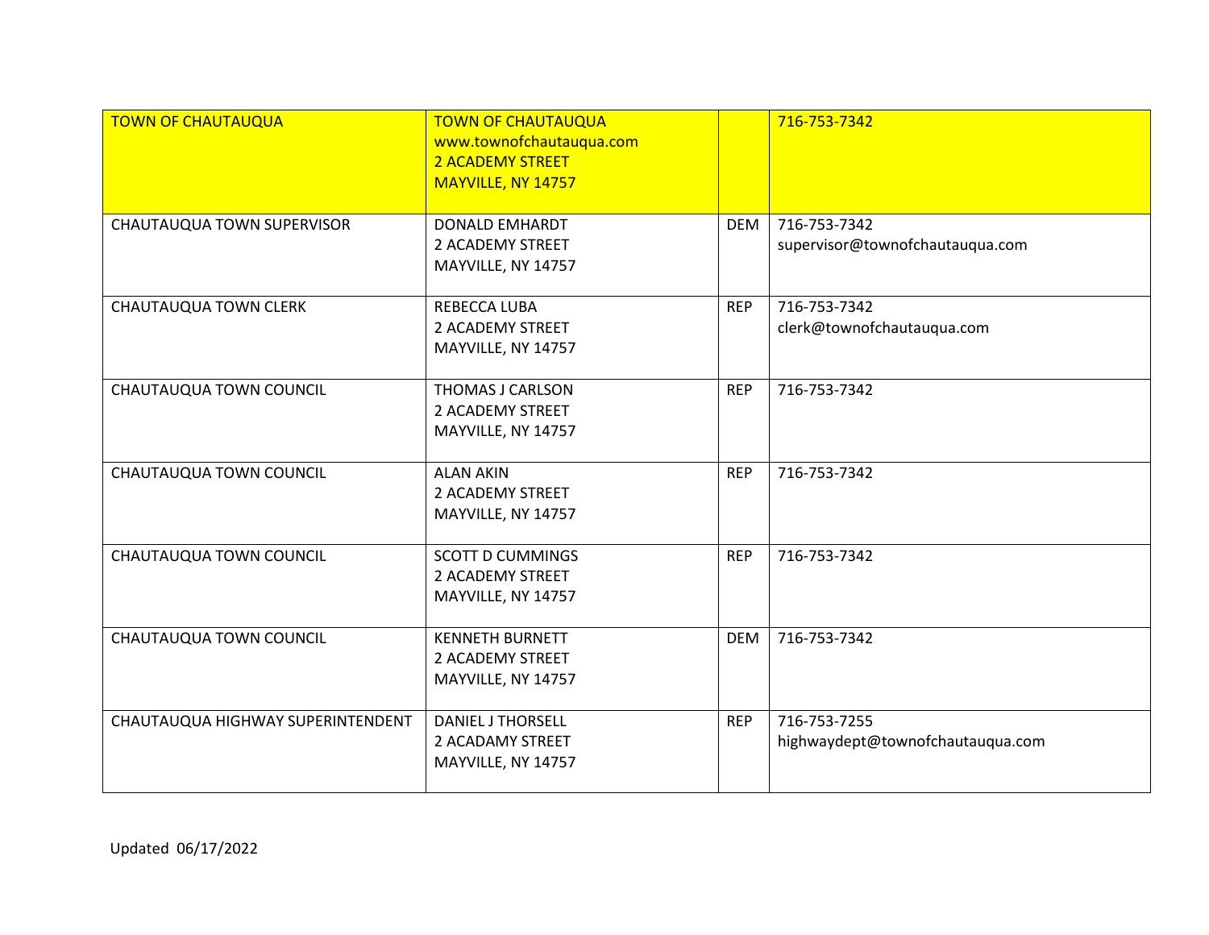| TOWN OF CHAUTAUQUA | TOWN OF CHAUTAUQUA<br>www.townofchautauqua.com<br>2 ACADEMY STREET<br>MAYVILLE, NY 14757 | | 716-753-7342 |
|---|---|---|---|
| CHAUTAUQUA TOWN SUPERVISOR | DONALD EMHARDT<br>2 ACADEMY STREET<br>MAYVILLE, NY 14757 | DEM | 716-753-7342<br>supervisor@townofchautauqua.com |
| CHAUTAUQUA TOWN CLERK | REBECCA LUBA<br>2 ACADEMY STREET<br>MAYVILLE, NY 14757 | REP | 716-753-7342<br>clerk@townofchautauqua.com |
| CHAUTAUQUA TOWN COUNCIL | THOMAS J CARLSON<br>2 ACADEMY STREET<br>MAYVILLE, NY 14757 | REP | 716-753-7342 |
| CHAUTAUQUA TOWN COUNCIL | ALAN AKIN<br>2 ACADEMY STREET<br>MAYVILLE, NY 14757 | REP | 716-753-7342 |
| CHAUTAUQUA TOWN COUNCIL | SCOTT D CUMMINGS<br>2 ACADEMY STREET<br>MAYVILLE, NY 14757 | REP | 716-753-7342 |
| CHAUTAUQUA TOWN COUNCIL | KENNETH BURNETT<br>2 ACADEMY STREET<br>MAYVILLE, NY 14757 | DEM | 716-753-7342 |
| CHAUTAUQUA HIGHWAY SUPERINTENDENT | DANIEL J THORSELL<br>2 ACADAMY STREET<br>MAYVILLE, NY 14757 | REP | 716-753-7255<br>highwaydept@townofchautauqua.com |

Updated 06/17/2022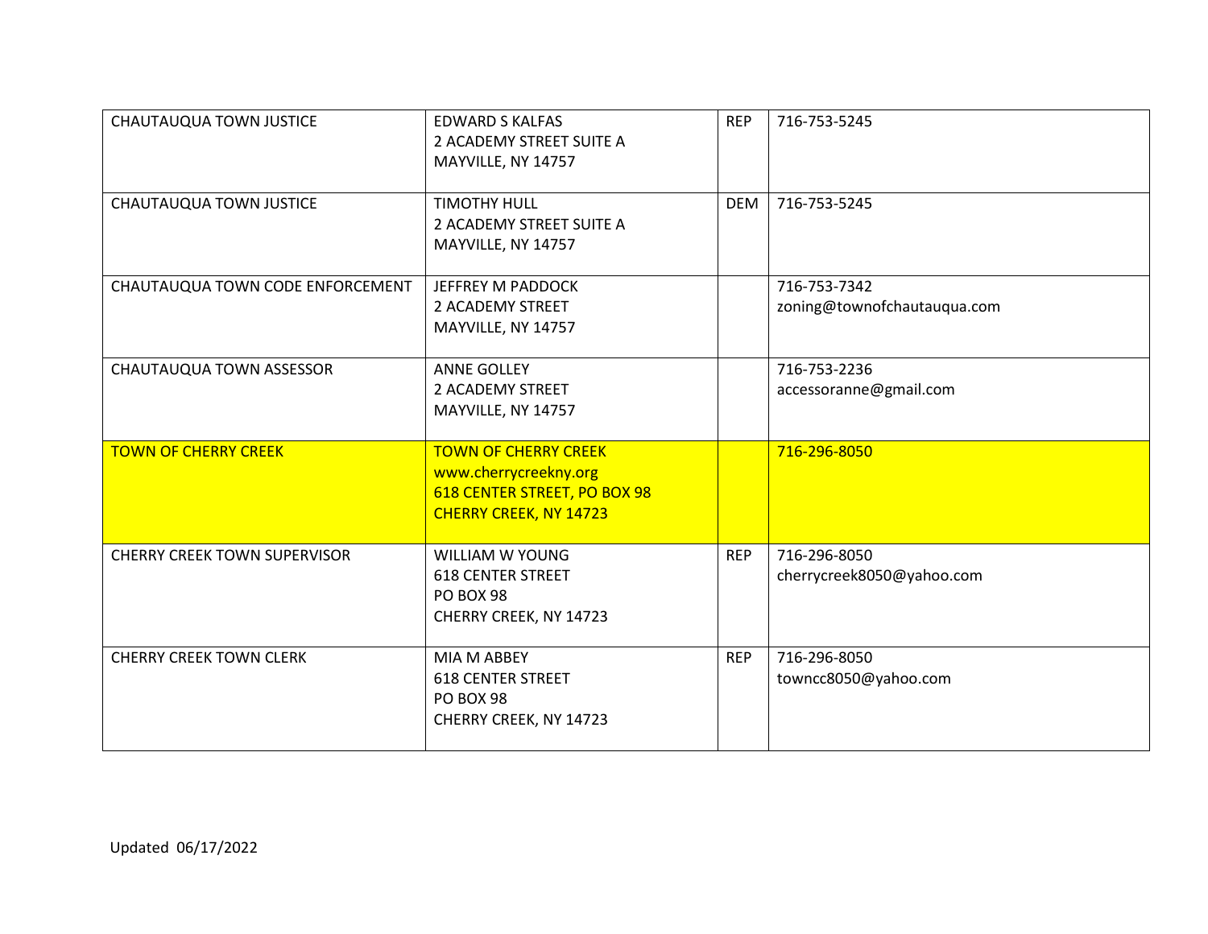| | | | |
|---|---|---|---|
| CHAUTAUQUA TOWN JUSTICE | EDWARD S KALFAS<br>2 ACADEMY STREET SUITE A<br>MAYVILLE, NY 14757 | REP | 716-753-5245 |
| CHAUTAUQUA TOWN JUSTICE | TIMOTHY HULL<br>2 ACADEMY STREET SUITE A<br>MAYVILLE, NY 14757 | DEM | 716-753-5245 |
| CHAUTAUQUA TOWN CODE ENFORCEMENT | JEFFREY M PADDOCK<br>2 ACADEMY STREET<br>MAYVILLE, NY 14757 | | 716-753-7342<br>zoning@townofchautauqua.com |
| CHAUTAUQUA TOWN ASSESSOR | ANNE GOLLEY<br>2 ACADEMY STREET<br>MAYVILLE, NY 14757 | | 716-753-2236<br>accessoranne@gmail.com |
| TOWN OF CHERRY CREEK | TOWN OF CHERRY CREEK<br>www.cherrycreekny.org<br>618 CENTER STREET, PO BOX 98<br>CHERRY CREEK, NY 14723 | | 716-296-8050 |
| CHERRY CREEK TOWN SUPERVISOR | WILLIAM W YOUNG<br>618 CENTER STREET<br>PO BOX 98<br>CHERRY CREEK, NY 14723 | REP | 716-296-8050<br>cherrycreek8050@yahoo.com |
| CHERRY CREEK TOWN CLERK | MIA M ABBEY<br>618 CENTER STREET<br>PO BOX 98<br>CHERRY CREEK, NY 14723 | REP | 716-296-8050<br>towncc8050@yahoo.com |

Updated 06/17/2022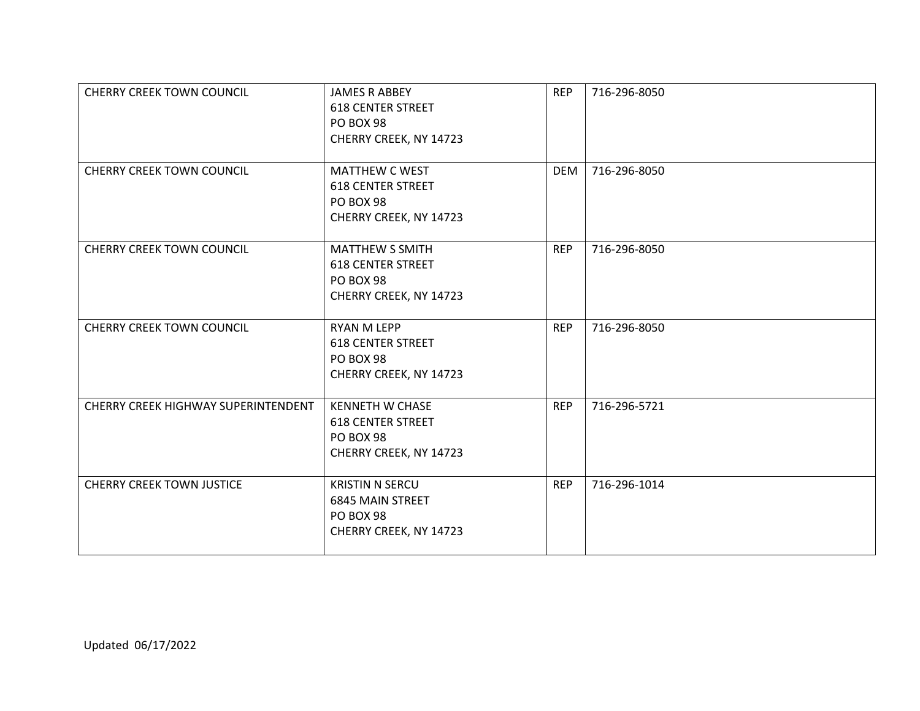| | | | |
|---|---|---|---|
| CHERRY CREEK TOWN COUNCIL | JAMES R ABBEY<br>618 CENTER STREET<br>PO BOX 98<br>CHERRY CREEK, NY 14723 | REP | 716-296-8050 |
| CHERRY CREEK TOWN COUNCIL | MATTHEW C WEST<br>618 CENTER STREET<br>PO BOX 98<br>CHERRY CREEK, NY 14723 | DEM | 716-296-8050 |
| CHERRY CREEK TOWN COUNCIL | MATTHEW S SMITH<br>618 CENTER STREET<br>PO BOX 98<br>CHERRY CREEK, NY 14723 | REP | 716-296-8050 |
| CHERRY CREEK TOWN COUNCIL | RYAN M LEPP<br>618 CENTER STREET<br>PO BOX 98<br>CHERRY CREEK, NY 14723 | REP | 716-296-8050 |
| CHERRY CREEK HIGHWAY SUPERINTENDENT | KENNETH W CHASE<br>618 CENTER STREET<br>PO BOX 98<br>CHERRY CREEK, NY 14723 | REP | 716-296-5721 |
| CHERRY CREEK TOWN JUSTICE | KRISTIN N SERCU<br>6845 MAIN STREET<br>PO BOX 98<br>CHERRY CREEK, NY 14723 | REP | 716-296-1014 |

Updated 06/17/2022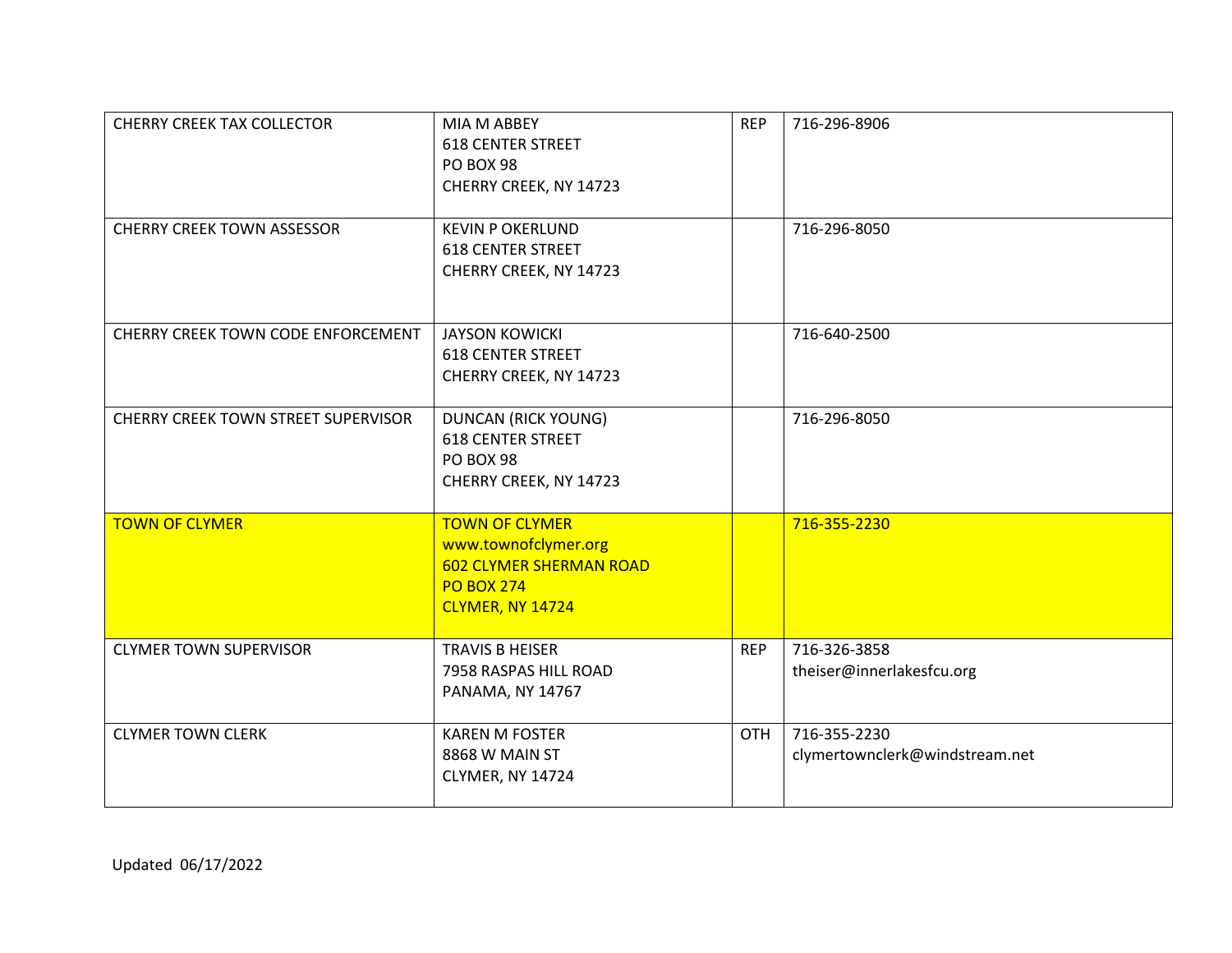| | | | |
|---|---|---|---|
| CHERRY CREEK TAX COLLECTOR | MIA M ABBEY<br>618 CENTER STREET<br>PO BOX 98<br>CHERRY CREEK, NY 14723 | REP | 716-296-8906 |
| CHERRY CREEK TOWN ASSESSOR | KEVIN P OKERLUND<br>618 CENTER STREET<br>CHERRY CREEK, NY 14723 | | 716-296-8050 |
| CHERRY CREEK TOWN CODE ENFORCEMENT | JAYSON KOWICKI<br>618 CENTER STREET<br>CHERRY CREEK, NY 14723 | | 716-640-2500 |
| CHERRY CREEK TOWN STREET SUPERVISOR | DUNCAN (RICK YOUNG)<br>618 CENTER STREET<br>PO BOX 98<br>CHERRY CREEK, NY 14723 | | 716-296-8050 |
| TOWN OF CLYMER | TOWN OF CLYMER<br>www.townofclymer.org<br>602 CLYMER SHERMAN ROAD<br>PO BOX 274<br>CLYMER, NY 14724 | | 716-355-2230 |
| CLYMER TOWN SUPERVISOR | TRAVIS B HEISER<br>7958 RASPAS HILL ROAD<br>PANAMA, NY 14767 | REP | 716-326-3858<br>theiser@innerlakesfcu.org |
| CLYMER TOWN CLERK | KAREN M FOSTER<br>8868 W MAIN ST<br>CLYMER, NY 14724 | OTH | 716-355-2230<br>clymertownclerk@windstream.net |

Updated 06/17/2022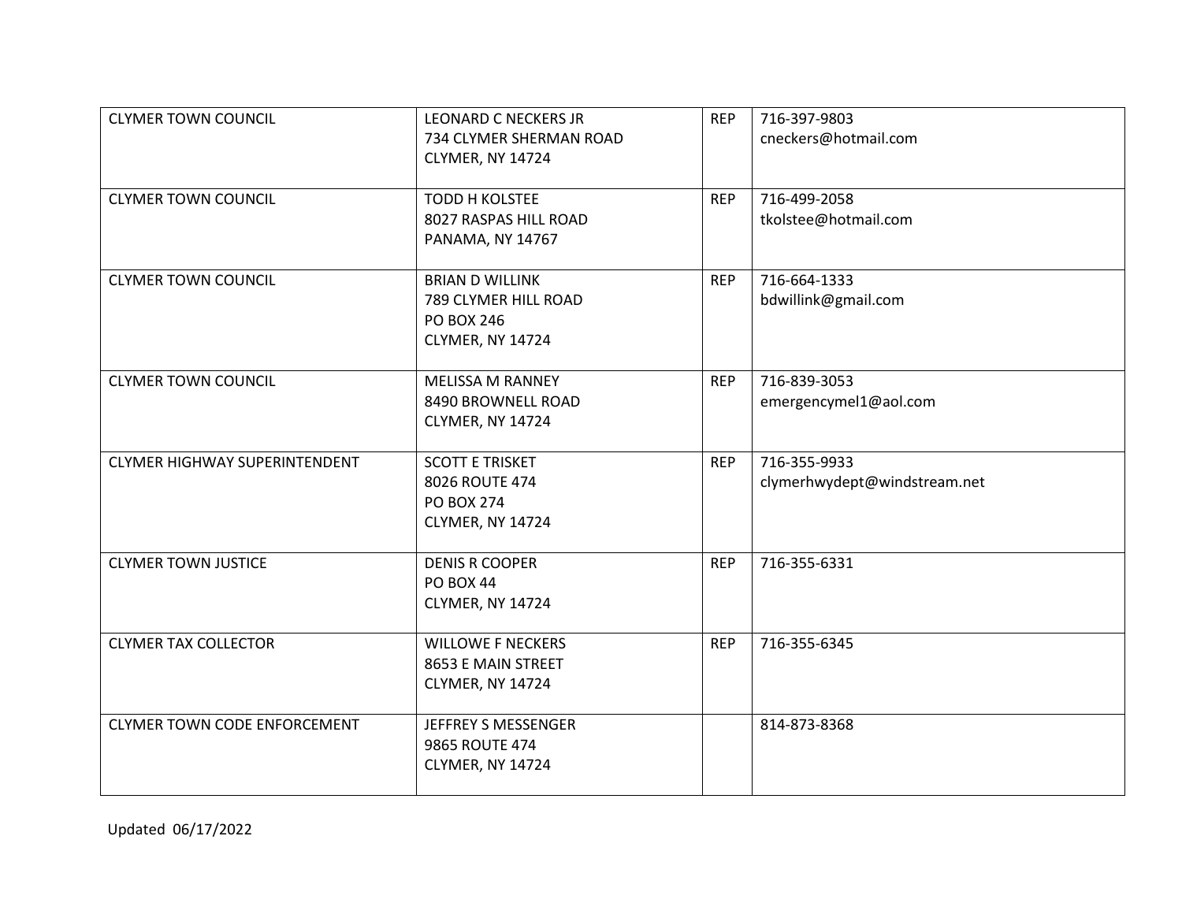| CLYMER TOWN COUNCIL | LEONARD C NECKERS JR<br>734 CLYMER SHERMAN ROAD<br>CLYMER, NY 14724 | REP | 716-397-9803<br>cneckers@hotmail.com |
|---|---|---|---|
| CLYMER TOWN COUNCIL | TODD H KOLSTEE<br>8027 RASPAS HILL ROAD<br>PANAMA, NY 14767 | REP | 716-499-2058<br>tkolstee@hotmail.com |
| CLYMER TOWN COUNCIL | BRIAN D WILLINK<br>789 CLYMER HILL ROAD<br>PO BOX 246<br>CLYMER, NY 14724 | REP | 716-664-1333<br>bdwillink@gmail.com |
| CLYMER TOWN COUNCIL | MELISSA M RANNEY<br>8490 BROWNELL ROAD<br>CLYMER, NY 14724 | REP | 716-839-3053<br>emergencymel1@aol.com |
| CLYMER HIGHWAY SUPERINTENDENT | SCOTT E TRISKET<br>8026 ROUTE 474<br>PO BOX 274<br>CLYMER, NY 14724 | REP | 716-355-9933<br>clymerhwydept@windstream.net |
| CLYMER TOWN JUSTICE | DENIS R COOPER<br>PO BOX 44<br>CLYMER, NY 14724 | REP | 716-355-6331 |
| CLYMER TAX COLLECTOR | WILLOWE F NECKERS<br>8653 E MAIN STREET<br>CLYMER, NY 14724 | REP | 716-355-6345 |
| CLYMER TOWN CODE ENFORCEMENT | JEFFREY S MESSENGER<br>9865 ROUTE 474<br>CLYMER, NY 14724 | | 814-873-8368 |

Updated 06/17/2022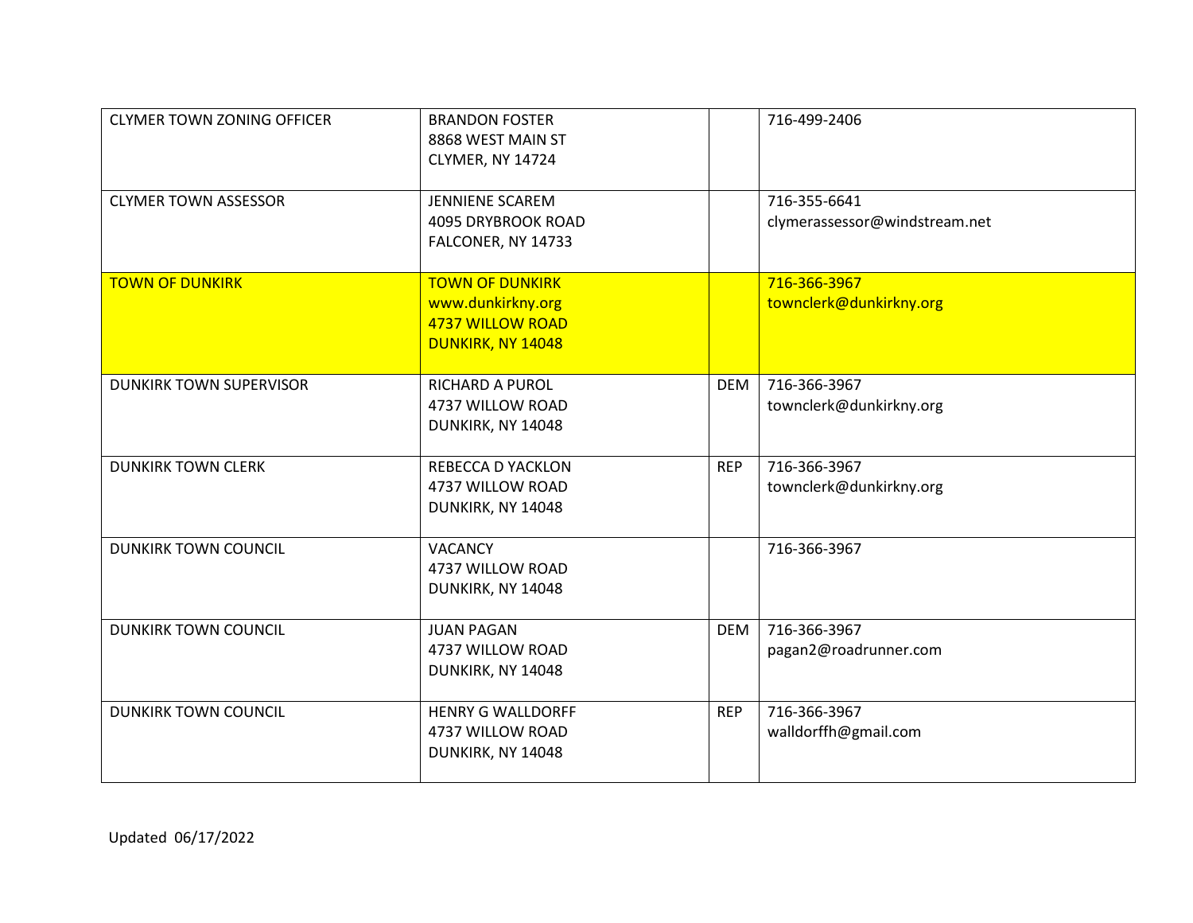| | | | |
|---|---|---|---|
| CLYMER TOWN ZONING OFFICER | BRANDON FOSTER<br>8868 WEST MAIN ST<br>CLYMER, NY 14724 | | 716-499-2406 |
| CLYMER TOWN ASSESSOR | JENNIENE SCAREM<br>4095 DRYBROOK ROAD<br>FALCONER, NY 14733 | | 716-355-6641<br>clymerassessor@windstream.net |
| TOWN OF DUNKIRK | TOWN OF DUNKIRK<br>www.dunkirkny.org<br>4737 WILLOW ROAD<br>DUNKIRK, NY 14048 | | 716-366-3967<br>townclerk@dunkirkny.org |
| DUNKIRK TOWN SUPERVISOR | RICHARD A PUROL<br>4737 WILLOW ROAD<br>DUNKIRK, NY 14048 | DEM | 716-366-3967<br>townclerk@dunkirkny.org |
| DUNKIRK TOWN CLERK | REBECCA D YACKLON<br>4737 WILLOW ROAD<br>DUNKIRK, NY 14048 | REP | 716-366-3967<br>townclerk@dunkirkny.org |
| DUNKIRK TOWN COUNCIL | VACANCY<br>4737 WILLOW ROAD<br>DUNKIRK, NY 14048 | | 716-366-3967 |
| DUNKIRK TOWN COUNCIL | JUAN PAGAN<br>4737 WILLOW ROAD<br>DUNKIRK, NY 14048 | DEM | 716-366-3967<br>pagan2@roadrunner.com |
| DUNKIRK TOWN COUNCIL | HENRY G WALLDORFF<br>4737 WILLOW ROAD<br>DUNKIRK, NY 14048 | REP | 716-366-3967<br>walldorffh@gmail.com |

Updated 06/17/2022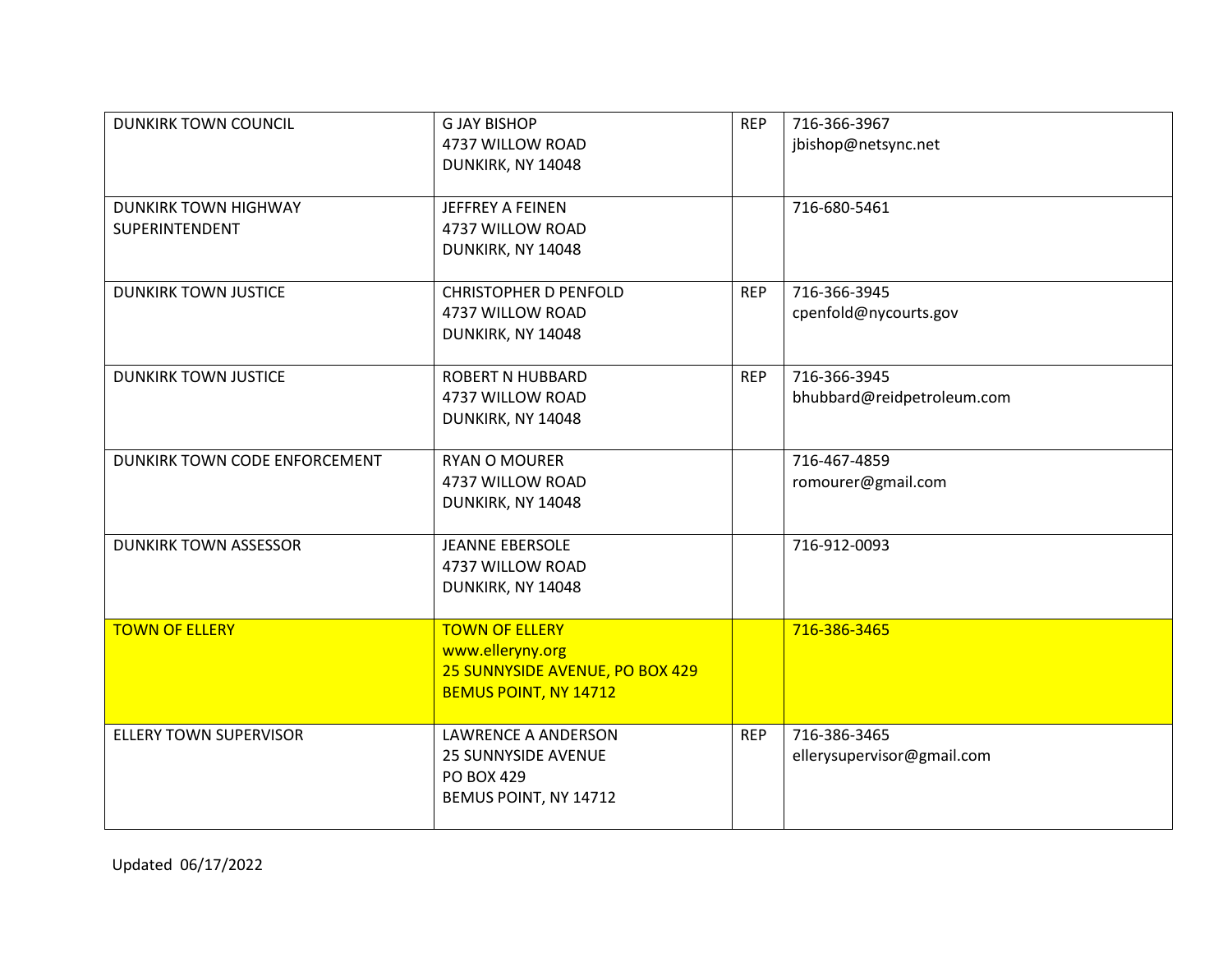| | | | |
|---|---|---|---|
| DUNKIRK TOWN COUNCIL | G JAY BISHOP<br>4737 WILLOW ROAD<br>DUNKIRK, NY 14048 | REP | 716-366-3967<br>jbishop@netsync.net |
| DUNKIRK TOWN HIGHWAY SUPERINTENDENT | JEFFREY A FEINEN<br>4737 WILLOW ROAD<br>DUNKIRK, NY 14048 | | 716-680-5461 |
| DUNKIRK TOWN JUSTICE | CHRISTOPHER D PENFOLD<br>4737 WILLOW ROAD<br>DUNKIRK, NY 14048 | REP | 716-366-3945<br>cpenfold@nycourts.gov |
| DUNKIRK TOWN JUSTICE | ROBERT N HUBBARD<br>4737 WILLOW ROAD<br>DUNKIRK, NY 14048 | REP | 716-366-3945<br>bhubbard@reidpetroleum.com |
| DUNKIRK TOWN CODE ENFORCEMENT | RYAN O MOURER<br>4737 WILLOW ROAD<br>DUNKIRK, NY 14048 | | 716-467-4859<br>romourer@gmail.com |
| DUNKIRK TOWN ASSESSOR | JEANNE EBERSOLE<br>4737 WILLOW ROAD<br>DUNKIRK, NY 14048 | | 716-912-0093 |
| TOWN OF ELLERY | TOWN OF ELLERY<br>www.elleryny.org<br>25 SUNNYSIDE AVENUE, PO BOX 429<br>BEMUS POINT, NY 14712 | | 716-386-3465 |
| ELLERY TOWN SUPERVISOR | LAWRENCE A ANDERSON<br>25 SUNNYSIDE AVENUE<br>PO BOX 429<br>BEMUS POINT, NY 14712 | REP | 716-386-3465<br>ellerysupervisor@gmail.com |

Updated 06/17/2022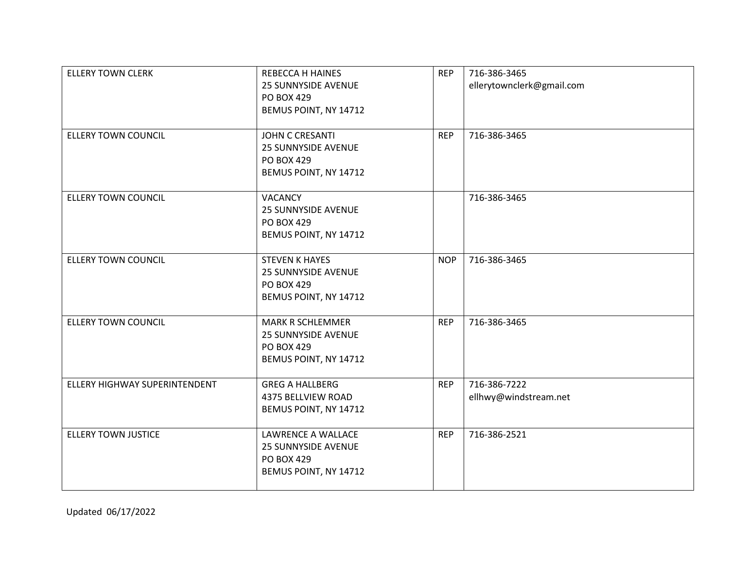| | | | |
|---|---|---|---|
| ELLERY TOWN CLERK | REBECCA H HAINES<br>25 SUNNYSIDE AVENUE<br>PO BOX 429<br>BEMUS POINT, NY 14712 | REP | 716-386-3465<br>ellerytownclerk@gmail.com |
| ELLERY TOWN COUNCIL | JOHN C CRESANTI<br>25 SUNNYSIDE AVENUE<br>PO BOX 429<br>BEMUS POINT, NY 14712 | REP | 716-386-3465 |
| ELLERY TOWN COUNCIL | VACANCY<br>25 SUNNYSIDE AVENUE<br>PO BOX 429<br>BEMUS POINT, NY 14712 | | 716-386-3465 |
| ELLERY TOWN COUNCIL | STEVEN K HAYES<br>25 SUNNYSIDE AVENUE<br>PO BOX 429<br>BEMUS POINT, NY 14712 | NOP | 716-386-3465 |
| ELLERY TOWN COUNCIL | MARK R SCHLEMMER<br>25 SUNNYSIDE AVENUE<br>PO BOX 429<br>BEMUS POINT, NY 14712 | REP | 716-386-3465 |
| ELLERY HIGHWAY SUPERINTENDENT | GREG A HALLBERG<br>4375 BELLVIEW ROAD<br>BEMUS POINT, NY 14712 | REP | 716-386-7222<br>ellhwy@windstream.net |
| ELLERY TOWN JUSTICE | LAWRENCE A WALLACE<br>25 SUNNYSIDE AVENUE<br>PO BOX 429<br>BEMUS POINT, NY 14712 | REP | 716-386-2521 |

Updated 06/17/2022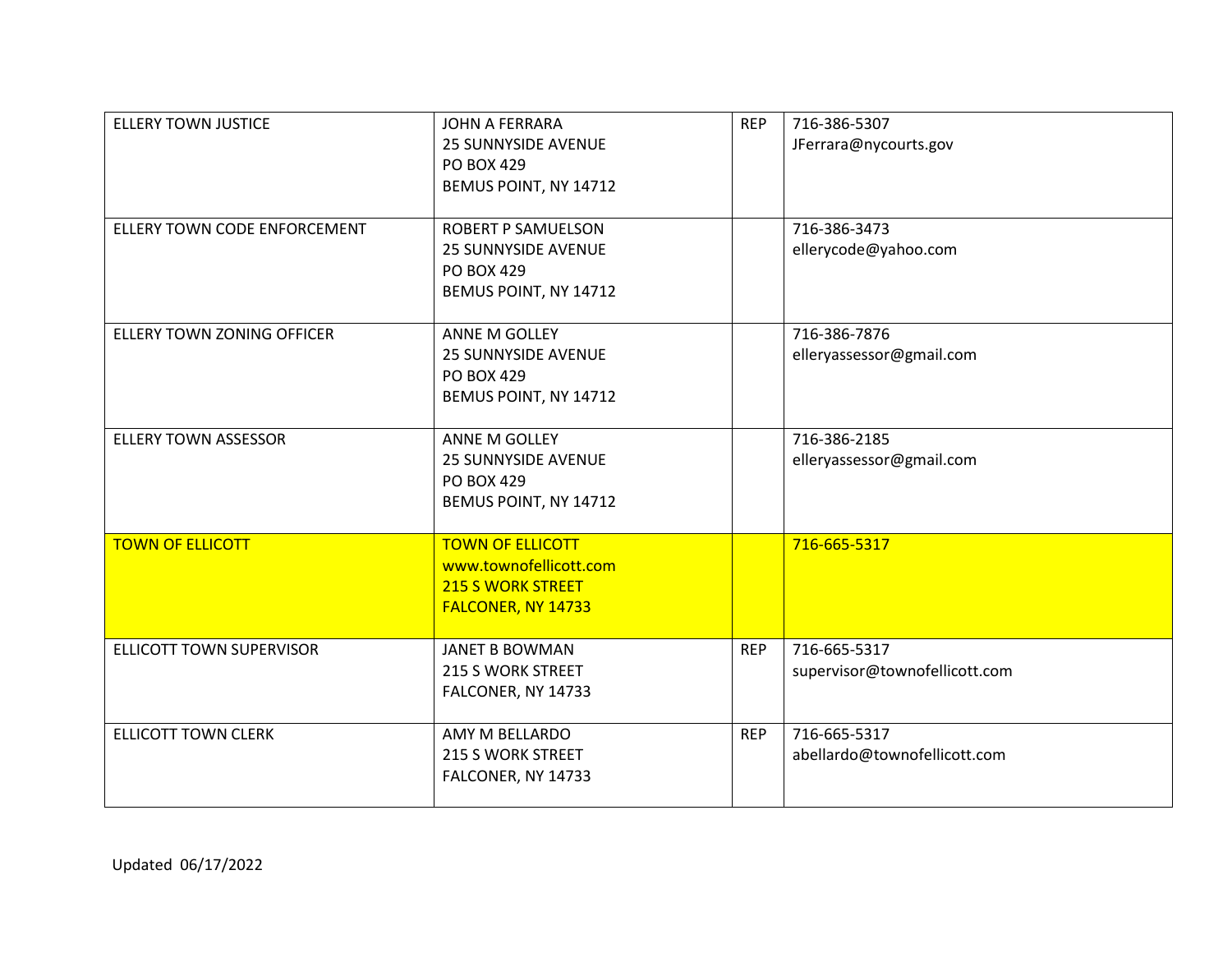| | | | |
|---|---|---|---|
| ELLERY TOWN JUSTICE | JOHN A FERRARA<br>25 SUNNYSIDE AVENUE<br>PO BOX 429<br>BEMUS POINT, NY 14712 | REP | 716-386-5307<br>JFerrara@nycourts.gov |
| ELLERY TOWN CODE ENFORCEMENT | ROBERT P SAMUELSON<br>25 SUNNYSIDE AVENUE<br>PO BOX 429<br>BEMUS POINT, NY 14712 | | 716-386-3473<br>ellerycode@yahoo.com |
| ELLERY TOWN ZONING OFFICER | ANNE M GOLLEY<br>25 SUNNYSIDE AVENUE<br>PO BOX 429<br>BEMUS POINT, NY 14712 | | 716-386-7876<br>elleryassessor@gmail.com |
| ELLERY TOWN ASSESSOR | ANNE M GOLLEY<br>25 SUNNYSIDE AVENUE<br>PO BOX 429<br>BEMUS POINT, NY 14712 | | 716-386-2185<br>elleryassessor@gmail.com |
| TOWN OF ELLICOTT | TOWN OF ELLICOTT<br>www.townofellicott.com<br>215 S WORK STREET<br>FALCONER, NY 14733 | | 716-665-5317 |
| ELLICOTT TOWN SUPERVISOR | JANET B BOWMAN<br>215 S WORK STREET<br>FALCONER, NY 14733 | REP | 716-665-5317<br>supervisor@townofellicott.com |
| ELLICOTT TOWN CLERK | AMY M BELLARDO<br>215 S WORK STREET<br>FALCONER, NY 14733 | REP | 716-665-5317<br>abellardo@townofellicott.com |

Updated 06/17/2022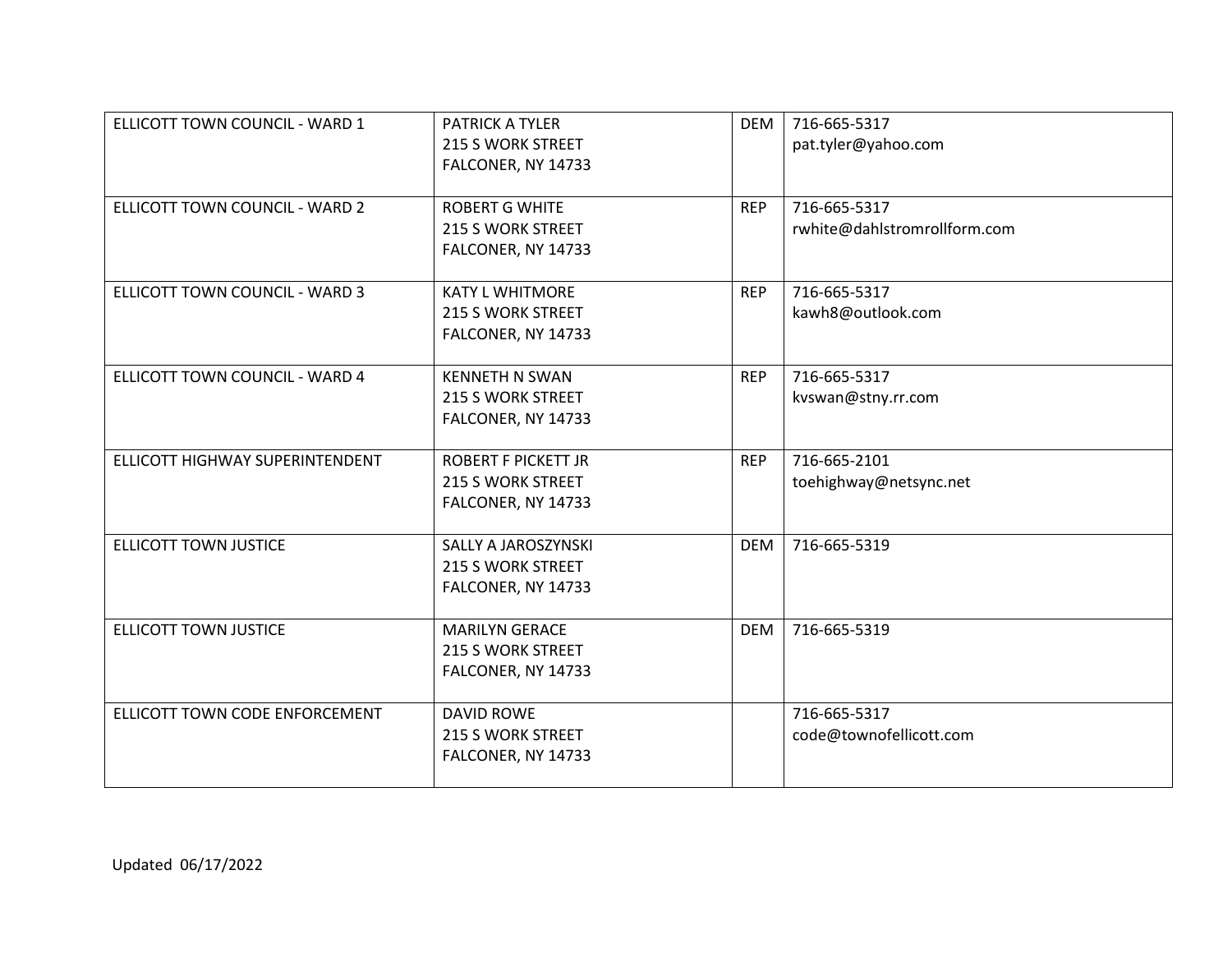| | | | |
|---|---|---|---|
| ELLICOTT TOWN COUNCIL - WARD 1 | PATRICK A TYLER<br>215 S WORK STREET<br>FALCONER, NY 14733 | DEM | 716-665-5317<br>pat.tyler@yahoo.com |
| ELLICOTT TOWN COUNCIL - WARD 2 | ROBERT G WHITE<br>215 S WORK STREET<br>FALCONER, NY 14733 | REP | 716-665-5317<br>rwhite@dahlstromrollform.com |
| ELLICOTT TOWN COUNCIL - WARD 3 | KATY L WHITMORE<br>215 S WORK STREET<br>FALCONER, NY 14733 | REP | 716-665-5317<br>kawh8@outlook.com |
| ELLICOTT TOWN COUNCIL - WARD 4 | KENNETH N SWAN<br>215 S WORK STREET<br>FALCONER, NY 14733 | REP | 716-665-5317<br>kvswan@stny.rr.com |
| ELLICOTT HIGHWAY SUPERINTENDENT | ROBERT F PICKETT JR<br>215 S WORK STREET<br>FALCONER, NY 14733 | REP | 716-665-2101<br>toehighway@netsync.net |
| ELLICOTT TOWN JUSTICE | SALLY A JAROSZYNSKI<br>215 S WORK STREET<br>FALCONER, NY 14733 | DEM | 716-665-5319 |
| ELLICOTT TOWN JUSTICE | MARILYN GERACE<br>215 S WORK STREET<br>FALCONER, NY 14733 | DEM | 716-665-5319 |
| ELLICOTT TOWN CODE ENFORCEMENT | DAVID ROWE<br>215 S WORK STREET<br>FALCONER, NY 14733 | | 716-665-5317<br>code@townofellicott.com |

Updated 06/17/2022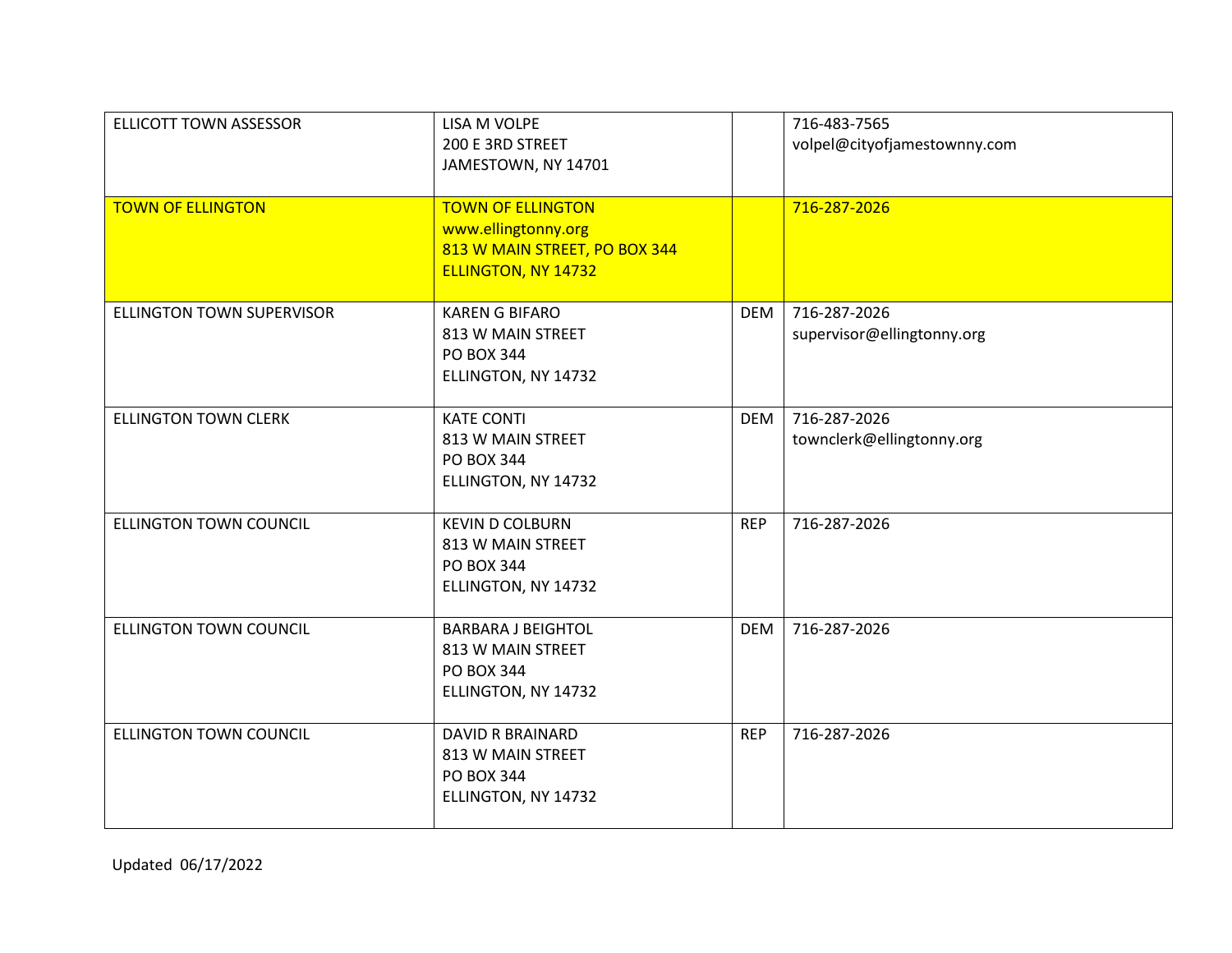| | | | |
|---|---|---|---|
| ELLICOTT TOWN ASSESSOR | LISA M VOLPE<br>200 E 3RD STREET<br>JAMESTOWN, NY 14701 | | 716-483-7565<br>volpel@cityofjamestownny.com |
| TOWN OF ELLINGTON | TOWN OF ELLINGTON<br>www.ellingtonny.org<br>813 W MAIN STREET, PO BOX 344<br>ELLINGTON, NY 14732 | | 716-287-2026 |
| ELLINGTON TOWN SUPERVISOR | KAREN G BIFARO<br>813 W MAIN STREET<br>PO BOX 344<br>ELLINGTON, NY 14732 | DEM | 716-287-2026<br>supervisor@ellingtonny.org |
| ELLINGTON TOWN CLERK | KATE CONTI<br>813 W MAIN STREET<br>PO BOX 344<br>ELLINGTON, NY 14732 | DEM | 716-287-2026<br>townclerk@ellingtonny.org |
| ELLINGTON TOWN COUNCIL | KEVIN D COLBURN<br>813 W MAIN STREET<br>PO BOX 344<br>ELLINGTON, NY 14732 | REP | 716-287-2026 |
| ELLINGTON TOWN COUNCIL | BARBARA J BEIGHTOL<br>813 W MAIN STREET<br>PO BOX 344<br>ELLINGTON, NY 14732 | DEM | 716-287-2026 |
| ELLINGTON TOWN COUNCIL | DAVID R BRAINARD<br>813 W MAIN STREET<br>PO BOX 344<br>ELLINGTON, NY 14732 | REP | 716-287-2026 |

Updated 06/17/2022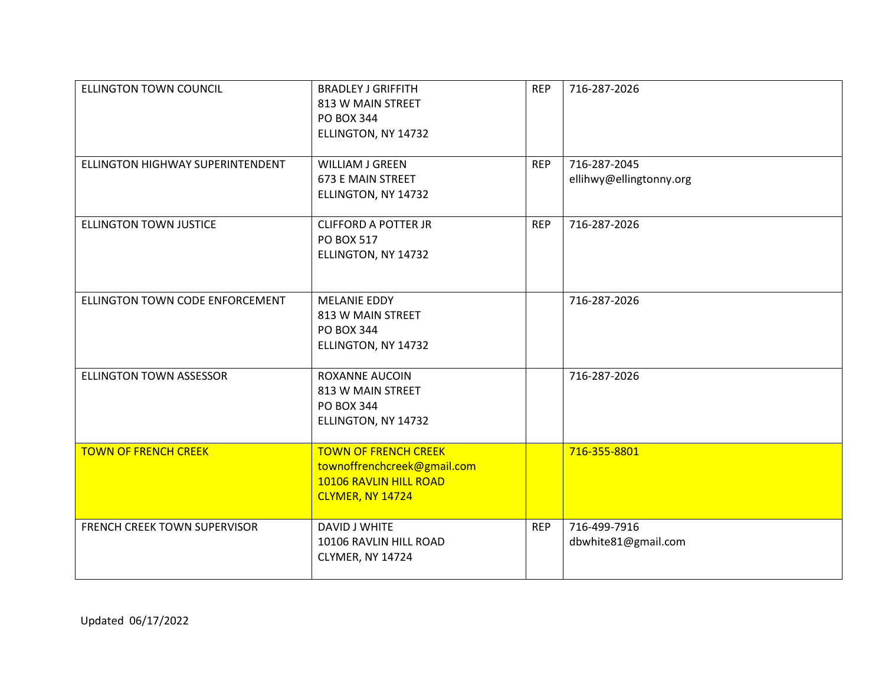| ELLINGTON TOWN COUNCIL | BRADLEY J GRIFFITH<br>813 W MAIN STREET<br>PO BOX 344<br>ELLINGTON, NY 14732 | REP | 716-287-2026 |
|---|---|---|---|
| ELLINGTON HIGHWAY SUPERINTENDENT | WILLIAM J GREEN<br>673 E MAIN STREET<br>ELLINGTON, NY 14732 | REP | 716-287-2045<br>ellihwy@ellingtonny.org |
| ELLINGTON TOWN JUSTICE | CLIFFORD A POTTER JR<br>PO BOX 517<br>ELLINGTON, NY 14732 | REP | 716-287-2026 |
| ELLINGTON TOWN CODE ENFORCEMENT | MELANIE EDDY<br>813 W MAIN STREET<br>PO BOX 344<br>ELLINGTON, NY 14732 | | 716-287-2026 |
| ELLINGTON TOWN ASSESSOR | ROXANNE AUCOIN<br>813 W MAIN STREET<br>PO BOX 344<br>ELLINGTON, NY 14732 | | 716-287-2026 |
| TOWN OF FRENCH CREEK | TOWN OF FRENCH CREEK<br>townoffrenchcreek@gmail.com<br>10106 RAVLIN HILL ROAD<br>CLYMER, NY 14724 | | 716-355-8801 |
| FRENCH CREEK TOWN SUPERVISOR | DAVID J WHITE<br>10106 RAVLIN HILL ROAD<br>CLYMER, NY 14724 | REP | 716-499-7916<br>dbwhite81@gmail.com |

Updated 06/17/2022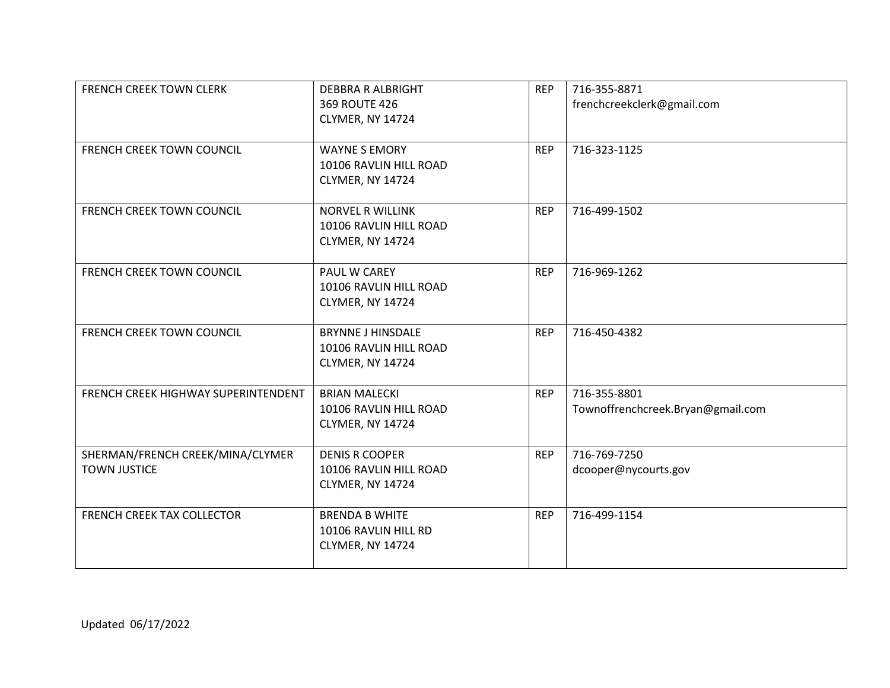| | | | |
|---|---|---|---|
| FRENCH CREEK TOWN CLERK | DEBBRA R ALBRIGHT<br>369 ROUTE 426<br>CLYMER, NY 14724 | REP | 716-355-8871<br>frenchcreekclerk@gmail.com |
| FRENCH CREEK TOWN COUNCIL | WAYNE S EMORY<br>10106 RAVLIN HILL ROAD<br>CLYMER, NY 14724 | REP | 716-323-1125 |
| FRENCH CREEK TOWN COUNCIL | NORVEL R WILLINK<br>10106 RAVLIN HILL ROAD<br>CLYMER, NY 14724 | REP | 716-499-1502 |
| FRENCH CREEK TOWN COUNCIL | PAUL W CAREY<br>10106 RAVLIN HILL ROAD<br>CLYMER, NY 14724 | REP | 716-969-1262 |
| FRENCH CREEK TOWN COUNCIL | BRYNNE J HINSDALE<br>10106 RAVLIN HILL ROAD<br>CLYMER, NY 14724 | REP | 716-450-4382 |
| FRENCH CREEK HIGHWAY SUPERINTENDENT | BRIAN MALECKI<br>10106 RAVLIN HILL ROAD<br>CLYMER, NY 14724 | REP | 716-355-8801<br>Townoffrenchcreek.Bryan@gmail.com |
| SHERMAN/FRENCH CREEK/MINA/CLYMER TOWN JUSTICE | DENIS R COOPER<br>10106 RAVLIN HILL ROAD<br>CLYMER, NY 14724 | REP | 716-769-7250<br>dcooper@nycourts.gov |
| FRENCH CREEK TAX COLLECTOR | BRENDA B WHITE<br>10106 RAVLIN HILL RD<br>CLYMER, NY 14724 | REP | 716-499-1154 |

Updated 06/17/2022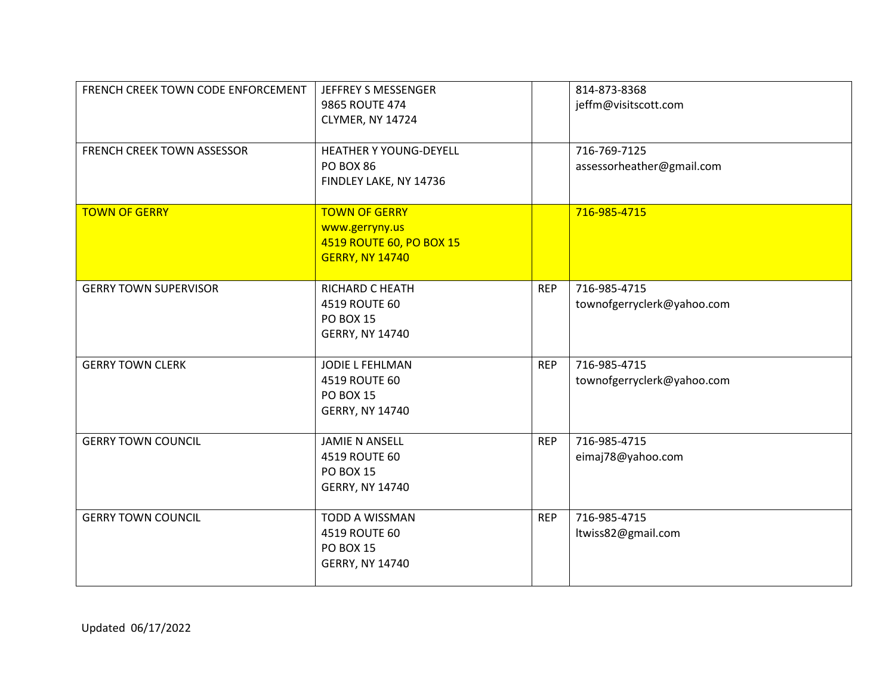| | | | |
|---|---|---|---|
| FRENCH CREEK TOWN CODE ENFORCEMENT | JEFFREY S MESSENGER<br>9865 ROUTE 474<br>CLYMER, NY 14724 | | 814-873-8368<br>jeffm@visitscott.com |
| FRENCH CREEK TOWN ASSESSOR | HEATHER Y YOUNG-DEYELL<br>PO BOX 86<br>FINDLEY LAKE, NY 14736 | | 716-769-7125<br>assessorheather@gmail.com |
| TOWN OF GERRY | TOWN OF GERRY<br>www.gerryny.us<br>4519 ROUTE 60, PO BOX 15<br>GERRY, NY 14740 | | 716-985-4715 |
| GERRY TOWN SUPERVISOR | RICHARD C HEATH<br>4519 ROUTE 60<br>PO BOX 15<br>GERRY, NY 14740 | REP | 716-985-4715<br>townofgerryclerk@yahoo.com |
| GERRY TOWN CLERK | JODIE L FEHLMAN<br>4519 ROUTE 60<br>PO BOX 15<br>GERRY, NY 14740 | REP | 716-985-4715<br>townofgerryclerk@yahoo.com |
| GERRY TOWN COUNCIL | JAMIE N ANSELL<br>4519 ROUTE 60<br>PO BOX 15<br>GERRY, NY 14740 | REP | 716-985-4715<br>eimaj78@yahoo.com |
| GERRY TOWN COUNCIL | TODD A WISSMAN<br>4519 ROUTE 60<br>PO BOX 15<br>GERRY, NY 14740 | REP | 716-985-4715<br>ltwiss82@gmail.com |

Updated 06/17/2022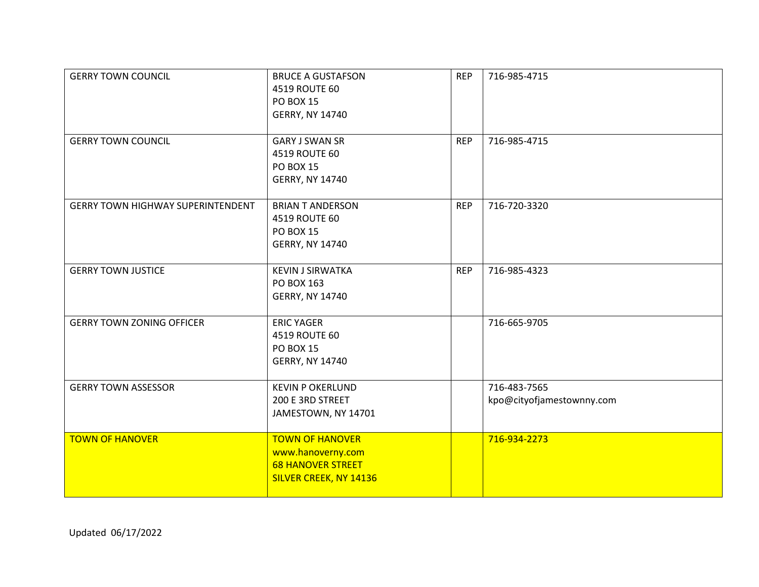| | | | |
|---|---|---|---|
| GERRY TOWN COUNCIL | BRUCE A GUSTAFSON<br>4519 ROUTE 60<br>PO BOX 15<br>GERRY, NY 14740 | REP | 716-985-4715 |
| GERRY TOWN COUNCIL | GARY J SWAN SR<br>4519 ROUTE 60<br>PO BOX 15<br>GERRY, NY 14740 | REP | 716-985-4715 |
| GERRY TOWN HIGHWAY SUPERINTENDENT | BRIAN T ANDERSON<br>4519 ROUTE 60<br>PO BOX 15<br>GERRY, NY 14740 | REP | 716-720-3320 |
| GERRY TOWN JUSTICE | KEVIN J SIRWATKA<br>PO BOX 163<br>GERRY, NY 14740 | REP | 716-985-4323 |
| GERRY TOWN ZONING OFFICER | ERIC YAGER<br>4519 ROUTE 60<br>PO BOX 15<br>GERRY, NY 14740 | | 716-665-9705 |
| GERRY TOWN ASSESSOR | KEVIN P OKERLUND<br>200 E 3RD STREET<br>JAMESTOWN, NY 14701 | | 716-483-7565<br>kpo@cityofjamestownny.com |
| TOWN OF HANOVER | TOWN OF HANOVER<br>www.hanoverny.com<br>68 HANOVER STREET<br>SILVER CREEK, NY 14136 | | 716-934-2273 |

Updated 06/17/2022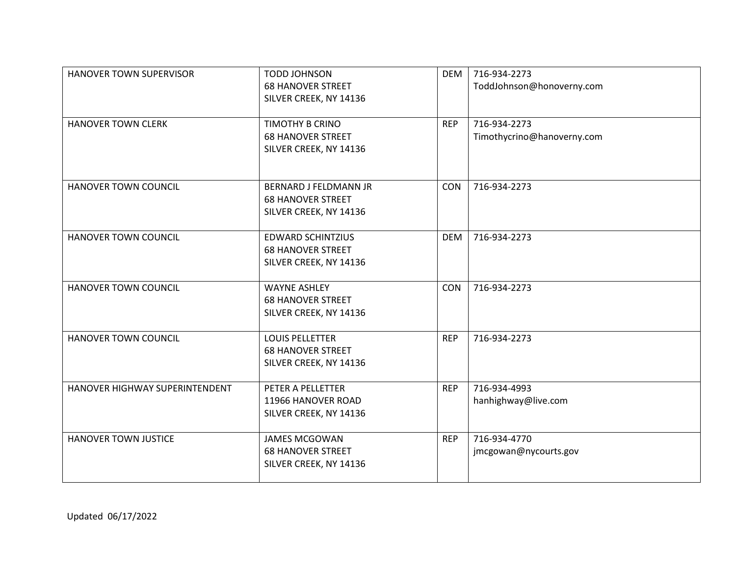| HANOVER TOWN SUPERVISOR | TODD JOHNSON<br>68 HANOVER STREET<br>SILVER CREEK, NY 14136 | DEM | 716-934-2273<br>ToddJohnson@honoverny.com |
|---|---|---|---|
| HANOVER TOWN CLERK | TIMOTHY B CRINO<br>68 HANOVER STREET<br>SILVER CREEK, NY 14136 | REP | 716-934-2273<br>Timothycrino@hanoverny.com |
| HANOVER TOWN COUNCIL | BERNARD J FELDMANN JR<br>68 HANOVER STREET<br>SILVER CREEK, NY 14136 | CON | 716-934-2273 |
| HANOVER TOWN COUNCIL | EDWARD SCHINTZIUS<br>68 HANOVER STREET<br>SILVER CREEK, NY 14136 | DEM | 716-934-2273 |
| HANOVER TOWN COUNCIL | WAYNE ASHLEY<br>68 HANOVER STREET<br>SILVER CREEK, NY 14136 | CON | 716-934-2273 |
| HANOVER TOWN COUNCIL | LOUIS PELLETTER<br>68 HANOVER STREET<br>SILVER CREEK, NY 14136 | REP | 716-934-2273 |
| HANOVER HIGHWAY SUPERINTENDENT | PETER A PELLETTER<br>11966 HANOVER ROAD<br>SILVER CREEK, NY 14136 | REP | 716-934-4993<br>hanhighway@live.com |
| HANOVER TOWN JUSTICE | JAMES MCGOWAN<br>68 HANOVER STREET<br>SILVER CREEK, NY 14136 | REP | 716-934-4770<br>jmcgowan@nycourts.gov |

Updated 06/17/2022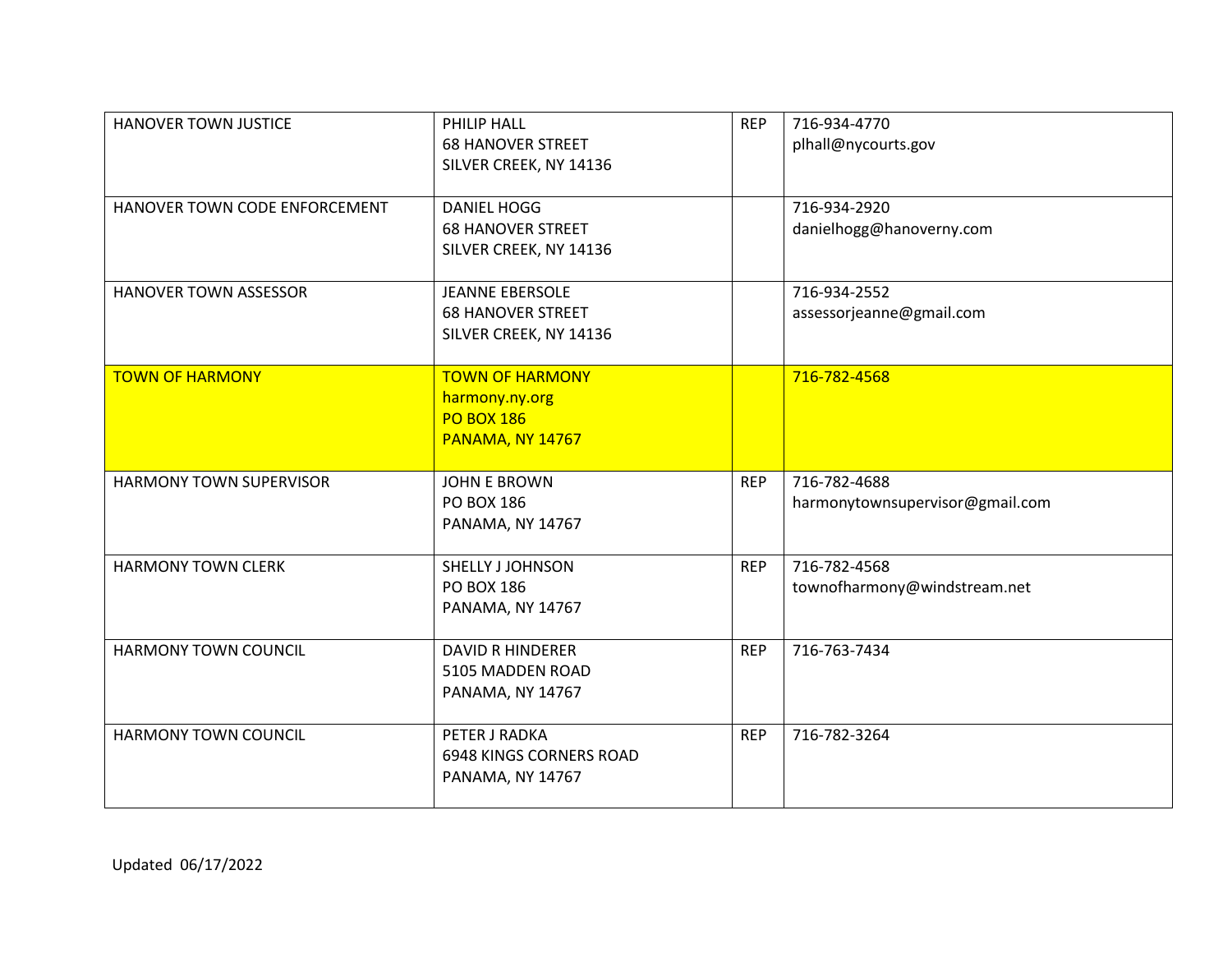| | | | |
|---|---|---|---|
| HANOVER TOWN JUSTICE | PHILIP HALL<br>68 HANOVER STREET<br>SILVER CREEK, NY 14136 | REP | 716-934-4770<br>plhall@nycourts.gov |
| HANOVER TOWN CODE ENFORCEMENT | DANIEL HOGG<br>68 HANOVER STREET<br>SILVER CREEK, NY 14136 | | 716-934-2920<br>danielhogg@hanoverny.com |
| HANOVER TOWN ASSESSOR | JEANNE EBERSOLE<br>68 HANOVER STREET<br>SILVER CREEK, NY 14136 | | 716-934-2552<br>assessorjeanne@gmail.com |
| TOWN OF HARMONY | TOWN OF HARMONY<br>harmony.ny.org<br>PO BOX 186<br>PANAMA, NY 14767 | | 716-782-4568 |
| HARMONY TOWN SUPERVISOR | JOHN E BROWN<br>PO BOX 186<br>PANAMA, NY 14767 | REP | 716-782-4688<br>harmonytownsupervisor@gmail.com |
| HARMONY TOWN CLERK | SHELLY J JOHNSON<br>PO BOX 186<br>PANAMA, NY 14767 | REP | 716-782-4568<br>townofharmony@windstream.net |
| HARMONY TOWN COUNCIL | DAVID R HINDERER<br>5105 MADDEN ROAD<br>PANAMA, NY 14767 | REP | 716-763-7434 |
| HARMONY TOWN COUNCIL | PETER J RADKA<br>6948 KINGS CORNERS ROAD<br>PANAMA, NY 14767 | REP | 716-782-3264 |

Updated 06/17/2022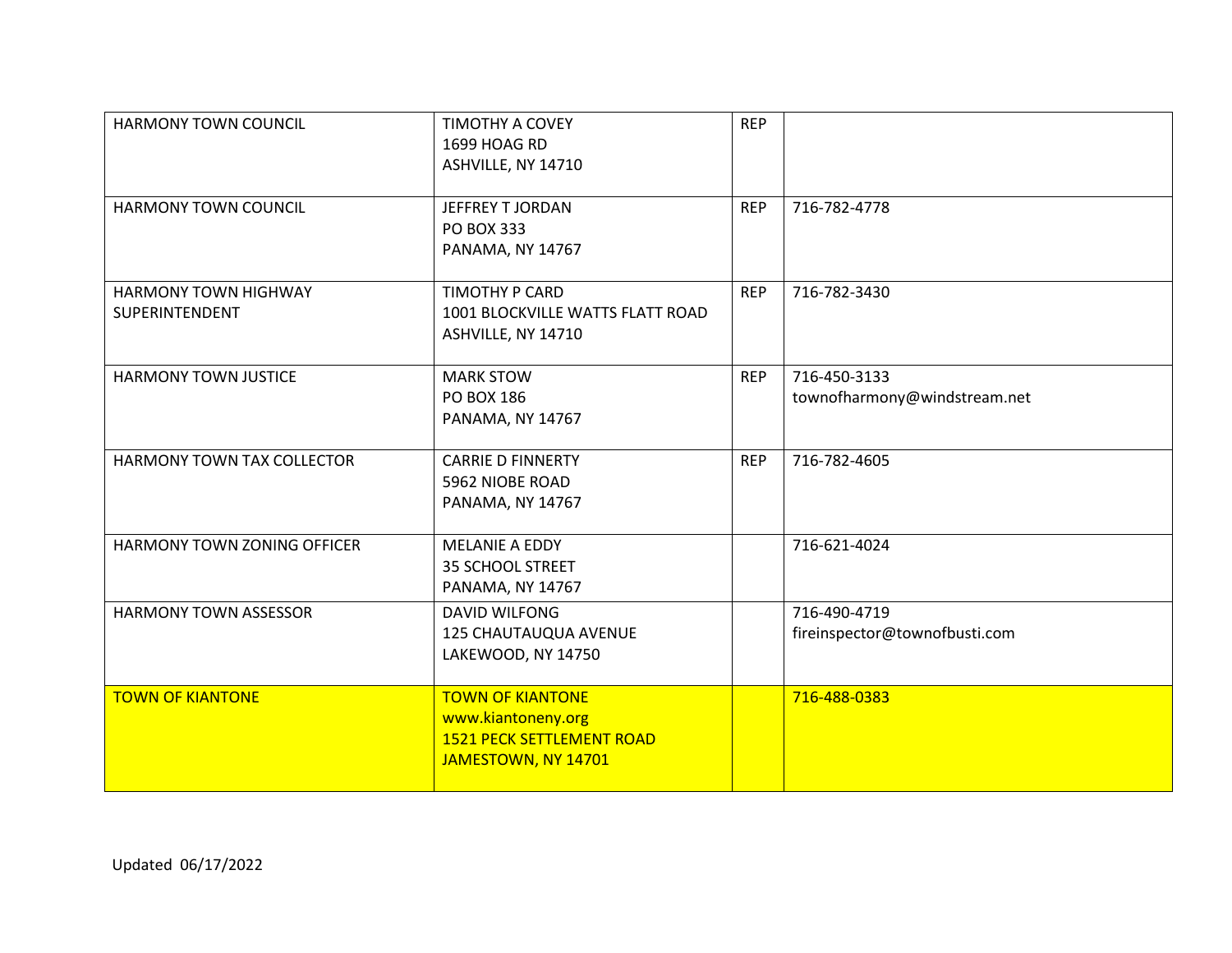| | | | |
|---|---|---|---|
| HARMONY TOWN COUNCIL | TIMOTHY A COVEY<br>1699 HOAG RD<br>ASHVILLE, NY 14710 | REP | |
| HARMONY TOWN COUNCIL | JEFFREY T JORDAN<br>PO BOX 333<br>PANAMA, NY 14767 | REP | 716-782-4778 |
| HARMONY TOWN HIGHWAY SUPERINTENDENT | TIMOTHY P CARD<br>1001 BLOCKVILLE WATTS FLATT ROAD<br>ASHVILLE, NY 14710 | REP | 716-782-3430 |
| HARMONY TOWN JUSTICE | MARK STOW<br>PO BOX 186<br>PANAMA, NY 14767 | REP | 716-450-3133<br>townofharmony@windstream.net |
| HARMONY TOWN TAX COLLECTOR | CARRIE D FINNERTY<br>5962 NIOBE ROAD<br>PANAMA, NY 14767 | REP | 716-782-4605 |
| HARMONY TOWN ZONING OFFICER | MELANIE A EDDY<br>35 SCHOOL STREET<br>PANAMA, NY 14767 | | 716-621-4024 |
| HARMONY TOWN ASSESSOR | DAVID WILFONG<br>125 CHAUTAUQUA AVENUE<br>LAKEWOOD, NY 14750 | | 716-490-4719<br>fireinspector@townofbusti.com |
| TOWN OF KIANTONE | TOWN OF KIANTONE<br>www.kiantoneny.org<br>1521 PECK SETTLEMENT ROAD<br>JAMESTOWN, NY 14701 | | 716-488-0383 |

Updated 06/17/2022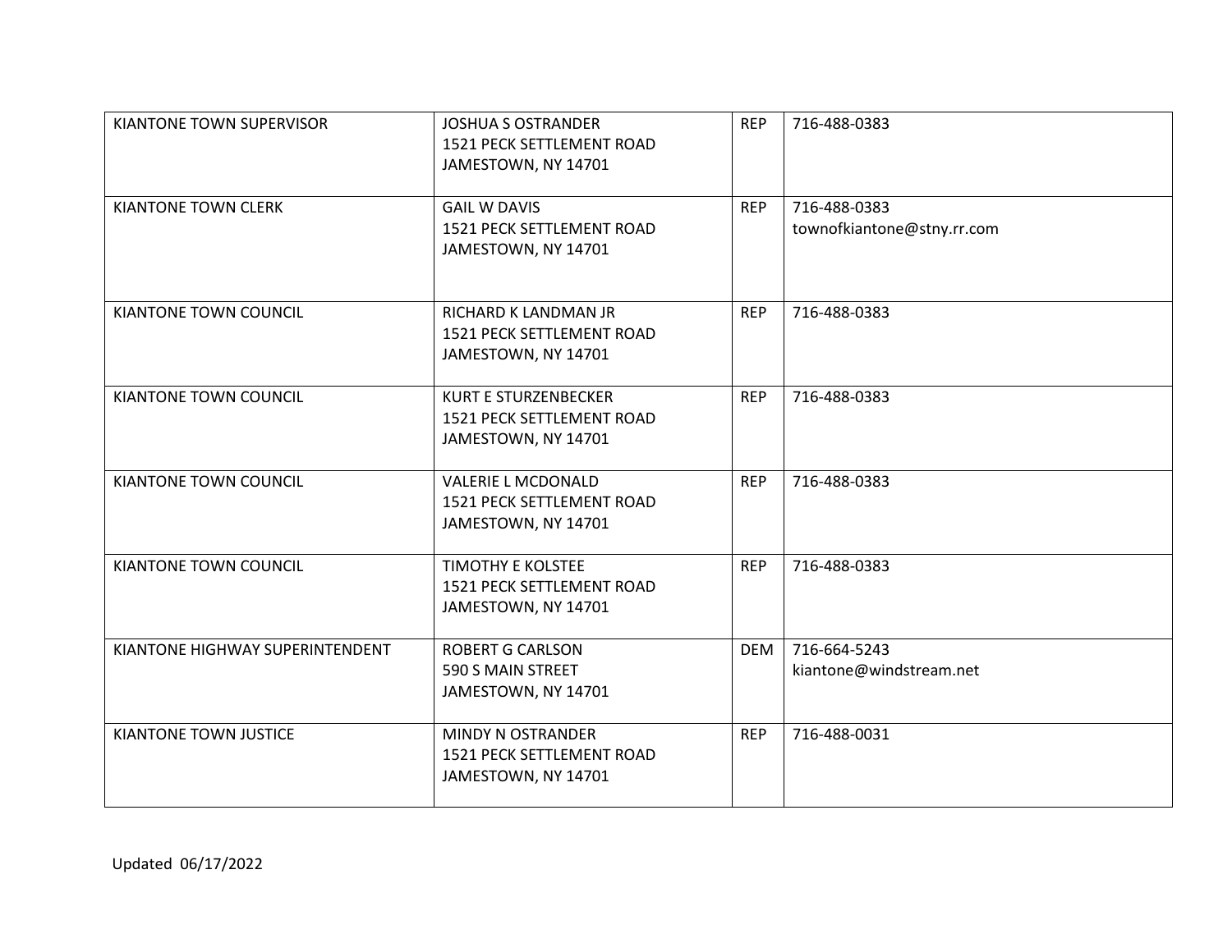| KIANTONE TOWN SUPERVISOR | JOSHUA S OSTRANDER<br>1521 PECK SETTLEMENT ROAD<br>JAMESTOWN, NY 14701 | REP | 716-488-0383 |
|---|---|---|---|
| KIANTONE TOWN CLERK | GAIL W DAVIS<br>1521 PECK SETTLEMENT ROAD<br>JAMESTOWN, NY 14701 | REP | 716-488-0383<br>townofkiantone@stny.rr.com |
| KIANTONE TOWN COUNCIL | RICHARD K LANDMAN JR<br>1521 PECK SETTLEMENT ROAD<br>JAMESTOWN, NY 14701 | REP | 716-488-0383 |
| KIANTONE TOWN COUNCIL | KURT E STURZENBECKER<br>1521 PECK SETTLEMENT ROAD<br>JAMESTOWN, NY 14701 | REP | 716-488-0383 |
| KIANTONE TOWN COUNCIL | VALERIE L MCDONALD<br>1521 PECK SETTLEMENT ROAD<br>JAMESTOWN, NY 14701 | REP | 716-488-0383 |
| KIANTONE TOWN COUNCIL | TIMOTHY E KOLSTEE<br>1521 PECK SETTLEMENT ROAD<br>JAMESTOWN, NY 14701 | REP | 716-488-0383 |
| KIANTONE HIGHWAY SUPERINTENDENT | ROBERT G CARLSON<br>590 S MAIN STREET<br>JAMESTOWN, NY 14701 | DEM | 716-664-5243<br>kiantone@windstream.net |
| KIANTONE TOWN JUSTICE | MINDY N OSTRANDER<br>1521 PECK SETTLEMENT ROAD<br>JAMESTOWN, NY 14701 | REP | 716-488-0031 |

Updated 06/17/2022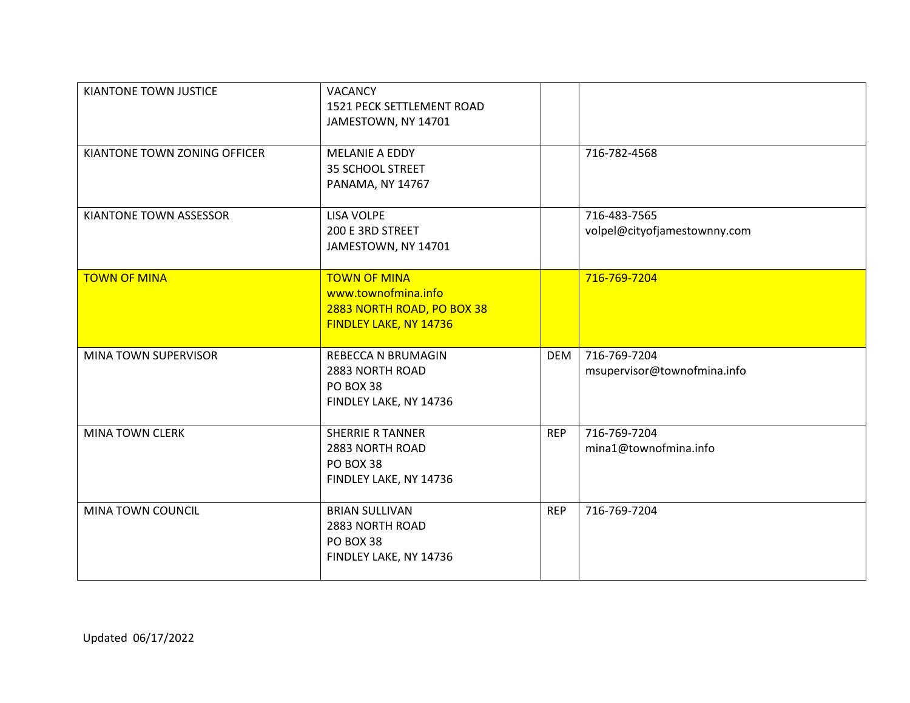| | | | |
|---|---|---|---|
| KIANTONE TOWN JUSTICE | VACANCY<br>1521 PECK SETTLEMENT ROAD<br>JAMESTOWN, NY 14701 | | |
| KIANTONE TOWN ZONING OFFICER | MELANIE A EDDY<br>35 SCHOOL STREET<br>PANAMA, NY 14767 | | 716-782-4568 |
| KIANTONE TOWN ASSESSOR | LISA VOLPE<br>200 E 3RD STREET<br>JAMESTOWN, NY 14701 | | 716-483-7565<br>volpel@cityofjamestownny.com |
| TOWN OF MINA | TOWN OF MINA<br>www.townofmina.info<br>2883 NORTH ROAD, PO BOX 38<br>FINDLEY LAKE, NY 14736 | | 716-769-7204 |
| MINA TOWN SUPERVISOR | REBECCA N BRUMAGIN<br>2883 NORTH ROAD<br>PO BOX 38<br>FINDLEY LAKE, NY 14736 | DEM | 716-769-7204<br>msupervisor@townofmina.info |
| MINA TOWN CLERK | SHERRIE R TANNER<br>2883 NORTH ROAD<br>PO BOX 38<br>FINDLEY LAKE, NY 14736 | REP | 716-769-7204<br>mina1@townofmina.info |
| MINA TOWN COUNCIL | BRIAN SULLIVAN<br>2883 NORTH ROAD<br>PO BOX 38<br>FINDLEY LAKE, NY 14736 | REP | 716-769-7204 |

Updated 06/17/2022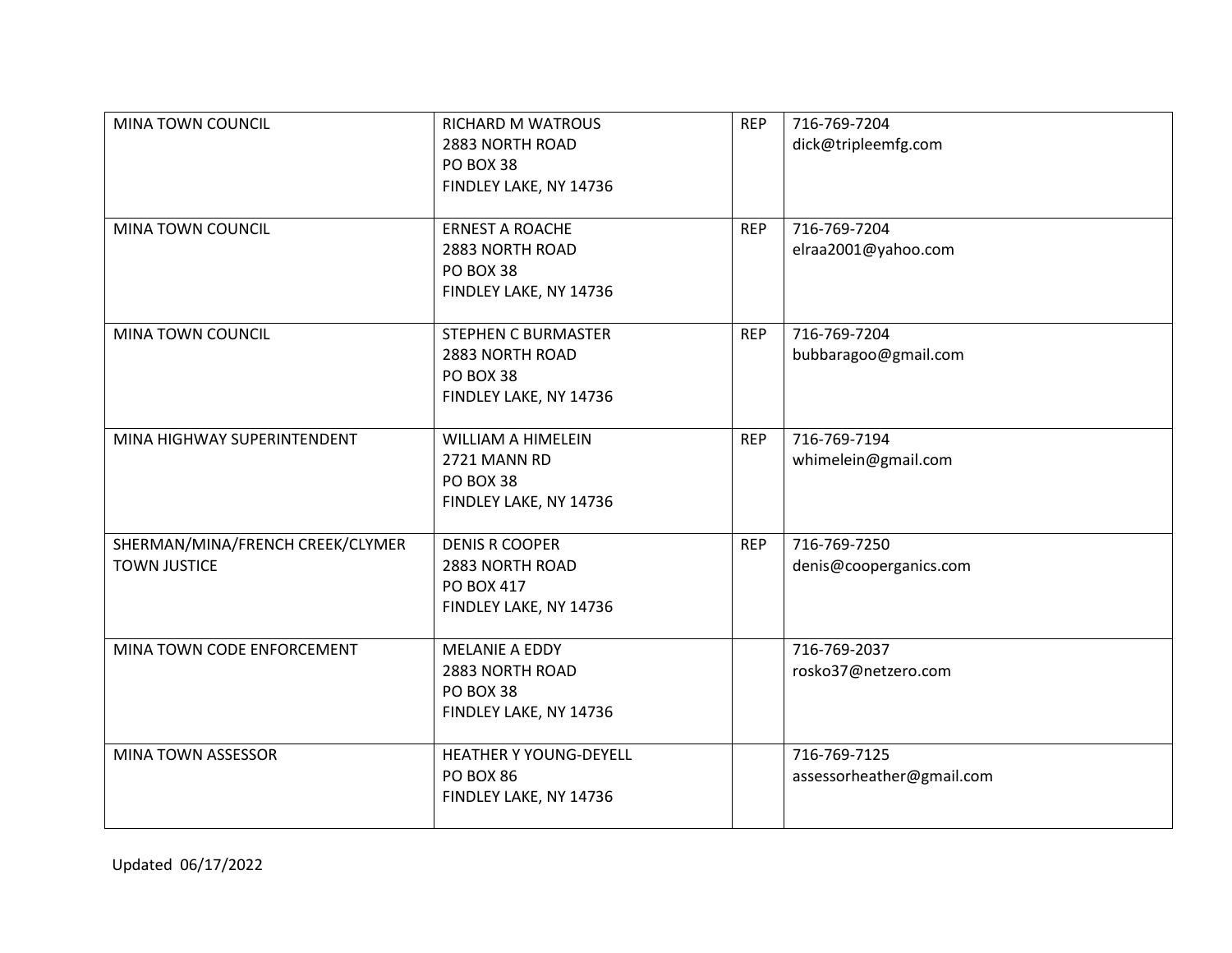| MINA TOWN COUNCIL | RICHARD M WATROUS<br>2883 NORTH ROAD<br>PO BOX 38<br>FINDLEY LAKE, NY 14736 | REP | 716-769-7204<br>dick@tripleemfg.com |
|---|---|---|---|
| MINA TOWN COUNCIL | ERNEST A ROACHE<br>2883 NORTH ROAD<br>PO BOX 38<br>FINDLEY LAKE, NY 14736 | REP | 716-769-7204<br>elraa2001@yahoo.com |
| MINA TOWN COUNCIL | STEPHEN C BURMASTER<br>2883 NORTH ROAD<br>PO BOX 38<br>FINDLEY LAKE, NY 14736 | REP | 716-769-7204<br>bubbaragoo@gmail.com |
| MINA HIGHWAY SUPERINTENDENT | WILLIAM A HIMELEIN<br>2721 MANN RD<br>PO BOX 38<br>FINDLEY LAKE, NY 14736 | REP | 716-769-7194<br>whimelein@gmail.com |
| SHERMAN/MINA/FRENCH CREEK/CLYMER TOWN JUSTICE | DENIS R COOPER<br>2883 NORTH ROAD<br>PO BOX 417<br>FINDLEY LAKE, NY 14736 | REP | 716-769-7250<br>denis@cooperganics.com |
| MINA TOWN CODE ENFORCEMENT | MELANIE A EDDY<br>2883 NORTH ROAD<br>PO BOX 38<br>FINDLEY LAKE, NY 14736 | | 716-769-2037<br>rosko37@netzero.com |
| MINA TOWN ASSESSOR | HEATHER Y YOUNG-DEYELL<br>PO BOX 86<br>FINDLEY LAKE, NY 14736 | | 716-769-7125<br>assessorheather@gmail.com |

Updated 06/17/2022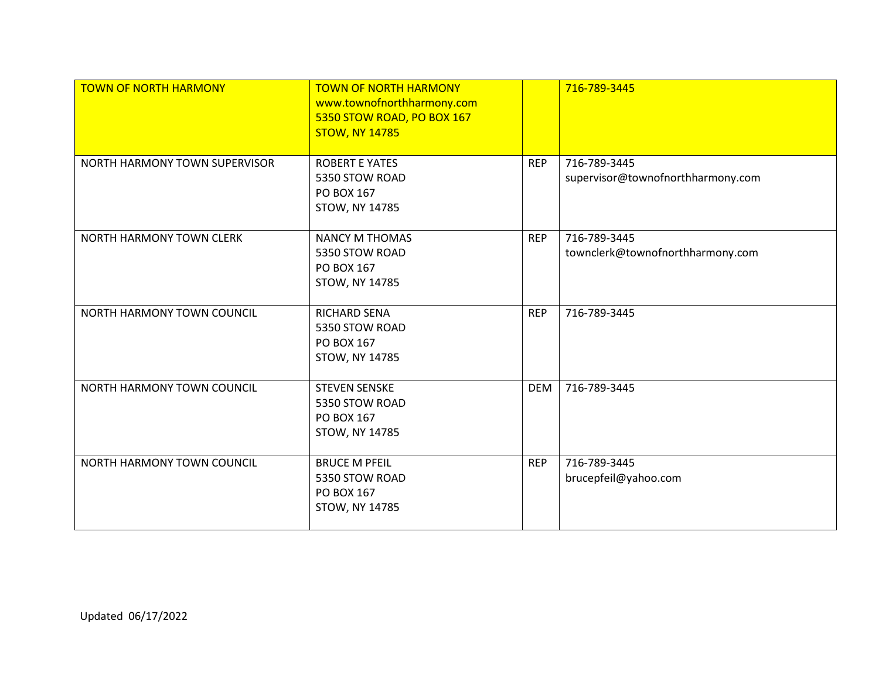| TOWN OF NORTH HARMONY | TOWN OF NORTH HARMONY<br>www.townofnorthharmony.com<br>5350 STOW ROAD, PO BOX 167<br>STOW, NY 14785 | | 716-789-3445 |
|---|---|---|---|
| NORTH HARMONY TOWN SUPERVISOR | ROBERT E YATES<br>5350 STOW ROAD<br>PO BOX 167<br>STOW, NY 14785 | REP | 716-789-3445<br>supervisor@townofnorthharmony.com |
| NORTH HARMONY TOWN CLERK | NANCY M THOMAS<br>5350 STOW ROAD<br>PO BOX 167<br>STOW, NY 14785 | REP | 716-789-3445<br>townclerk@townofnorthharmony.com |
| NORTH HARMONY TOWN COUNCIL | RICHARD SENA<br>5350 STOW ROAD<br>PO BOX 167<br>STOW, NY 14785 | REP | 716-789-3445 |
| NORTH HARMONY TOWN COUNCIL | STEVEN SENSKE<br>5350 STOW ROAD<br>PO BOX 167<br>STOW, NY 14785 | DEM | 716-789-3445 |
| NORTH HARMONY TOWN COUNCIL | BRUCE M PFEIL<br>5350 STOW ROAD<br>PO BOX 167<br>STOW, NY 14785 | REP | 716-789-3445<br>brucepfeil@yahoo.com |

Updated 06/17/2022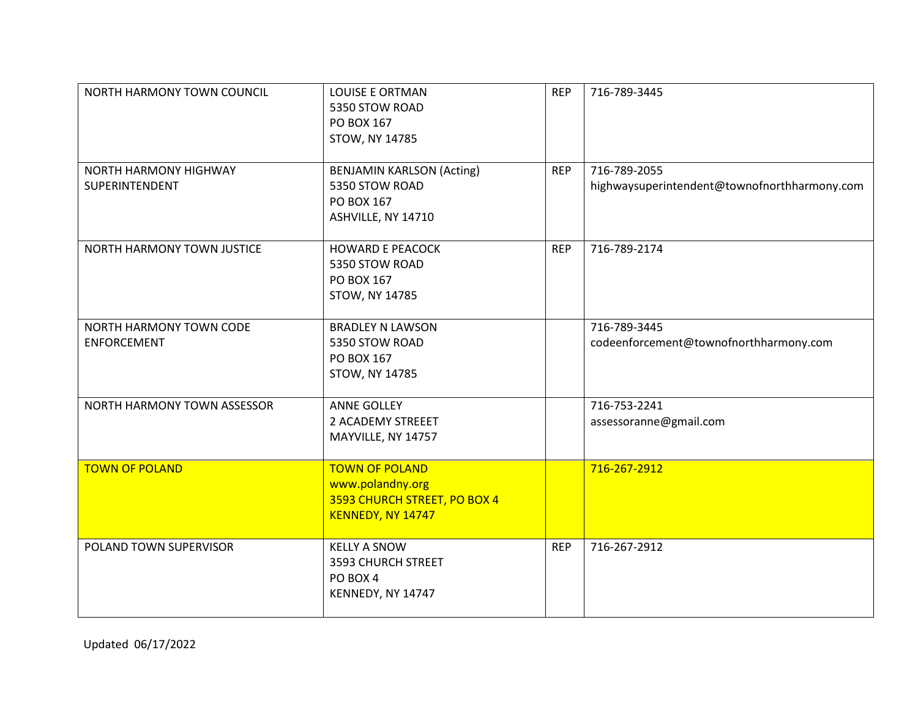| | | | |
|---|---|---|---|
| NORTH HARMONY TOWN COUNCIL | LOUISE E ORTMAN<br>5350 STOW ROAD<br>PO BOX 167<br>STOW, NY 14785 | REP | 716-789-3445 |
| NORTH HARMONY HIGHWAY SUPERINTENDENT | BENJAMIN KARLSON (Acting)<br>5350 STOW ROAD<br>PO BOX 167<br>ASHVILLE, NY 14710 | REP | 716-789-2055<br>highwaysuperintendent@townofnorthharmony.com |
| NORTH HARMONY TOWN JUSTICE | HOWARD E PEACOCK<br>5350 STOW ROAD<br>PO BOX 167<br>STOW, NY 14785 | REP | 716-789-2174 |
| NORTH HARMONY TOWN CODE ENFORCEMENT | BRADLEY N LAWSON<br>5350 STOW ROAD<br>PO BOX 167<br>STOW, NY 14785 | | 716-789-3445<br>codeenforcement@townofnorthharmony.com |
| NORTH HARMONY TOWN ASSESSOR | ANNE GOLLEY<br>2 ACADEMY STREEET<br>MAYVILLE, NY 14757 | | 716-753-2241<br>assessoranne@gmail.com |
| TOWN OF POLAND | TOWN OF POLAND<br>www.polandny.org<br>3593 CHURCH STREET, PO BOX 4<br>KENNEDY, NY 14747 | | 716-267-2912 |
| POLAND TOWN SUPERVISOR | KELLY A SNOW<br>3593 CHURCH STREET<br>PO BOX 4<br>KENNEDY, NY 14747 | REP | 716-267-2912 |

Updated 06/17/2022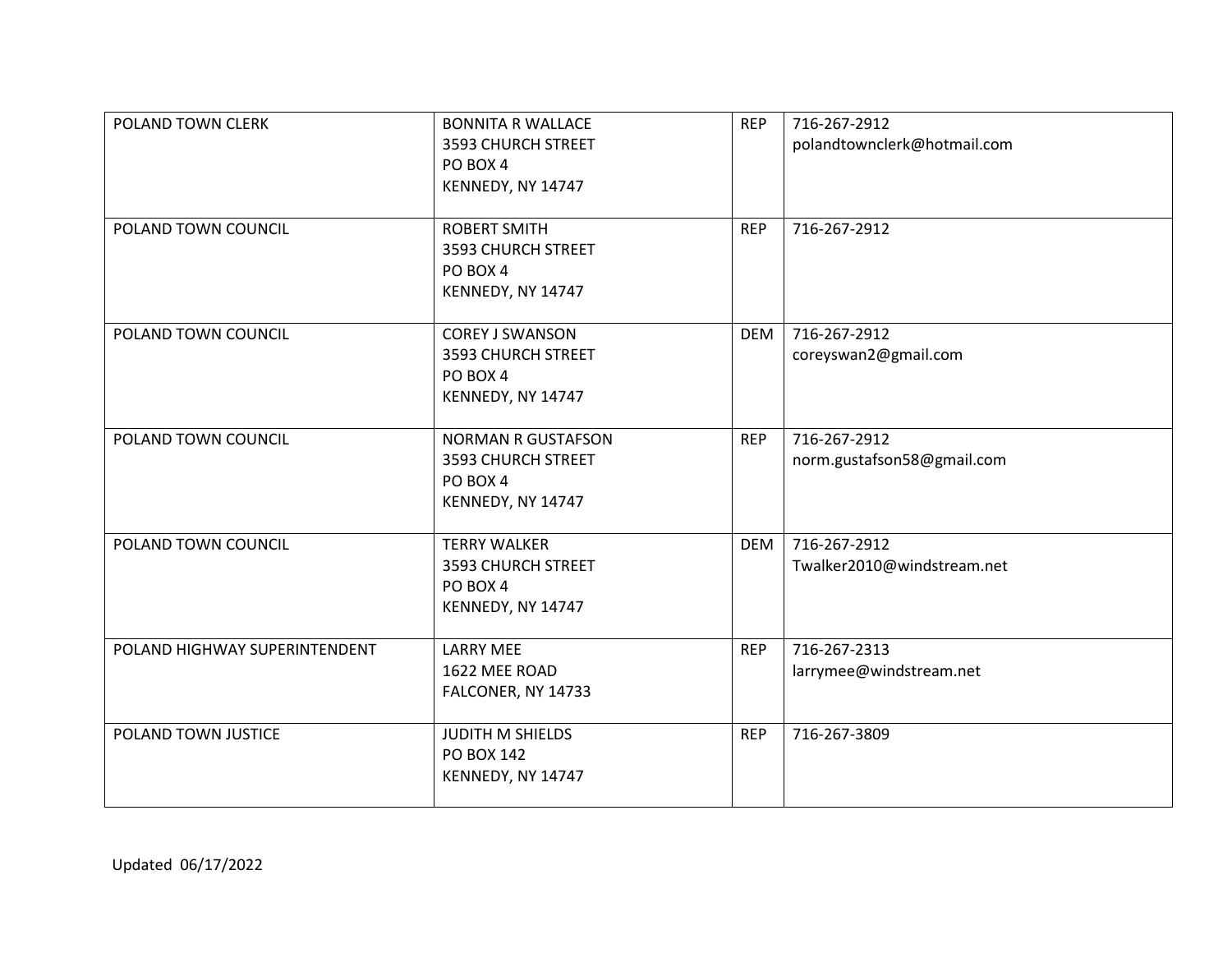| | | | |
|---|---|---|---|
| POLAND TOWN CLERK | BONNITA R WALLACE<br>3593 CHURCH STREET<br>PO BOX 4<br>KENNEDY, NY 14747 | REP | 716-267-2912<br>polandtownclerk@hotmail.com |
| POLAND TOWN COUNCIL | ROBERT SMITH<br>3593 CHURCH STREET<br>PO BOX 4<br>KENNEDY, NY 14747 | REP | 716-267-2912 |
| POLAND TOWN COUNCIL | COREY J SWANSON<br>3593 CHURCH STREET<br>PO BOX 4<br>KENNEDY, NY 14747 | DEM | 716-267-2912<br>coreyswan2@gmail.com |
| POLAND TOWN COUNCIL | NORMAN R GUSTAFSON<br>3593 CHURCH STREET<br>PO BOX 4<br>KENNEDY, NY 14747 | REP | 716-267-2912<br>norm.gustafson58@gmail.com |
| POLAND TOWN COUNCIL | TERRY WALKER<br>3593 CHURCH STREET<br>PO BOX 4<br>KENNEDY, NY 14747 | DEM | 716-267-2912<br>Twalker2010@windstream.net |
| POLAND HIGHWAY SUPERINTENDENT | LARRY MEE<br>1622 MEE ROAD<br>FALCONER, NY 14733 | REP | 716-267-2313<br>larrymee@windstream.net |
| POLAND TOWN JUSTICE | JUDITH M SHIELDS<br>PO BOX 142<br>KENNEDY, NY 14747 | REP | 716-267-3809 |

Updated 06/17/2022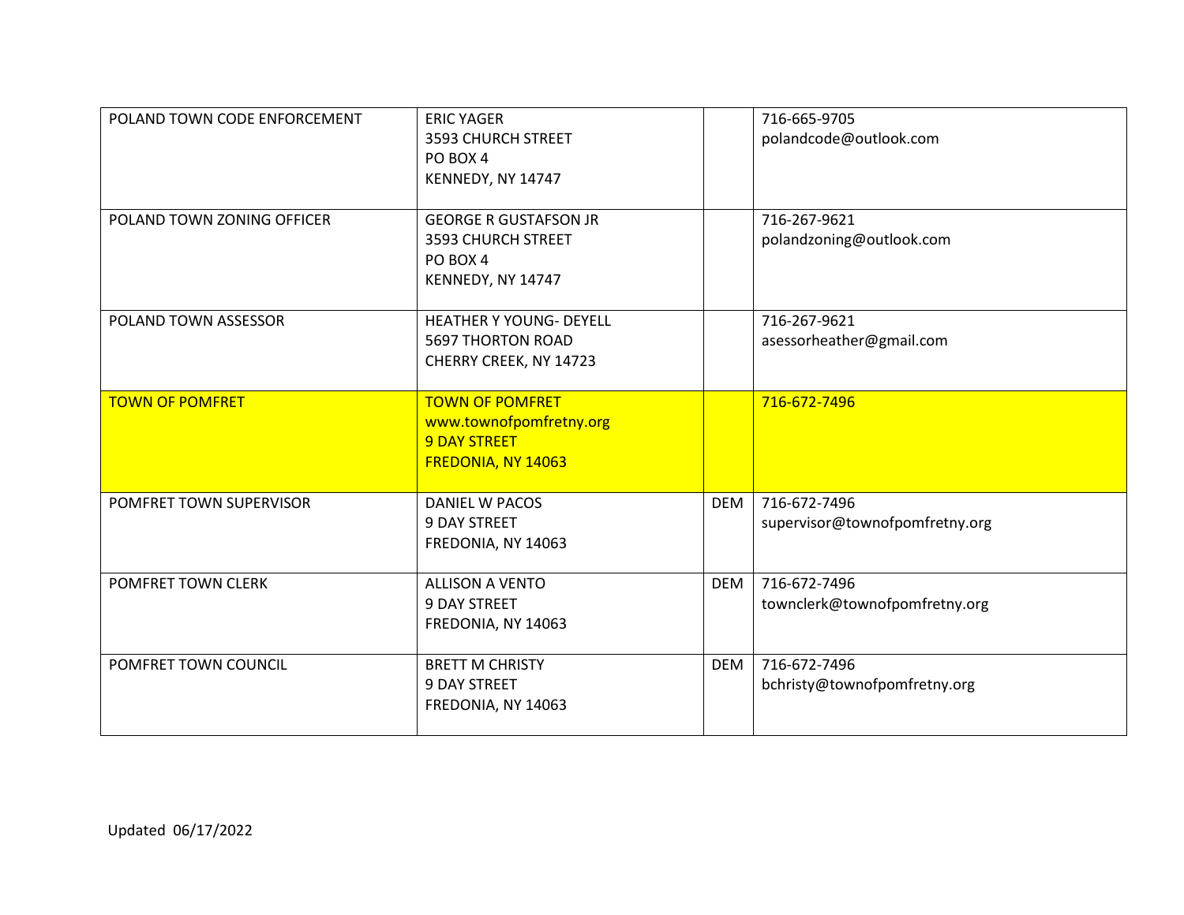| | | | |
|---|---|---|---|
| POLAND TOWN CODE ENFORCEMENT | ERIC YAGER<br>3593 CHURCH STREET<br>PO BOX 4<br>KENNEDY, NY 14747 | | 716-665-9705<br>polandcode@outlook.com |
| POLAND TOWN ZONING OFFICER | GEORGE R GUSTAFSON JR<br>3593 CHURCH STREET<br>PO BOX 4<br>KENNEDY, NY 14747 | | 716-267-9621<br>polandzoning@outlook.com |
| POLAND TOWN ASSESSOR | HEATHER Y YOUNG- DEYELL<br>5697 THORTON ROAD<br>CHERRY CREEK, NY 14723 | | 716-267-9621<br>asessorheather@gmail.com |
| TOWN OF POMFRET | TOWN OF POMFRET<br>www.townofpomfretny.org<br>9 DAY STREET<br>FREDONIA, NY 14063 | | 716-672-7496 |
| POMFRET TOWN SUPERVISOR | DANIEL W PACOS<br>9 DAY STREET<br>FREDONIA, NY 14063 | DEM | 716-672-7496<br>supervisor@townofpomfretny.org |
| POMFRET TOWN CLERK | ALLISON A VENTO<br>9 DAY STREET<br>FREDONIA, NY 14063 | DEM | 716-672-7496<br>townclerk@townofpomfretny.org |
| POMFRET TOWN COUNCIL | BRETT M CHRISTY<br>9 DAY STREET<br>FREDONIA, NY 14063 | DEM | 716-672-7496<br>bchristy@townofpomfretny.org |

Updated 06/17/2022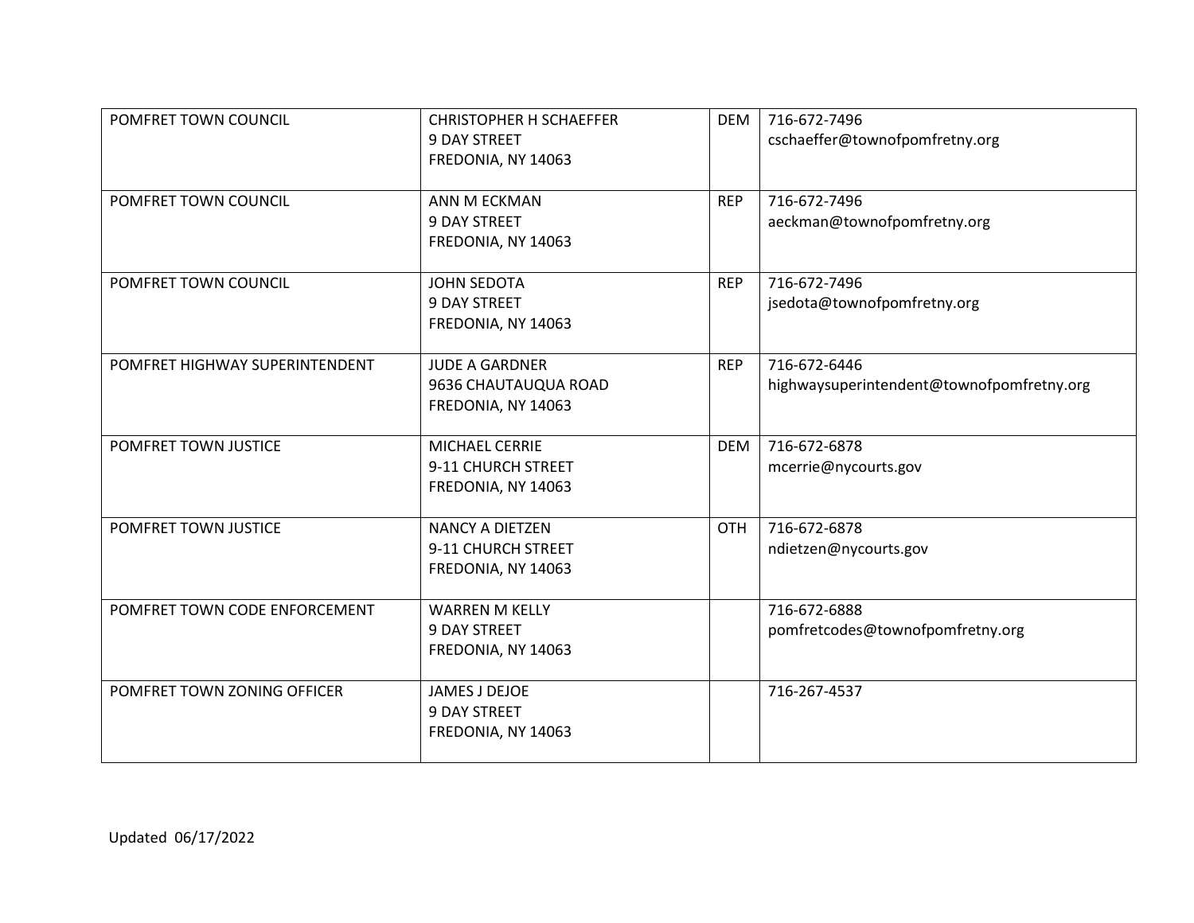| | | | |
|---|---|---|---|
| POMFRET TOWN COUNCIL | CHRISTOPHER H SCHAEFFER<br>9 DAY STREET<br>FREDONIA, NY 14063 | DEM | 716-672-7496<br>cschaeffer@townofpomfretny.org |
| POMFRET TOWN COUNCIL | ANN M ECKMAN<br>9 DAY STREET<br>FREDONIA, NY 14063 | REP | 716-672-7496<br>aeckman@townofpomfretny.org |
| POMFRET TOWN COUNCIL | JOHN SEDOTA<br>9 DAY STREET<br>FREDONIA, NY 14063 | REP | 716-672-7496<br>jsedota@townofpomfretny.org |
| POMFRET HIGHWAY SUPERINTENDENT | JUDE A GARDNER<br>9636 CHAUTAUQUA ROAD<br>FREDONIA, NY 14063 | REP | 716-672-6446<br>highwaysuperintendent@townofpomfretny.org |
| POMFRET TOWN JUSTICE | MICHAEL CERRIE<br>9-11 CHURCH STREET<br>FREDONIA, NY 14063 | DEM | 716-672-6878<br>mcerrie@nycourts.gov |
| POMFRET TOWN JUSTICE | NANCY A DIETZEN<br>9-11 CHURCH STREET<br>FREDONIA, NY 14063 | OTH | 716-672-6878<br>ndietzen@nycourts.gov |
| POMFRET TOWN CODE ENFORCEMENT | WARREN M KELLY<br>9 DAY STREET<br>FREDONIA, NY 14063 | | 716-672-6888<br>pomfretcodes@townofpomfretny.org |
| POMFRET TOWN ZONING OFFICER | JAMES J DEJOE<br>9 DAY STREET<br>FREDONIA, NY 14063 | | 716-267-4537 |

Updated 06/17/2022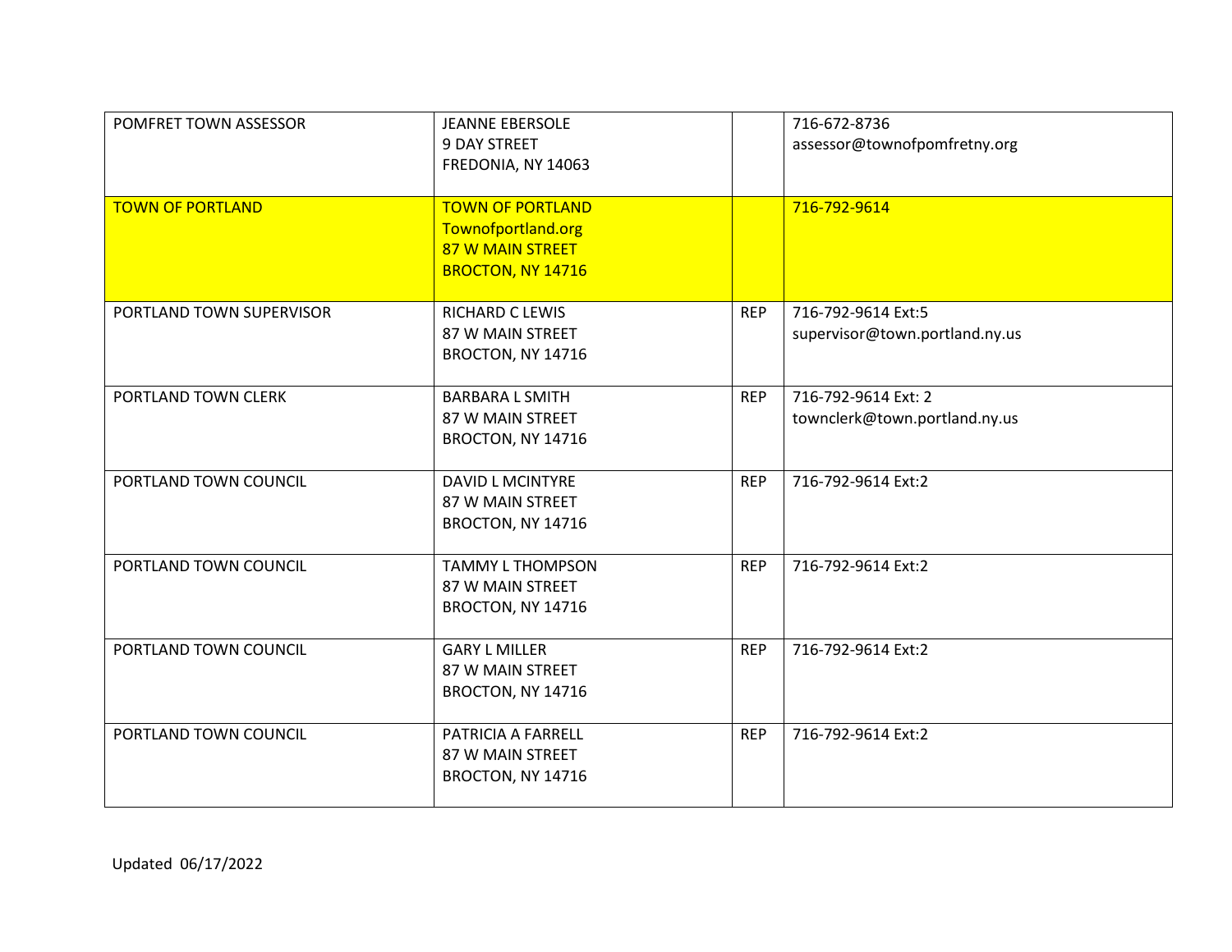| | | | |
|---|---|---|---|
| POMFRET TOWN ASSESSOR | JEANNE EBERSOLE<br>9 DAY STREET<br>FREDONIA, NY 14063 | | 716-672-8736<br>assessor@townofpomfretny.org |
| TOWN OF PORTLAND | TOWN OF PORTLAND<br>Townofportland.org<br>87 W MAIN STREET<br>BROCTON, NY 14716 | | 716-792-9614 |
| PORTLAND TOWN SUPERVISOR | RICHARD C LEWIS<br>87 W MAIN STREET<br>BROCTON, NY 14716 | REP | 716-792-9614 Ext:5<br>supervisor@town.portland.ny.us |
| PORTLAND TOWN CLERK | BARBARA L SMITH<br>87 W MAIN STREET<br>BROCTON, NY 14716 | REP | 716-792-9614 Ext: 2<br>townclerk@town.portland.ny.us |
| PORTLAND TOWN COUNCIL | DAVID L MCINTYRE<br>87 W MAIN STREET<br>BROCTON, NY 14716 | REP | 716-792-9614 Ext:2 |
| PORTLAND TOWN COUNCIL | TAMMY L THOMPSON<br>87 W MAIN STREET<br>BROCTON, NY 14716 | REP | 716-792-9614 Ext:2 |
| PORTLAND TOWN COUNCIL | GARY L MILLER<br>87 W MAIN STREET<br>BROCTON, NY 14716 | REP | 716-792-9614 Ext:2 |
| PORTLAND TOWN COUNCIL | PATRICIA A FARRELL<br>87 W MAIN STREET<br>BROCTON, NY 14716 | REP | 716-792-9614 Ext:2 |

Updated 06/17/2022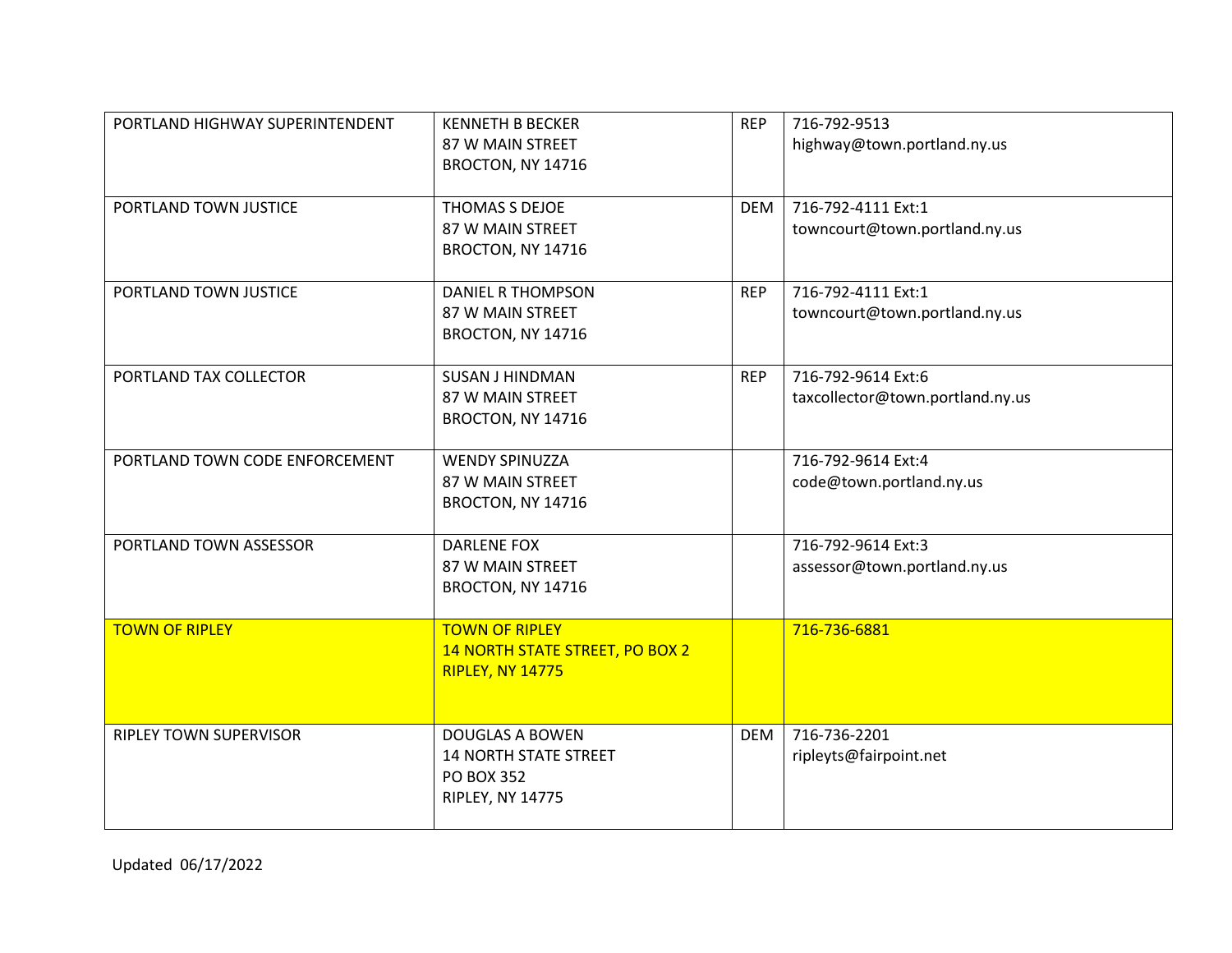| PORTLAND HIGHWAY SUPERINTENDENT | KENNETH B BECKER<br>87 W MAIN STREET<br>BROCTON, NY 14716 | REP | 716-792-9513<br>highway@town.portland.ny.us |
|---|---|---|---|
| PORTLAND TOWN JUSTICE | THOMAS S DEJOE<br>87 W MAIN STREET<br>BROCTON, NY 14716 | DEM | 716-792-4111 Ext:1<br>towncourt@town.portland.ny.us |
| PORTLAND TOWN JUSTICE | DANIEL R THOMPSON<br>87 W MAIN STREET<br>BROCTON, NY 14716 | REP | 716-792-4111 Ext:1<br>towncourt@town.portland.ny.us |
| PORTLAND TAX COLLECTOR | SUSAN J HINDMAN<br>87 W MAIN STREET<br>BROCTON, NY 14716 | REP | 716-792-9614 Ext:6<br>taxcollector@town.portland.ny.us |
| PORTLAND TOWN CODE ENFORCEMENT | WENDY SPINUZZA<br>87 W MAIN STREET<br>BROCTON, NY 14716 | | 716-792-9614 Ext:4<br>code@town.portland.ny.us |
| PORTLAND TOWN ASSESSOR | DARLENE FOX<br>87 W MAIN STREET<br>BROCTON, NY 14716 | | 716-792-9614 Ext:3<br>assessor@town.portland.ny.us |
| TOWN OF RIPLEY | TOWN OF RIPLEY<br>14 NORTH STATE STREET, PO BOX 2<br>RIPLEY, NY 14775 | | 716-736-6881 |
| RIPLEY TOWN SUPERVISOR | DOUGLAS A BOWEN<br>14 NORTH STATE STREET<br>PO BOX 352<br>RIPLEY, NY 14775 | DEM | 716-736-2201<br>ripleyts@fairpoint.net |

Updated 06/17/2022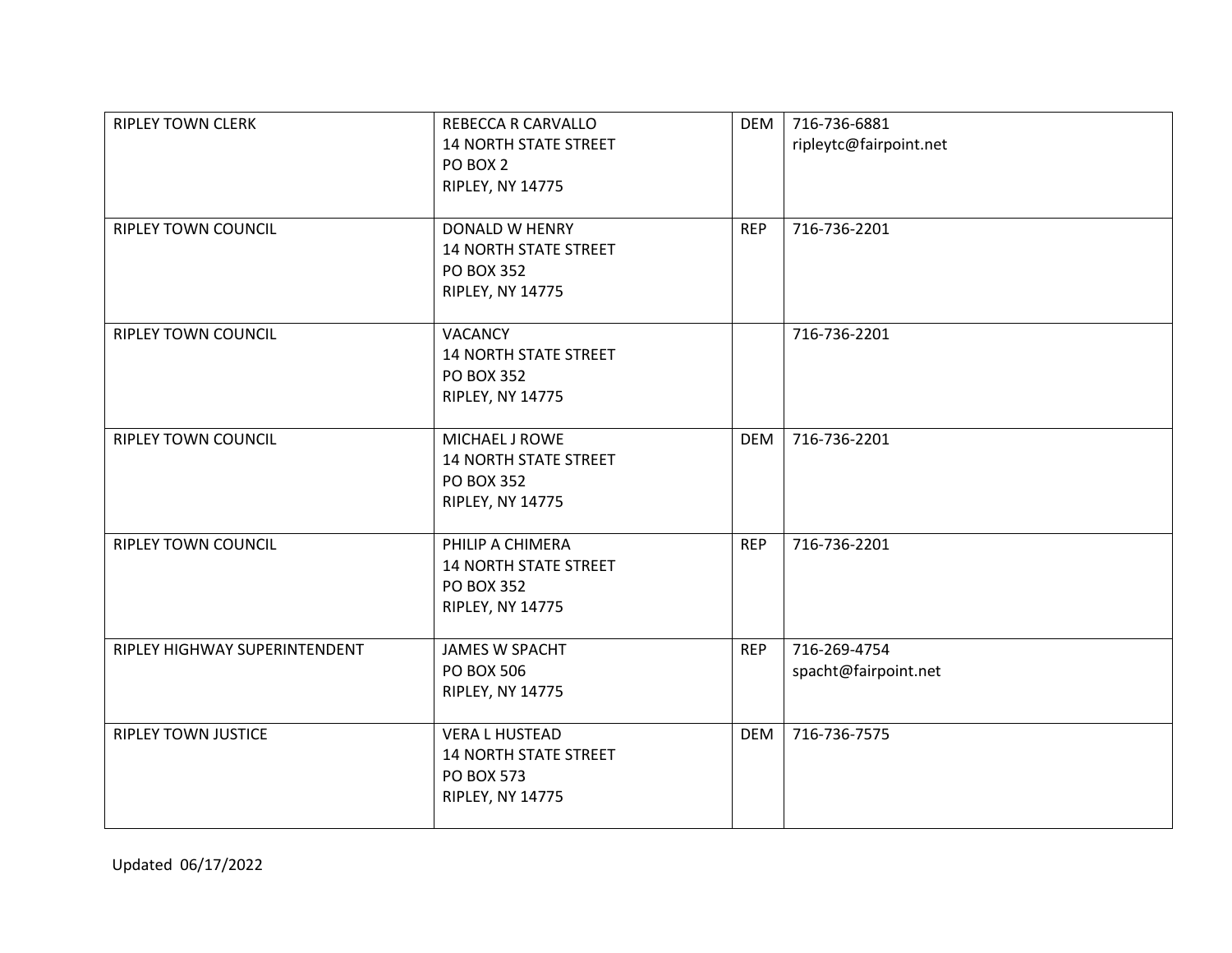| | | | |
|---|---|---|---|
| RIPLEY TOWN CLERK | REBECCA R CARVALLO<br>14 NORTH STATE STREET<br>PO BOX 2<br>RIPLEY, NY 14775 | DEM | 716-736-6881<br>ripleytc@fairpoint.net |
| RIPLEY TOWN COUNCIL | DONALD W HENRY<br>14 NORTH STATE STREET<br>PO BOX 352<br>RIPLEY, NY 14775 | REP | 716-736-2201 |
| RIPLEY TOWN COUNCIL | VACANCY<br>14 NORTH STATE STREET<br>PO BOX 352<br>RIPLEY, NY 14775 | | 716-736-2201 |
| RIPLEY TOWN COUNCIL | MICHAEL J ROWE<br>14 NORTH STATE STREET<br>PO BOX 352<br>RIPLEY, NY 14775 | DEM | 716-736-2201 |
| RIPLEY TOWN COUNCIL | PHILIP A CHIMERA<br>14 NORTH STATE STREET<br>PO BOX 352<br>RIPLEY, NY 14775 | REP | 716-736-2201 |
| RIPLEY HIGHWAY SUPERINTENDENT | JAMES W SPACHT<br>PO BOX 506<br>RIPLEY, NY 14775 | REP | 716-269-4754<br>spacht@fairpoint.net |
| RIPLEY TOWN JUSTICE | VERA L HUSTEAD<br>14 NORTH STATE STREET<br>PO BOX 573<br>RIPLEY, NY 14775 | DEM | 716-736-7575 |

Updated 06/17/2022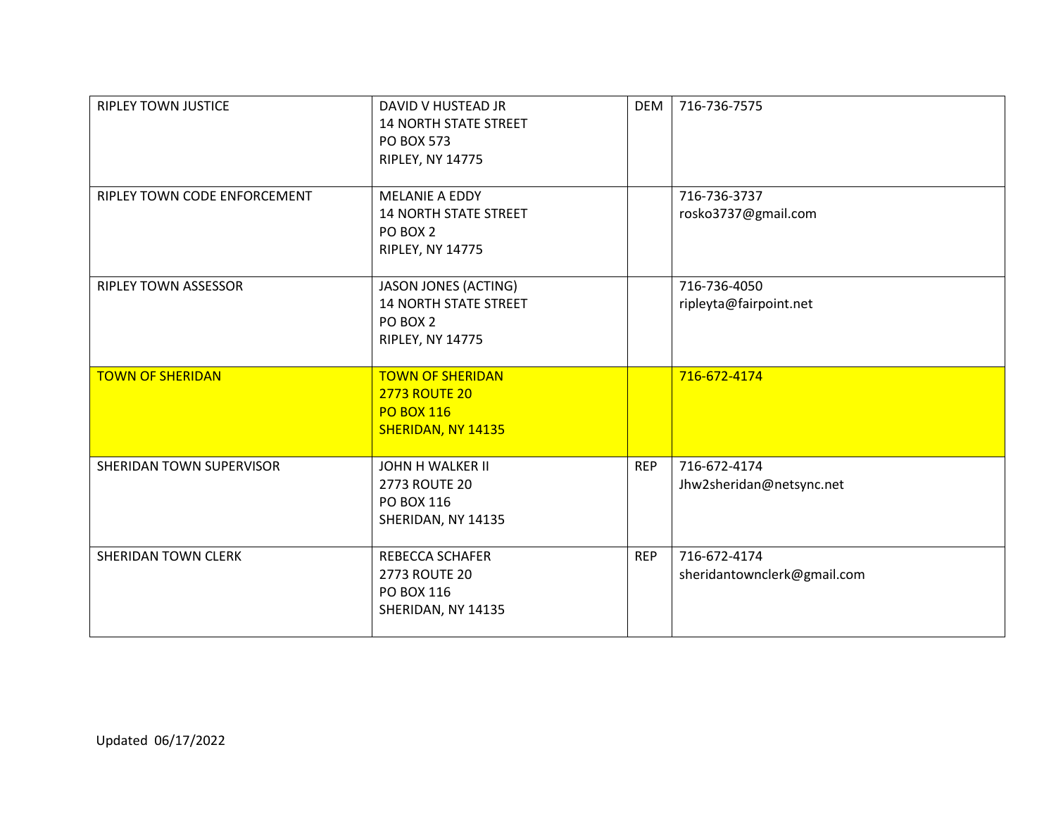| | | | |
|---|---|---|---|
| RIPLEY TOWN JUSTICE | DAVID V HUSTEAD JR<br>14 NORTH STATE STREET<br>PO BOX 573<br>RIPLEY, NY 14775 | DEM | 716-736-7575 |
| RIPLEY TOWN CODE ENFORCEMENT | MELANIE A EDDY<br>14 NORTH STATE STREET<br>PO BOX 2<br>RIPLEY, NY 14775 | | 716-736-3737<br>rosko3737@gmail.com |
| RIPLEY TOWN ASSESSOR | JASON JONES (ACTING)<br>14 NORTH STATE STREET<br>PO BOX 2<br>RIPLEY, NY 14775 | | 716-736-4050<br>ripleyta@fairpoint.net |
| TOWN OF SHERIDAN | TOWN OF SHERIDAN<br>2773 ROUTE 20<br>PO BOX 116<br>SHERIDAN, NY 14135 | | 716-672-4174 |
| SHERIDAN TOWN SUPERVISOR | JOHN H WALKER II<br>2773 ROUTE 20<br>PO BOX 116<br>SHERIDAN, NY 14135 | REP | 716-672-4174<br>Jhw2sheridan@netsync.net |
| SHERIDAN TOWN CLERK | REBECCA SCHAFER<br>2773 ROUTE 20<br>PO BOX 116<br>SHERIDAN, NY 14135 | REP | 716-672-4174<br>sheridantownclerk@gmail.com |

Updated 06/17/2022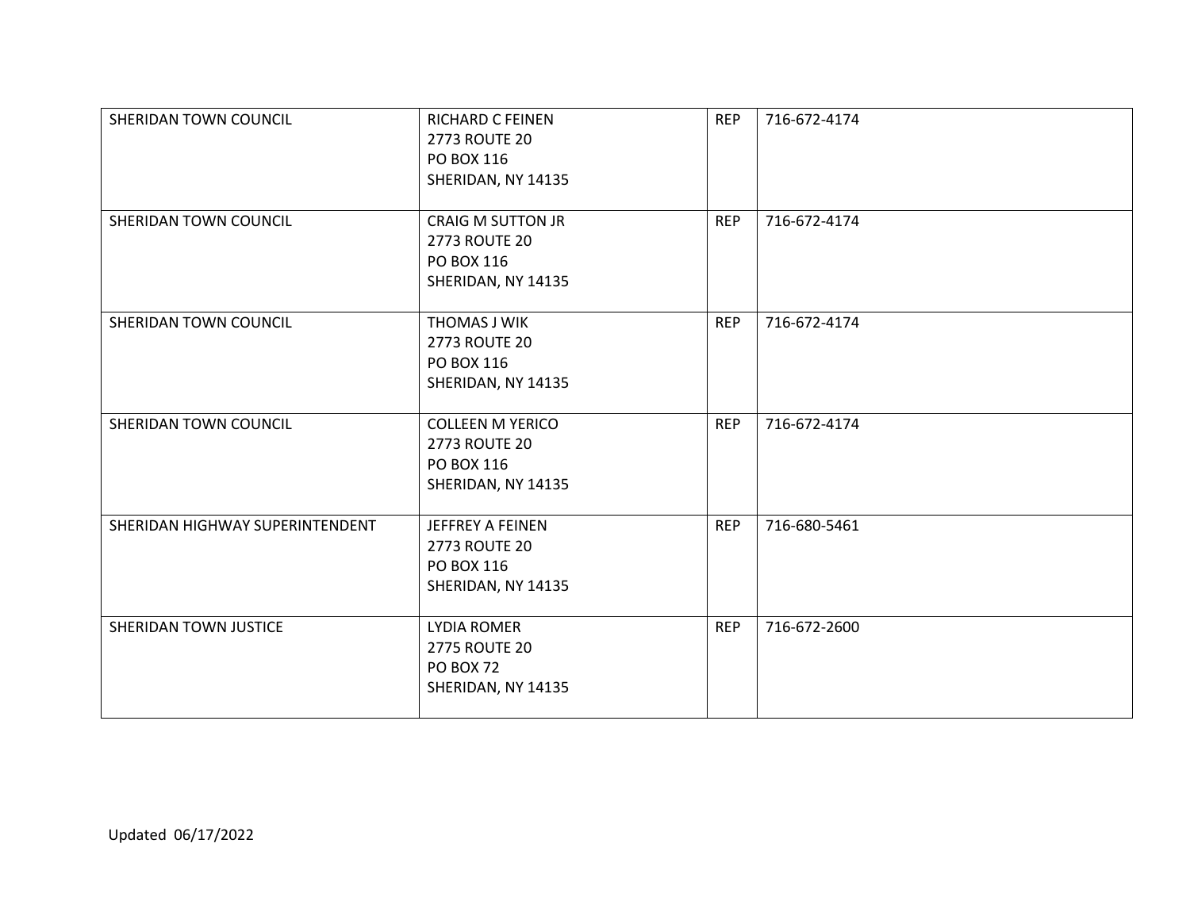| | | | |
|---|---|---|---|
| SHERIDAN TOWN COUNCIL | RICHARD C FEINEN<br>2773 ROUTE 20<br>PO BOX 116<br>SHERIDAN, NY 14135 | REP | 716-672-4174 |
| SHERIDAN TOWN COUNCIL | CRAIG M SUTTON JR<br>2773 ROUTE 20<br>PO BOX 116<br>SHERIDAN, NY 14135 | REP | 716-672-4174 |
| SHERIDAN TOWN COUNCIL | THOMAS J WIK<br>2773 ROUTE 20<br>PO BOX 116<br>SHERIDAN, NY 14135 | REP | 716-672-4174 |
| SHERIDAN TOWN COUNCIL | COLLEEN M YERICO<br>2773 ROUTE 20<br>PO BOX 116<br>SHERIDAN, NY 14135 | REP | 716-672-4174 |
| SHERIDAN HIGHWAY SUPERINTENDENT | JEFFREY A FEINEN<br>2773 ROUTE 20<br>PO BOX 116<br>SHERIDAN, NY 14135 | REP | 716-680-5461 |
| SHERIDAN TOWN JUSTICE | LYDIA ROMER<br>2775 ROUTE 20<br>PO BOX 72<br>SHERIDAN, NY 14135 | REP | 716-672-2600 |

Updated 06/17/2022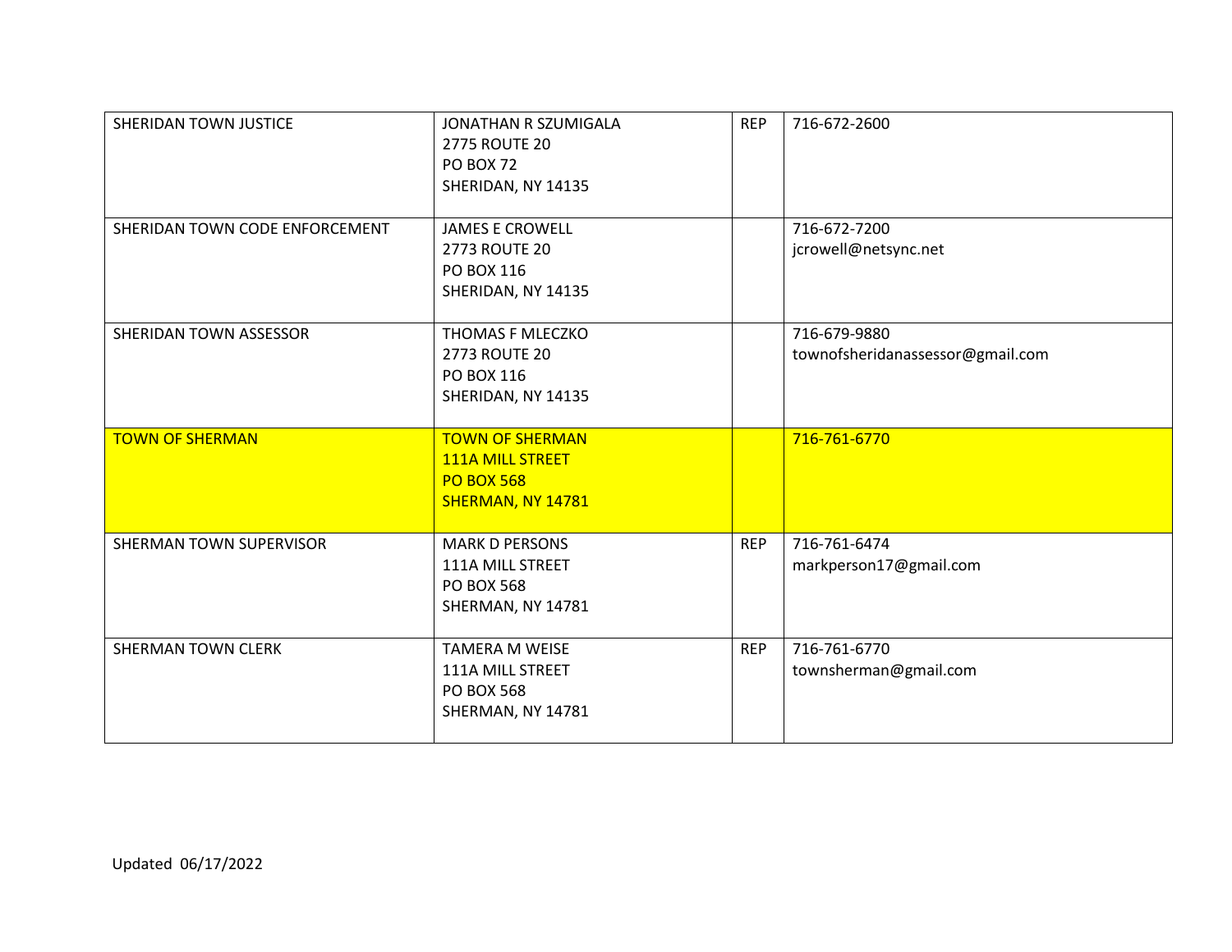| | | | |
|---|---|---|---|
| SHERIDAN TOWN JUSTICE | JONATHAN R SZUMIGALA<br>2775 ROUTE 20<br>PO BOX 72<br>SHERIDAN, NY 14135 | REP | 716-672-2600 |
| SHERIDAN TOWN CODE ENFORCEMENT | JAMES E CROWELL<br>2773 ROUTE 20<br>PO BOX 116<br>SHERIDAN, NY 14135 | | 716-672-7200<br>jcrowell@netsync.net |
| SHERIDAN TOWN ASSESSOR | THOMAS F MLECZKO<br>2773 ROUTE 20<br>PO BOX 116<br>SHERIDAN, NY 14135 | | 716-679-9880<br>townofsheridanassessor@gmail.com |
| TOWN OF SHERMAN | TOWN OF SHERMAN<br>111A MILL STREET<br>PO BOX 568<br>SHERMAN, NY 14781 | | 716-761-6770 |
| SHERMAN TOWN SUPERVISOR | MARK D PERSONS<br>111A MILL STREET<br>PO BOX 568<br>SHERMAN, NY 14781 | REP | 716-761-6474<br>markperson17@gmail.com |
| SHERMAN TOWN CLERK | TAMERA M WEISE<br>111A MILL STREET<br>PO BOX 568<br>SHERMAN, NY 14781 | REP | 716-761-6770<br>townsherman@gmail.com |

Updated 06/17/2022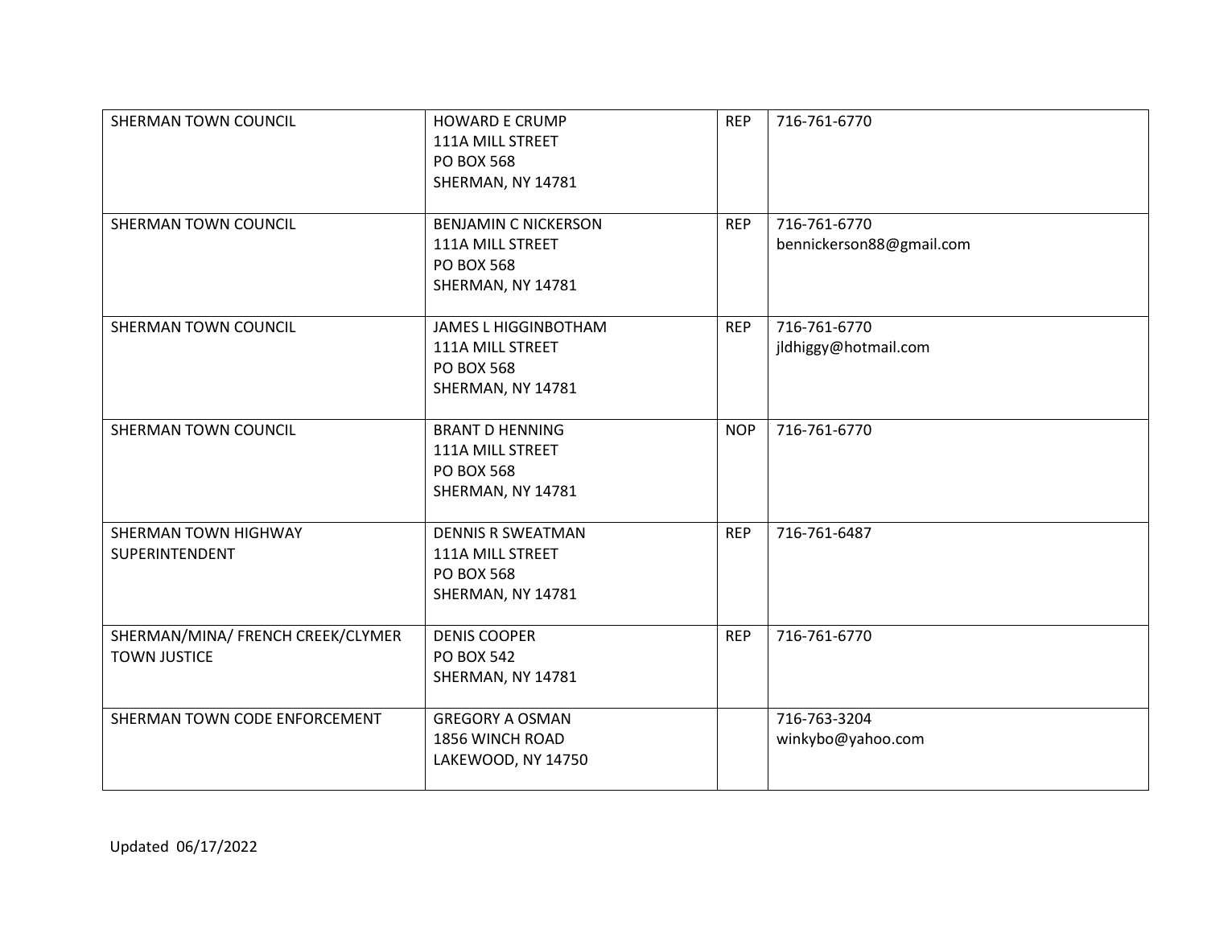| | | | |
|---|---|---|---|
| SHERMAN TOWN COUNCIL | HOWARD E CRUMP<br>111A MILL STREET<br>PO BOX 568<br>SHERMAN, NY 14781 | REP | 716-761-6770 |
| SHERMAN TOWN COUNCIL | BENJAMIN C NICKERSON<br>111A MILL STREET<br>PO BOX 568<br>SHERMAN, NY 14781 | REP | 716-761-6770<br>bennickerson88@gmail.com |
| SHERMAN TOWN COUNCIL | JAMES L HIGGINBOTHAM<br>111A MILL STREET<br>PO BOX 568<br>SHERMAN, NY 14781 | REP | 716-761-6770<br>jldhiggy@hotmail.com |
| SHERMAN TOWN COUNCIL | BRANT D HENNING<br>111A MILL STREET<br>PO BOX 568<br>SHERMAN, NY 14781 | NOP | 716-761-6770 |
| SHERMAN TOWN HIGHWAY SUPERINTENDENT | DENNIS R SWEATMAN<br>111A MILL STREET<br>PO BOX 568<br>SHERMAN, NY 14781 | REP | 716-761-6487 |
| SHERMAN/MINA/ FRENCH CREEK/CLYMER TOWN JUSTICE | DENIS COOPER<br>PO BOX 542<br>SHERMAN, NY 14781 | REP | 716-761-6770 |
| SHERMAN TOWN CODE ENFORCEMENT | GREGORY A OSMAN<br>1856 WINCH ROAD<br>LAKEWOOD, NY 14750 | | 716-763-3204<br>winkybo@yahoo.com |

Updated 06/17/2022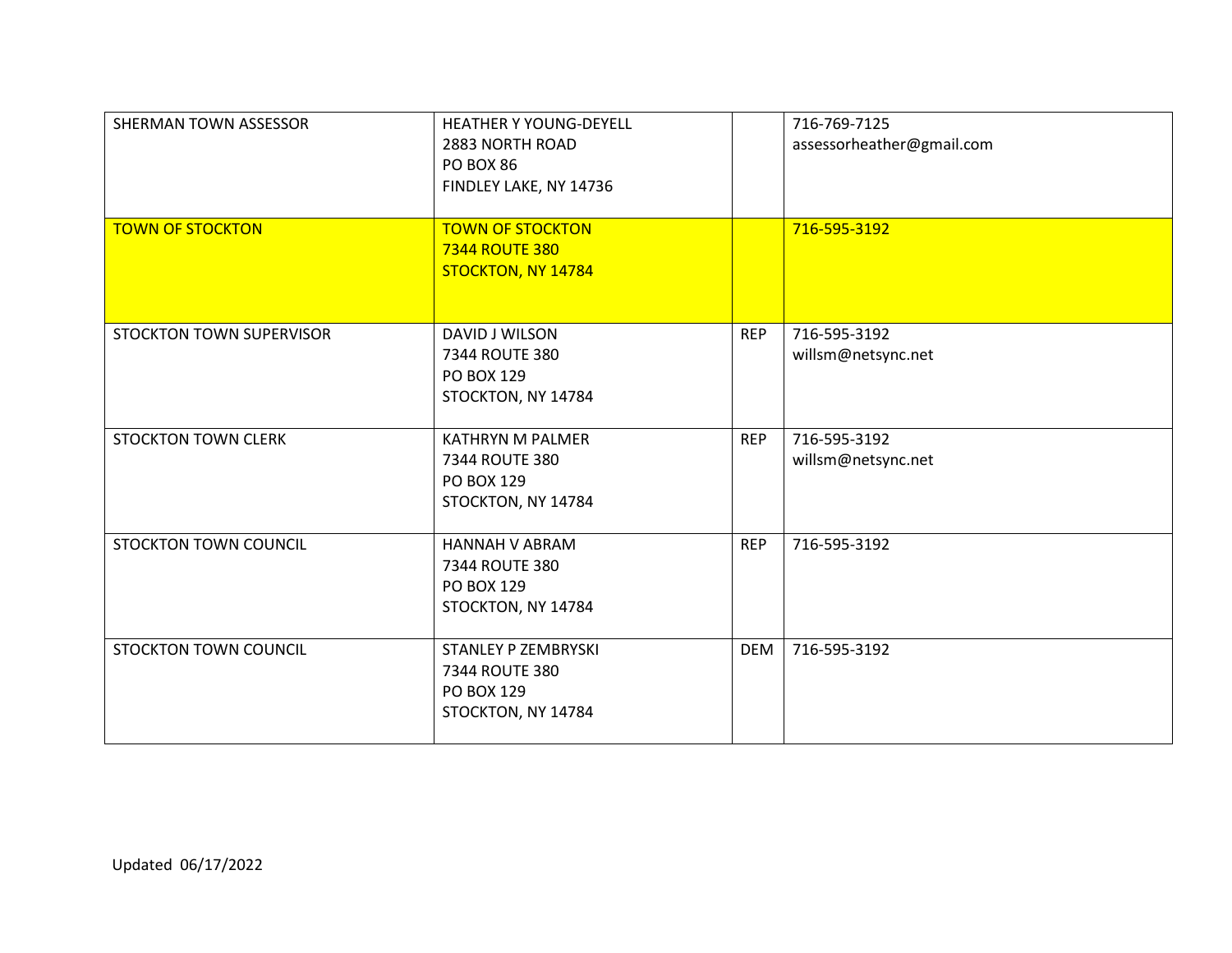| | | | |
|---|---|---|---|
| SHERMAN TOWN ASSESSOR | HEATHER Y YOUNG-DEYELL<br>2883 NORTH ROAD<br>PO BOX 86<br>FINDLEY LAKE, NY 14736 | | 716-769-7125<br>assessorheather@gmail.com |
| TOWN OF STOCKTON | TOWN OF STOCKTON<br>7344 ROUTE 380<br>STOCKTON, NY 14784 | | 716-595-3192 |
| STOCKTON TOWN SUPERVISOR | DAVID J WILSON<br>7344 ROUTE 380<br>PO BOX 129<br>STOCKTON, NY 14784 | REP | 716-595-3192<br>willsm@netsync.net |
| STOCKTON TOWN CLERK | KATHRYN M PALMER<br>7344 ROUTE 380<br>PO BOX 129<br>STOCKTON, NY 14784 | REP | 716-595-3192<br>willsm@netsync.net |
| STOCKTON TOWN COUNCIL | HANNAH V ABRAM<br>7344 ROUTE 380<br>PO BOX 129<br>STOCKTON, NY 14784 | REP | 716-595-3192 |
| STOCKTON TOWN COUNCIL | STANLEY P ZEMBRYSKI<br>7344 ROUTE 380<br>PO BOX 129<br>STOCKTON, NY 14784 | DEM | 716-595-3192 |

Updated 06/17/2022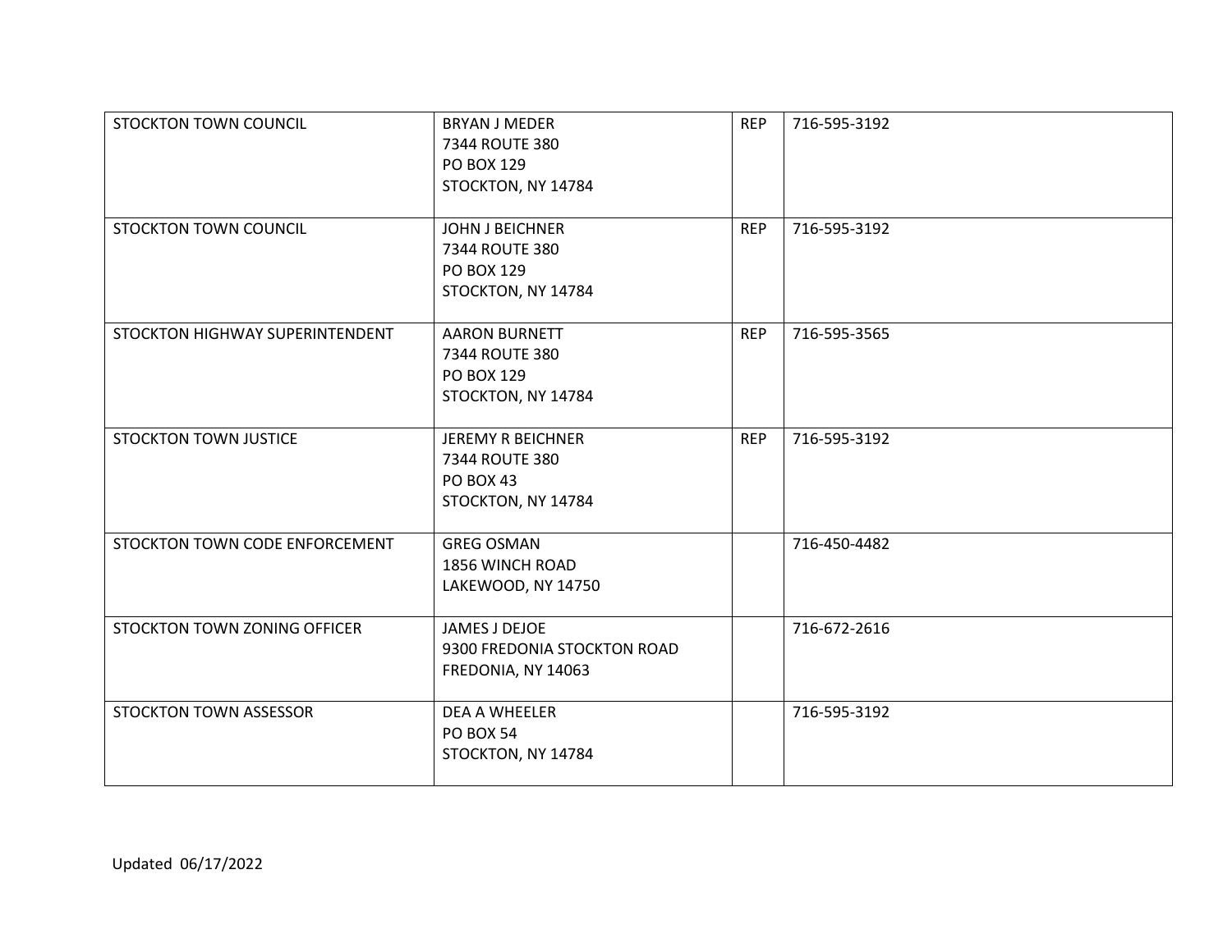| STOCKTON TOWN COUNCIL | BRYAN J MEDER<br>7344 ROUTE 380<br>PO BOX 129<br>STOCKTON, NY 14784 | REP | 716-595-3192 |
|---|---|---|---|
| STOCKTON TOWN COUNCIL | JOHN J BEICHNER<br>7344 ROUTE 380<br>PO BOX 129<br>STOCKTON, NY 14784 | REP | 716-595-3192 |
| STOCKTON HIGHWAY SUPERINTENDENT | AARON BURNETT<br>7344 ROUTE 380<br>PO BOX 129<br>STOCKTON, NY 14784 | REP | 716-595-3565 |
| STOCKTON TOWN JUSTICE | JEREMY R BEICHNER<br>7344 ROUTE 380<br>PO BOX 43<br>STOCKTON, NY 14784 | REP | 716-595-3192 |
| STOCKTON TOWN CODE ENFORCEMENT | GREG OSMAN<br>1856 WINCH ROAD<br>LAKEWOOD, NY 14750 | | 716-450-4482 |
| STOCKTON TOWN ZONING OFFICER | JAMES J DEJOE<br>9300 FREDONIA STOCKTON ROAD<br>FREDONIA, NY 14063 | | 716-672-2616 |
| STOCKTON TOWN ASSESSOR | DEA A WHEELER<br>PO BOX 54<br>STOCKTON, NY 14784 | | 716-595-3192 |

Updated 06/17/2022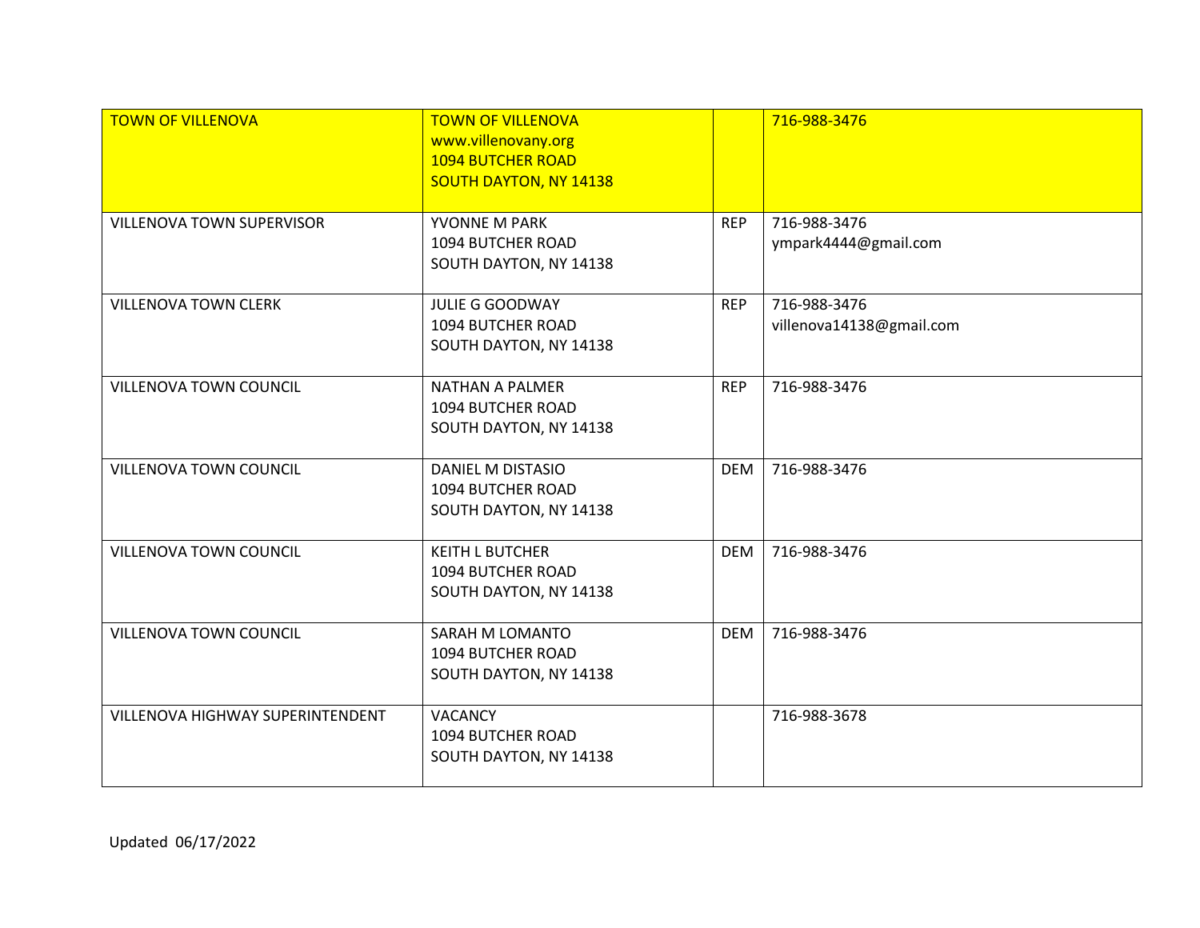| TOWN OF VILLENOVA | TOWN OF VILLENOVA<br>www.villenovany.org<br>1094 BUTCHER ROAD<br>SOUTH DAYTON, NY 14138 | | 716-988-3476 |
|---|---|---|---|
| VILLENOVA TOWN SUPERVISOR | YVONNE M PARK<br>1094 BUTCHER ROAD<br>SOUTH DAYTON, NY 14138 | REP | 716-988-3476<br>ympark4444@gmail.com |
| VILLENOVA TOWN CLERK | JULIE G GOODWAY<br>1094 BUTCHER ROAD<br>SOUTH DAYTON, NY 14138 | REP | 716-988-3476<br>villenova14138@gmail.com |
| VILLENOVA TOWN COUNCIL | NATHAN A PALMER<br>1094 BUTCHER ROAD<br>SOUTH DAYTON, NY 14138 | REP | 716-988-3476 |
| VILLENOVA TOWN COUNCIL | DANIEL M DISTASIO<br>1094 BUTCHER ROAD<br>SOUTH DAYTON, NY 14138 | DEM | 716-988-3476 |
| VILLENOVA TOWN COUNCIL | KEITH L BUTCHER<br>1094 BUTCHER ROAD<br>SOUTH DAYTON, NY 14138 | DEM | 716-988-3476 |
| VILLENOVA TOWN COUNCIL | SARAH M LOMANTO<br>1094 BUTCHER ROAD<br>SOUTH DAYTON, NY 14138 | DEM | 716-988-3476 |
| VILLENOVA HIGHWAY SUPERINTENDENT | VACANCY<br>1094 BUTCHER ROAD<br>SOUTH DAYTON, NY 14138 | | 716-988-3678 |

Updated 06/17/2022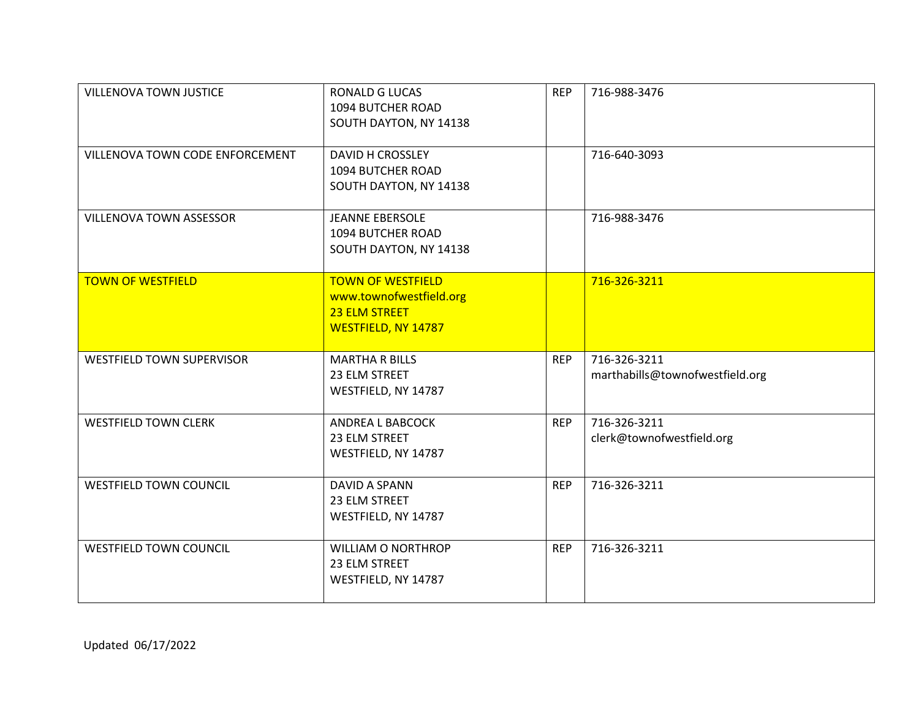| | | | |
|---|---|---|---|
| VILLENOVA TOWN JUSTICE | RONALD G LUCAS<br>1094 BUTCHER ROAD<br>SOUTH DAYTON, NY 14138 | REP | 716-988-3476 |
| VILLENOVA TOWN CODE ENFORCEMENT | DAVID H CROSSLEY<br>1094 BUTCHER ROAD<br>SOUTH DAYTON, NY 14138 | | 716-640-3093 |
| VILLENOVA TOWN ASSESSOR | JEANNE EBERSOLE<br>1094 BUTCHER ROAD<br>SOUTH DAYTON, NY 14138 | | 716-988-3476 |
| TOWN OF WESTFIELD | TOWN OF WESTFIELD<br>www.townofwestfield.org<br>23 ELM STREET<br>WESTFIELD, NY 14787 | | 716-326-3211 |
| WESTFIELD TOWN SUPERVISOR | MARTHA R BILLS<br>23 ELM STREET<br>WESTFIELD, NY 14787 | REP | 716-326-3211<br>marthabills@townofwestfield.org |
| WESTFIELD TOWN CLERK | ANDREA L BABCOCK<br>23 ELM STREET<br>WESTFIELD, NY 14787 | REP | 716-326-3211<br>clerk@townofwestfield.org |
| WESTFIELD TOWN COUNCIL | DAVID A SPANN<br>23 ELM STREET<br>WESTFIELD, NY 14787 | REP | 716-326-3211 |
| WESTFIELD TOWN COUNCIL | WILLIAM O NORTHROP<br>23 ELM STREET<br>WESTFIELD, NY 14787 | REP | 716-326-3211 |

Updated 06/17/2022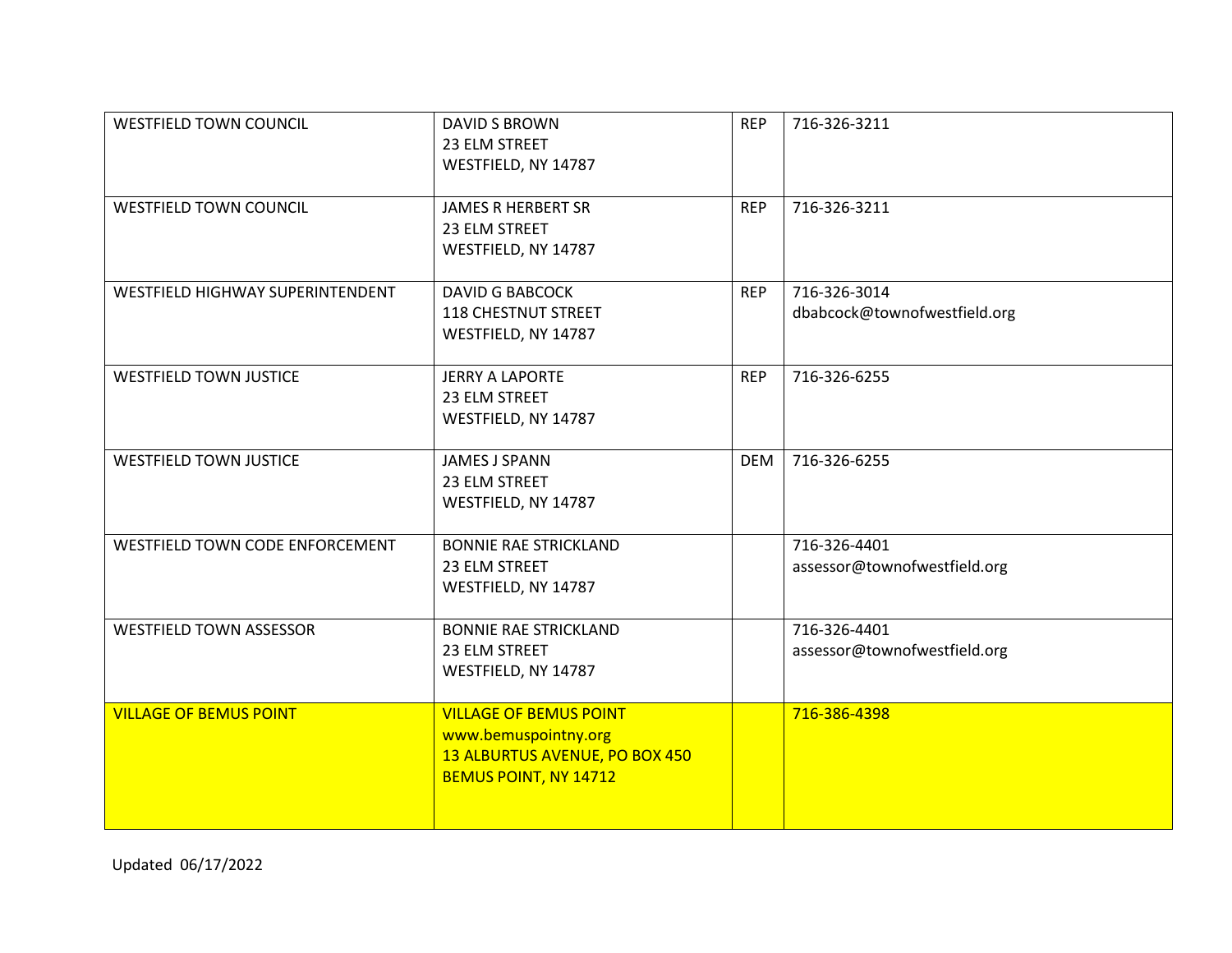| | | | |
|---|---|---|---|
| WESTFIELD TOWN COUNCIL | DAVID S BROWN<br>23 ELM STREET<br>WESTFIELD, NY 14787 | REP | 716-326-3211 |
| WESTFIELD TOWN COUNCIL | JAMES R HERBERT SR<br>23 ELM STREET<br>WESTFIELD, NY 14787 | REP | 716-326-3211 |
| WESTFIELD HIGHWAY SUPERINTENDENT | DAVID G BABCOCK<br>118 CHESTNUT STREET<br>WESTFIELD, NY 14787 | REP | 716-326-3014<br>dbabcock@townofwestfield.org |
| WESTFIELD TOWN JUSTICE | JERRY A LAPORTE<br>23 ELM STREET<br>WESTFIELD, NY 14787 | REP | 716-326-6255 |
| WESTFIELD TOWN JUSTICE | JAMES J SPANN<br>23 ELM STREET<br>WESTFIELD, NY 14787 | DEM | 716-326-6255 |
| WESTFIELD TOWN CODE ENFORCEMENT | BONNIE RAE STRICKLAND<br>23 ELM STREET<br>WESTFIELD, NY 14787 | | 716-326-4401<br>assessor@townofwestfield.org |
| WESTFIELD TOWN ASSESSOR | BONNIE RAE STRICKLAND<br>23 ELM STREET<br>WESTFIELD, NY 14787 | | 716-326-4401<br>assessor@townofwestfield.org |
| VILLAGE OF BEMUS POINT | VILLAGE OF BEMUS POINT<br>www.bemuspointny.org<br>13 ALBURTUS AVENUE, PO BOX 450<br>BEMUS POINT, NY 14712 | | 716-386-4398 |

Updated 06/17/2022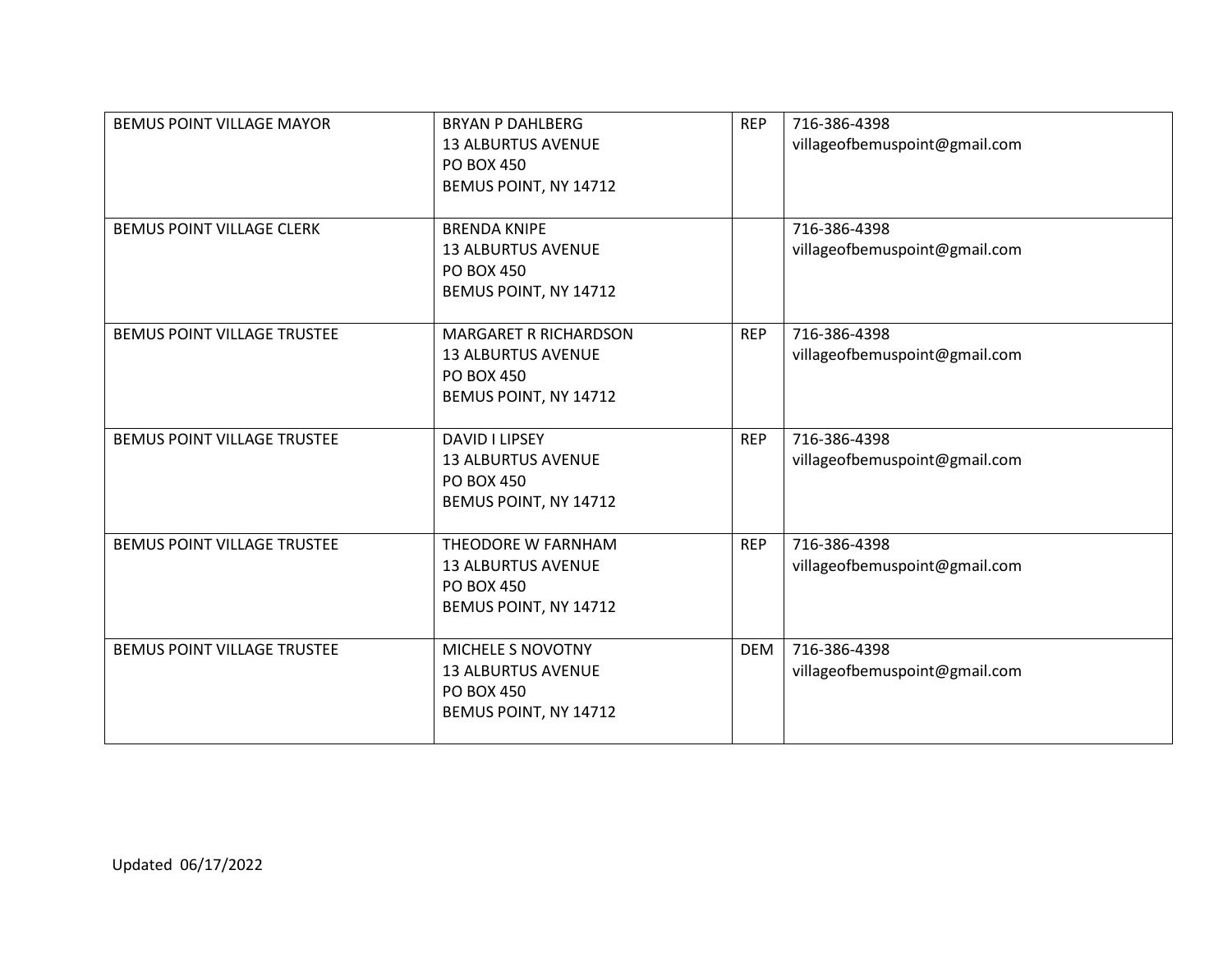| | | | |
|---|---|---|---|
| BEMUS POINT VILLAGE MAYOR | BRYAN P DAHLBERG<br>13 ALBURTUS AVENUE<br>PO BOX 450<br>BEMUS POINT, NY 14712 | REP | 716-386-4398<br>villageofbemuspoint@gmail.com |
| BEMUS POINT VILLAGE CLERK | BRENDA KNIPE<br>13 ALBURTUS AVENUE<br>PO BOX 450<br>BEMUS POINT, NY 14712 | | 716-386-4398<br>villageofbemuspoint@gmail.com |
| BEMUS POINT VILLAGE TRUSTEE | MARGARET R RICHARDSON<br>13 ALBURTUS AVENUE<br>PO BOX 450<br>BEMUS POINT, NY 14712 | REP | 716-386-4398<br>villageofbemuspoint@gmail.com |
| BEMUS POINT VILLAGE TRUSTEE | DAVID I LIPSEY<br>13 ALBURTUS AVENUE<br>PO BOX 450<br>BEMUS POINT, NY 14712 | REP | 716-386-4398<br>villageofbemuspoint@gmail.com |
| BEMUS POINT VILLAGE TRUSTEE | THEODORE W FARNHAM<br>13 ALBURTUS AVENUE<br>PO BOX 450<br>BEMUS POINT, NY 14712 | REP | 716-386-4398<br>villageofbemuspoint@gmail.com |
| BEMUS POINT VILLAGE TRUSTEE | MICHELE S NOVOTNY<br>13 ALBURTUS AVENUE<br>PO BOX 450<br>BEMUS POINT, NY 14712 | DEM | 716-386-4398<br>villageofbemuspoint@gmail.com |

Updated 06/17/2022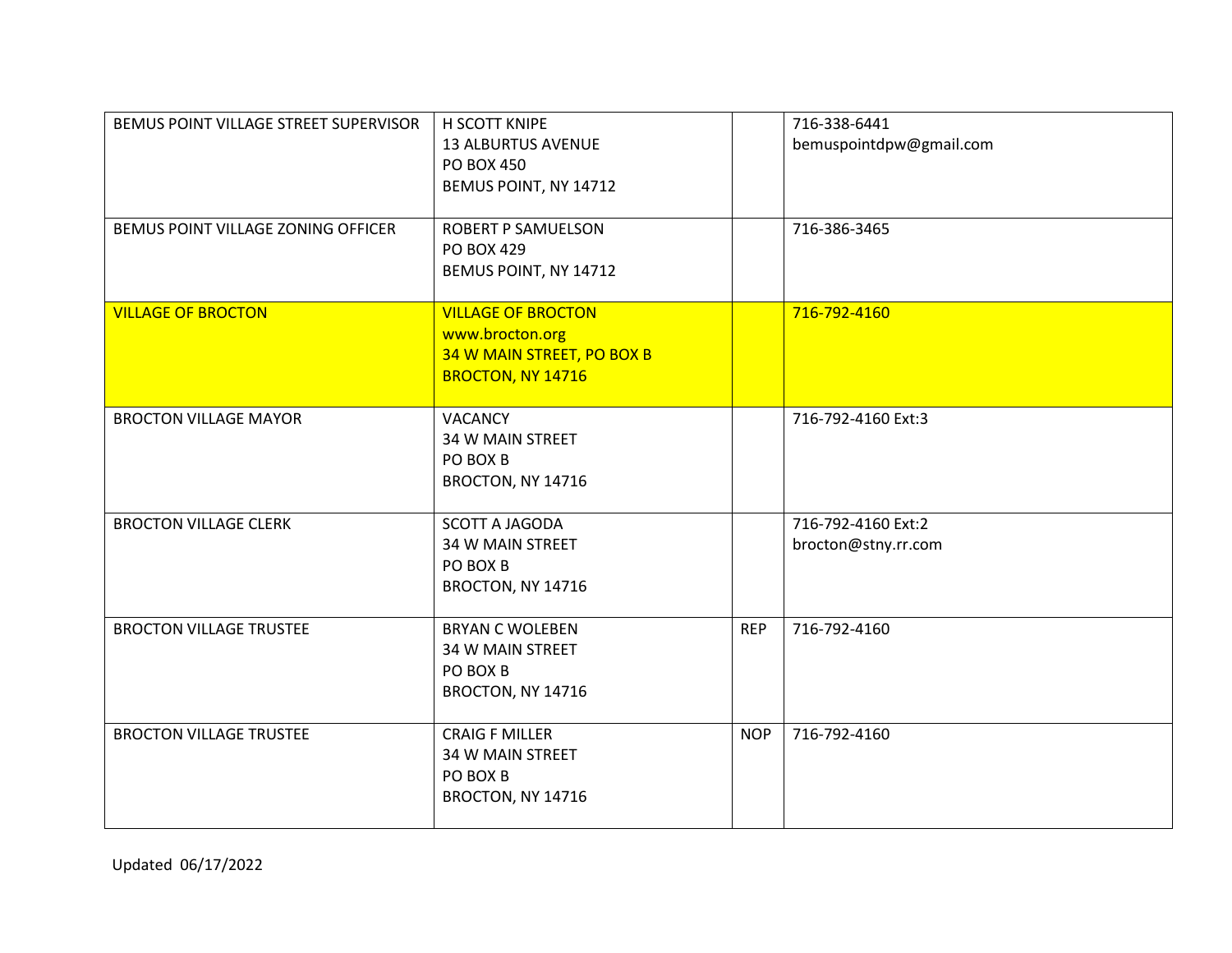| | | | |
|---|---|---|---|
| BEMUS POINT VILLAGE STREET SUPERVISOR | H SCOTT KNIPE<br>13 ALBURTUS AVENUE<br>PO BOX 450<br>BEMUS POINT, NY 14712 | | 716-338-6441<br>bemuspointdpw@gmail.com |
| BEMUS POINT VILLAGE ZONING OFFICER | ROBERT P SAMUELSON<br>PO BOX 429<br>BEMUS POINT, NY 14712 | | 716-386-3465 |
| VILLAGE OF BROCTON | VILLAGE OF BROCTON<br>www.brocton.org<br>34 W MAIN STREET, PO BOX B<br>BROCTON, NY 14716 | | 716-792-4160 |
| BROCTON VILLAGE MAYOR | VACANCY<br>34 W MAIN STREET<br>PO BOX B<br>BROCTON, NY 14716 | | 716-792-4160 Ext:3 |
| BROCTON VILLAGE CLERK | SCOTT A JAGODA<br>34 W MAIN STREET<br>PO BOX B<br>BROCTON, NY 14716 | | 716-792-4160 Ext:2<br>brocton@stny.rr.com |
| BROCTON VILLAGE TRUSTEE | BRYAN C WOLEBEN<br>34 W MAIN STREET<br>PO BOX B<br>BROCTON, NY 14716 | REP | 716-792-4160 |
| BROCTON VILLAGE TRUSTEE | CRAIG F MILLER<br>34 W MAIN STREET<br>PO BOX B<br>BROCTON, NY 14716 | NOP | 716-792-4160 |

Updated 06/17/2022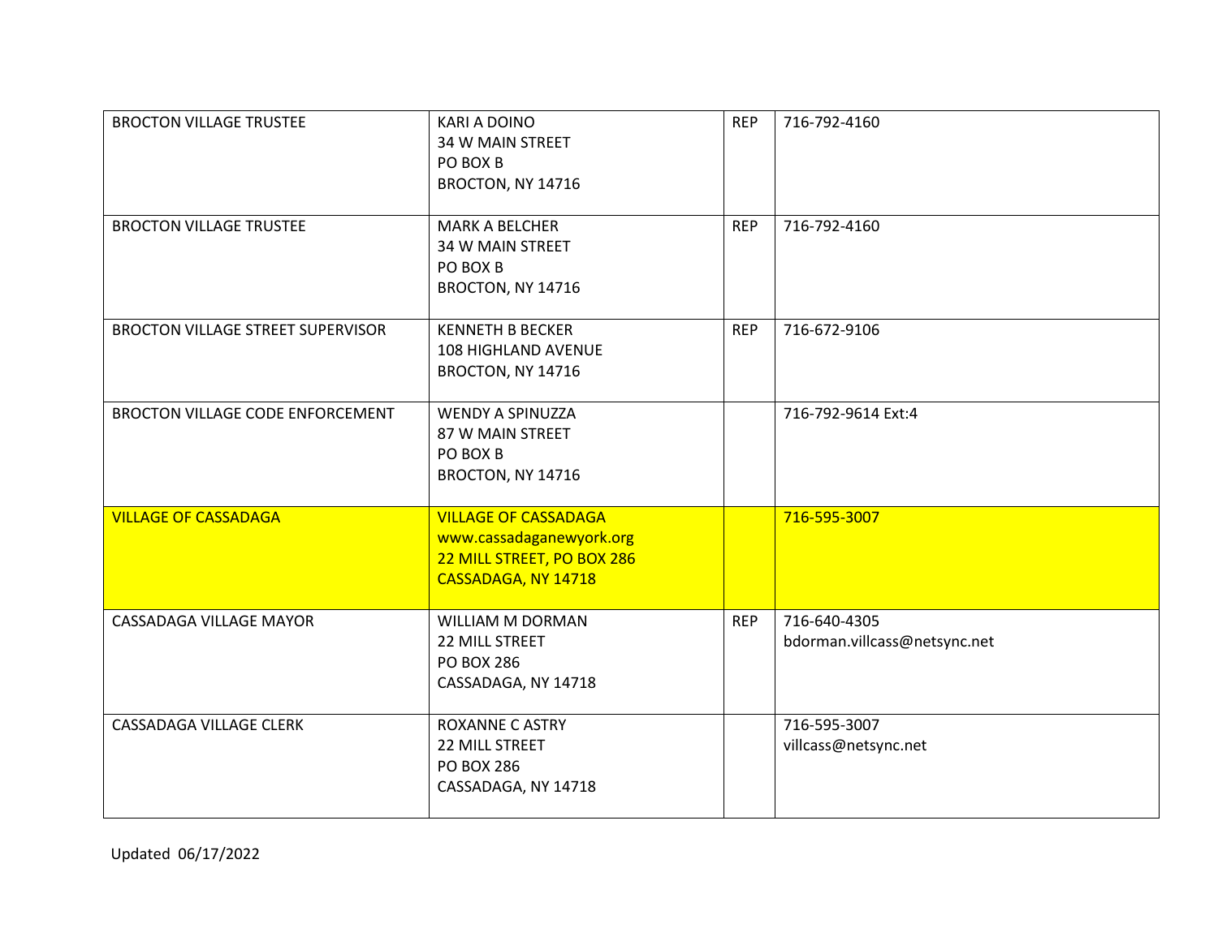| | | | |
|---|---|---|---|
| BROCTON VILLAGE TRUSTEE | KARI A DOINO<br>34 W MAIN STREET<br>PO BOX B<br>BROCTON, NY 14716 | REP | 716-792-4160 |
| BROCTON VILLAGE TRUSTEE | MARK A BELCHER<br>34 W MAIN STREET<br>PO BOX B<br>BROCTON, NY 14716 | REP | 716-792-4160 |
| BROCTON VILLAGE STREET SUPERVISOR | KENNETH B BECKER<br>108 HIGHLAND AVENUE<br>BROCTON, NY 14716 | REP | 716-672-9106 |
| BROCTON VILLAGE CODE ENFORCEMENT | WENDY A SPINUZZA<br>87 W MAIN STREET<br>PO BOX B<br>BROCTON, NY 14716 | | 716-792-9614 Ext:4 |
| VILLAGE OF CASSADAGA | VILLAGE OF CASSADAGA<br>www.cassadaganewyork.org<br>22 MILL STREET, PO BOX 286<br>CASSADAGA, NY 14718 | | 716-595-3007 |
| CASSADAGA VILLAGE MAYOR | WILLIAM M DORMAN<br>22 MILL STREET<br>PO BOX 286<br>CASSADAGA, NY 14718 | REP | 716-640-4305<br>bdorman.villcass@netsync.net |
| CASSADAGA VILLAGE CLERK | ROXANNE C ASTRY<br>22 MILL STREET<br>PO BOX 286<br>CASSADAGA, NY 14718 | | 716-595-3007<br>villcass@netsync.net |

Updated 06/17/2022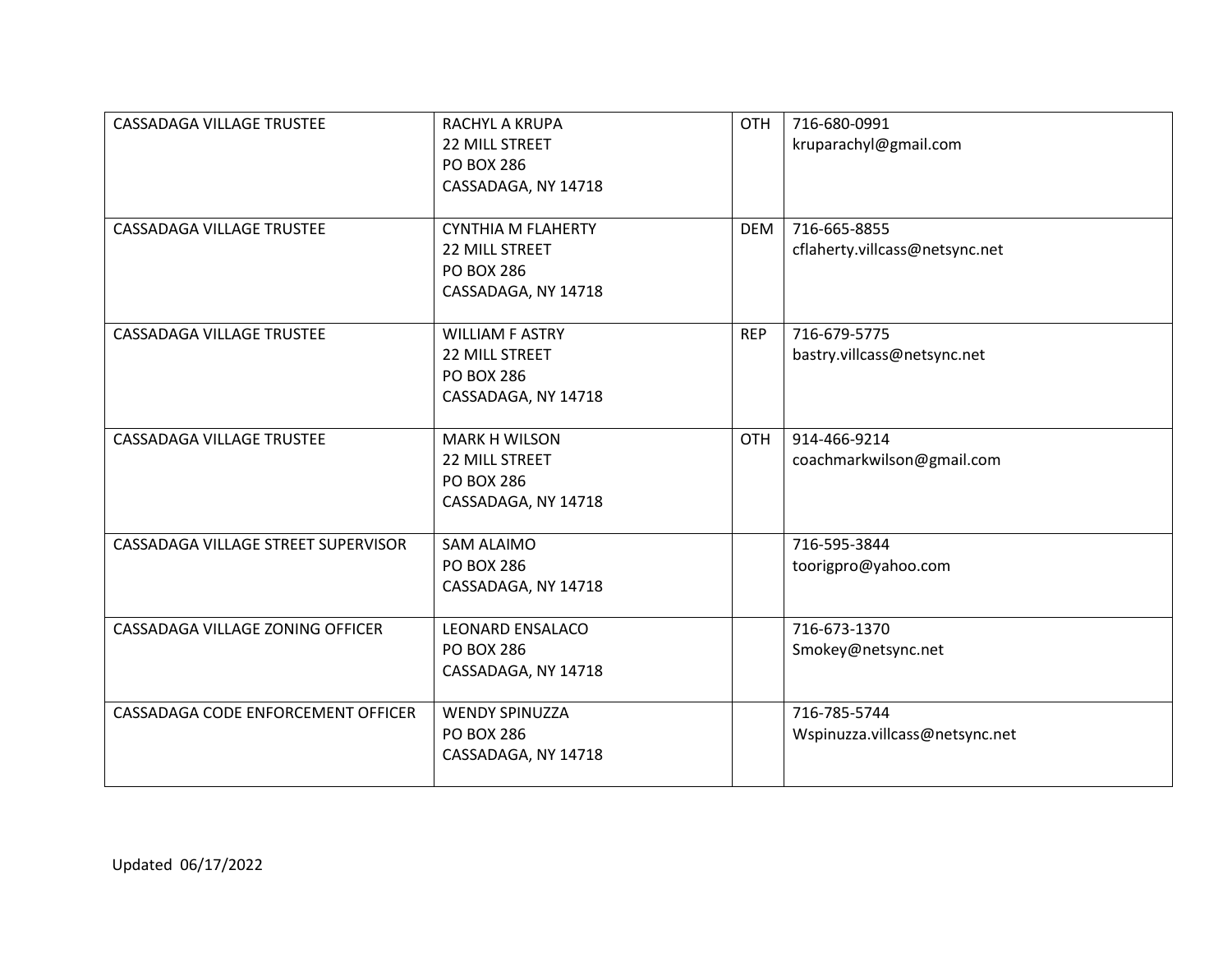| | | | |
|---|---|---|---|
| CASSADAGA VILLAGE TRUSTEE | RACHYL A KRUPA<br>22 MILL STREET<br>PO BOX 286<br>CASSADAGA, NY 14718 | OTH | 716-680-0991<br>kruparachyl@gmail.com |
| CASSADAGA VILLAGE TRUSTEE | CYNTHIA M FLAHERTY<br>22 MILL STREET<br>PO BOX 286<br>CASSADAGA, NY 14718 | DEM | 716-665-8855<br>cflaherty.villcass@netsync.net |
| CASSADAGA VILLAGE TRUSTEE | WILLIAM F ASTRY<br>22 MILL STREET<br>PO BOX 286<br>CASSADAGA, NY 14718 | REP | 716-679-5775<br>bastry.villcass@netsync.net |
| CASSADAGA VILLAGE TRUSTEE | MARK H WILSON<br>22 MILL STREET<br>PO BOX 286<br>CASSADAGA, NY 14718 | OTH | 914-466-9214<br>coachmarkwilson@gmail.com |
| CASSADAGA VILLAGE STREET SUPERVISOR | SAM ALAIMO<br>PO BOX 286<br>CASSADAGA, NY 14718 | | 716-595-3844<br>toorigpro@yahoo.com |
| CASSADAGA VILLAGE ZONING OFFICER | LEONARD ENSALACO<br>PO BOX 286<br>CASSADAGA, NY 14718 | | 716-673-1370<br>Smokey@netsync.net |
| CASSADAGA CODE ENFORCEMENT OFFICER | WENDY SPINUZZA<br>PO BOX 286<br>CASSADAGA, NY 14718 | | 716-785-5744<br>Wspinuzza.villcass@netsync.net |

Updated 06/17/2022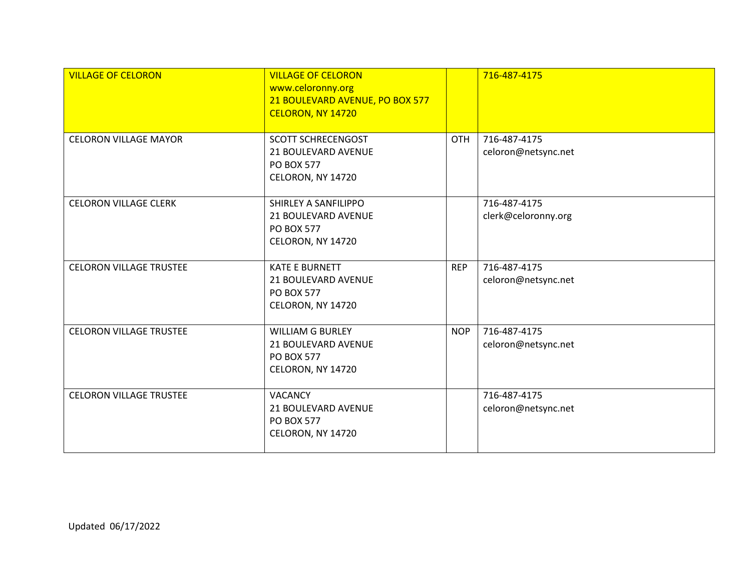| VILLAGE OF CELORON | VILLAGE OF CELORON<br>www.celoronny.org<br>21 BOULEVARD AVENUE, PO BOX 577<br>CELORON, NY 14720 | | 716-487-4175 |
|---|---|---|---|
| CELORON VILLAGE MAYOR | SCOTT SCHRECENGOST<br>21 BOULEVARD AVENUE<br>PO BOX 577<br>CELORON, NY 14720 | OTH | 716-487-4175<br>celoron@netsync.net |
| CELORON VILLAGE CLERK | SHIRLEY A SANFILIPPO<br>21 BOULEVARD AVENUE<br>PO BOX 577<br>CELORON, NY 14720 | | 716-487-4175<br>clerk@celoronny.org |
| CELORON VILLAGE TRUSTEE | KATE E BURNETT<br>21 BOULEVARD AVENUE<br>PO BOX 577<br>CELORON, NY 14720 | REP | 716-487-4175<br>celoron@netsync.net |
| CELORON VILLAGE TRUSTEE | WILLIAM G BURLEY<br>21 BOULEVARD AVENUE<br>PO BOX 577<br>CELORON, NY 14720 | NOP | 716-487-4175<br>celoron@netsync.net |
| CELORON VILLAGE TRUSTEE | VACANCY<br>21 BOULEVARD AVENUE<br>PO BOX 577<br>CELORON, NY 14720 | | 716-487-4175<br>celoron@netsync.net |

Updated 06/17/2022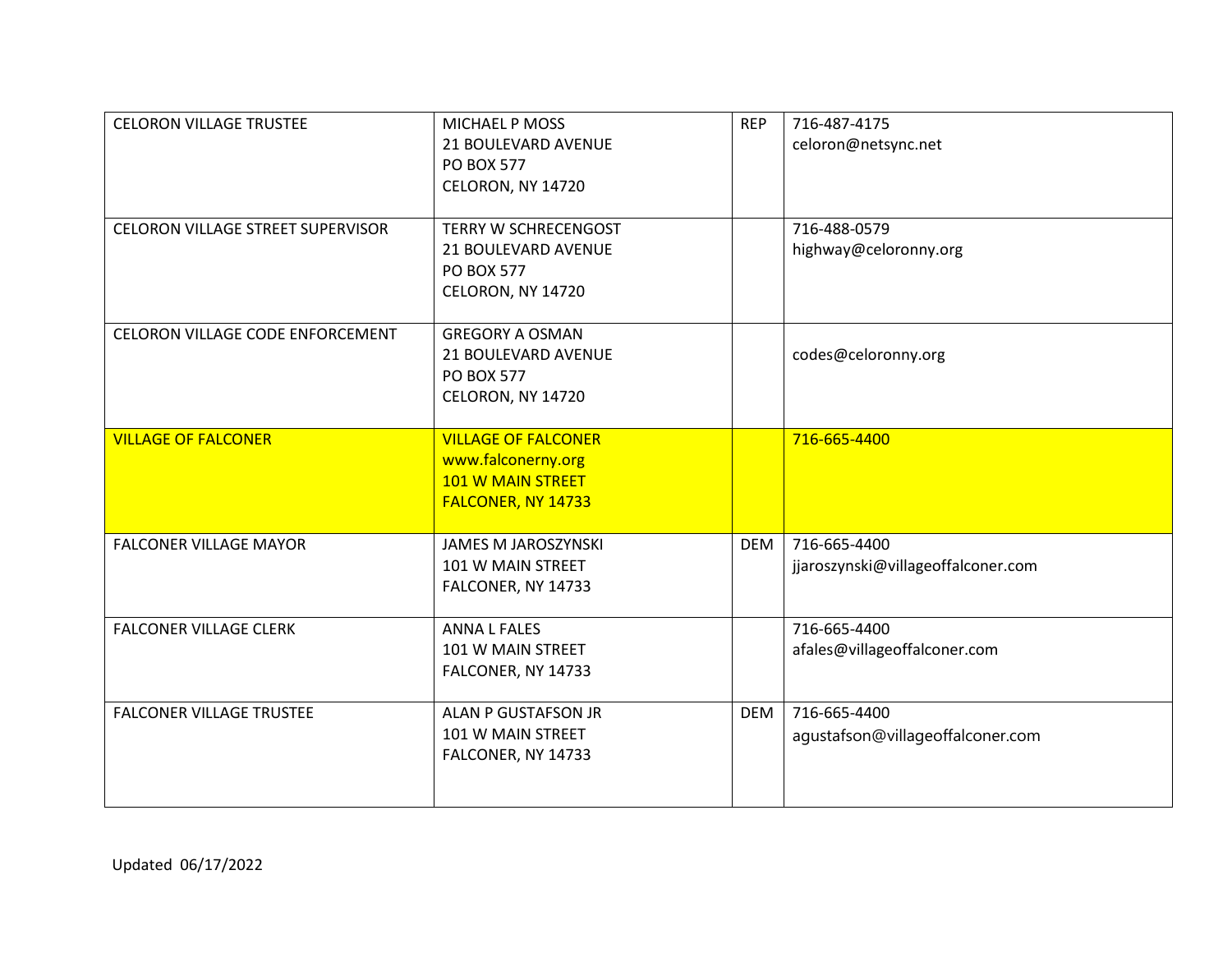| | | | |
|---|---|---|---|
| CELORON VILLAGE TRUSTEE | MICHAEL P MOSS<br>21 BOULEVARD AVENUE<br>PO BOX 577<br>CELORON, NY 14720 | REP | 716-487-4175<br>celoron@netsync.net |
| CELORON VILLAGE STREET SUPERVISOR | TERRY W SCHRECENGOST<br>21 BOULEVARD AVENUE<br>PO BOX 577<br>CELORON, NY 14720 | | 716-488-0579<br>highway@celoronny.org |
| CELORON VILLAGE CODE ENFORCEMENT | GREGORY A OSMAN<br>21 BOULEVARD AVENUE<br>PO BOX 577<br>CELORON, NY 14720 | | codes@celoronny.org |
| VILLAGE OF FALCONER | VILLAGE OF FALCONER<br>www.falconerny.org<br>101 W MAIN STREET<br>FALCONER, NY 14733 | | 716-665-4400 |
| FALCONER VILLAGE MAYOR | JAMES M JAROSZYNSKI<br>101 W MAIN STREET<br>FALCONER, NY 14733 | DEM | 716-665-4400<br>jjaroszynski@villageoffalconer.com |
| FALCONER VILLAGE CLERK | ANNA L FALES<br>101 W MAIN STREET<br>FALCONER, NY 14733 | | 716-665-4400<br>afales@villageoffalconer.com |
| FALCONER VILLAGE TRUSTEE | ALAN P GUSTAFSON JR<br>101 W MAIN STREET<br>FALCONER, NY 14733 | DEM | 716-665-4400<br>agustafson@villageoffalconer.com |

Updated 06/17/2022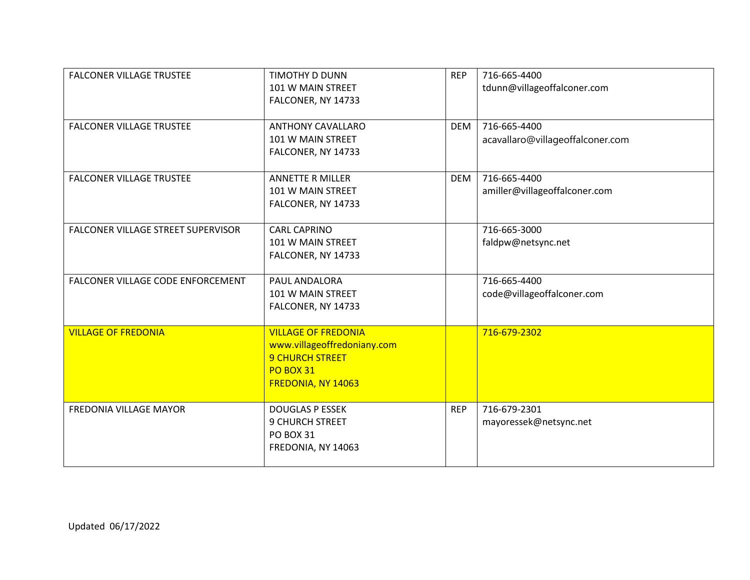| | | | |
|---|---|---|---|
| FALCONER VILLAGE TRUSTEE | TIMOTHY D DUNN<br>101 W MAIN STREET<br>FALCONER, NY 14733 | REP | 716-665-4400<br>tdunn@villageoffalconer.com |
| FALCONER VILLAGE TRUSTEE | ANTHONY CAVALLARO<br>101 W MAIN STREET<br>FALCONER, NY 14733 | DEM | 716-665-4400<br>acavallaro@villageoffalconer.com |
| FALCONER VILLAGE TRUSTEE | ANNETTE R MILLER<br>101 W MAIN STREET<br>FALCONER, NY 14733 | DEM | 716-665-4400<br>amiller@villageoffalconer.com |
| FALCONER VILLAGE STREET SUPERVISOR | CARL CAPRINO<br>101 W MAIN STREET<br>FALCONER, NY 14733 | | 716-665-3000<br>faldpw@netsync.net |
| FALCONER VILLAGE CODE ENFORCEMENT | PAUL ANDALORA<br>101 W MAIN STREET<br>FALCONER, NY 14733 | | 716-665-4400<br>code@villageoffalconer.com |
| VILLAGE OF FREDONIA | VILLAGE OF FREDONIA<br>www.villageoffredoniany.com<br>9 CHURCH STREET<br>PO BOX 31<br>FREDONIA, NY 14063 | | 716-679-2302 |
| FREDONIA VILLAGE MAYOR | DOUGLAS P ESSEK<br>9 CHURCH STREET<br>PO BOX 31<br>FREDONIA, NY 14063 | REP | 716-679-2301<br>mayoressek@netsync.net |

Updated 06/17/2022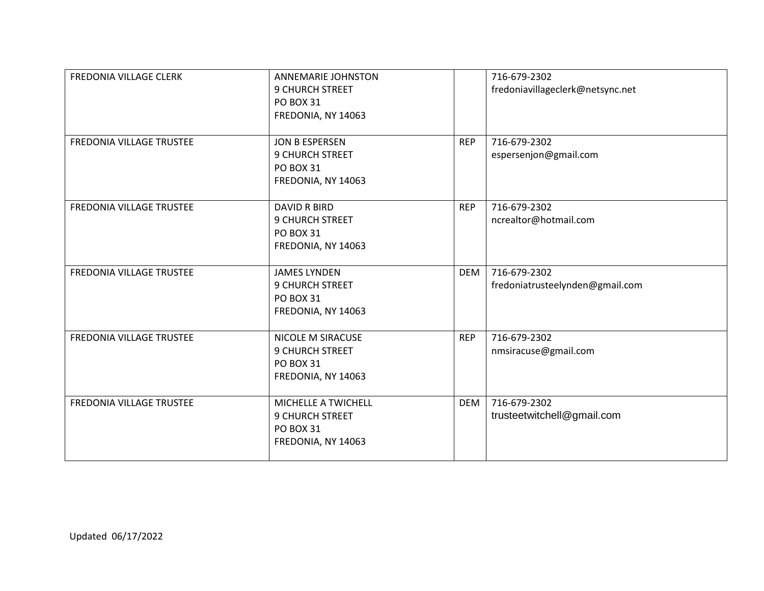| | | | |
|---|---|---|---|
| FREDONIA VILLAGE CLERK | ANNEMARIE JOHNSTON<br>9 CHURCH STREET<br>PO BOX 31<br>FREDONIA, NY 14063 | | 716-679-2302<br>fredoniavillageclerk@netsync.net |
| FREDONIA VILLAGE TRUSTEE | JON B ESPERSEN<br>9 CHURCH STREET<br>PO BOX 31<br>FREDONIA, NY 14063 | REP | 716-679-2302<br>espersenjon@gmail.com |
| FREDONIA VILLAGE TRUSTEE | DAVID R BIRD<br>9 CHURCH STREET<br>PO BOX 31<br>FREDONIA, NY 14063 | REP | 716-679-2302<br>ncrealtor@hotmail.com |
| FREDONIA VILLAGE TRUSTEE | JAMES LYNDEN<br>9 CHURCH STREET<br>PO BOX 31<br>FREDONIA, NY 14063 | DEM | 716-679-2302<br>fredoniatrusteelynden@gmail.com |
| FREDONIA VILLAGE TRUSTEE | NICOLE M SIRACUSE<br>9 CHURCH STREET<br>PO BOX 31<br>FREDONIA, NY 14063 | REP | 716-679-2302<br>nmsiracuse@gmail.com |
| FREDONIA VILLAGE TRUSTEE | MICHELLE A TWICHELL<br>9 CHURCH STREET<br>PO BOX 31<br>FREDONIA, NY 14063 | DEM | 716-679-2302<br>trusteetwitchell@gmail.com |

Updated 06/17/2022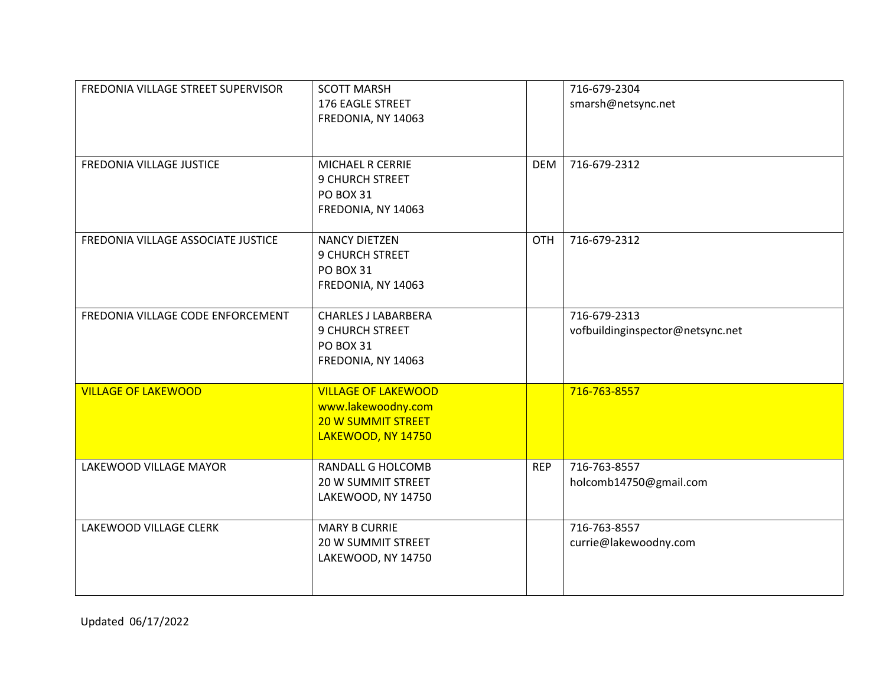| | | | |
|---|---|---|---|
| FREDONIA VILLAGE STREET SUPERVISOR | SCOTT MARSH<br>176 EAGLE STREET<br>FREDONIA, NY 14063 | | 716-679-2304<br>smarsh@netsync.net |
| FREDONIA VILLAGE JUSTICE | MICHAEL R CERRIE<br>9 CHURCH STREET<br>PO BOX 31<br>FREDONIA, NY 14063 | DEM | 716-679-2312 |
| FREDONIA VILLAGE ASSOCIATE JUSTICE | NANCY DIETZEN<br>9 CHURCH STREET<br>PO BOX 31<br>FREDONIA, NY 14063 | OTH | 716-679-2312 |
| FREDONIA VILLAGE CODE ENFORCEMENT | CHARLES J LABARBERA<br>9 CHURCH STREET<br>PO BOX 31<br>FREDONIA, NY 14063 | | 716-679-2313<br>vofbuildinginspector@netsync.net |
| VILLAGE OF LAKEWOOD | VILLAGE OF LAKEWOOD<br>www.lakewoodny.com<br>20 W SUMMIT STREET<br>LAKEWOOD, NY 14750 | | 716-763-8557 |
| LAKEWOOD VILLAGE MAYOR | RANDALL G HOLCOMB<br>20 W SUMMIT STREET<br>LAKEWOOD, NY 14750 | REP | 716-763-8557<br>holcomb14750@gmail.com |
| LAKEWOOD VILLAGE CLERK | MARY B CURRIE<br>20 W SUMMIT STREET<br>LAKEWOOD, NY 14750 | | 716-763-8557<br>currie@lakewoodny.com |

Updated 06/17/2022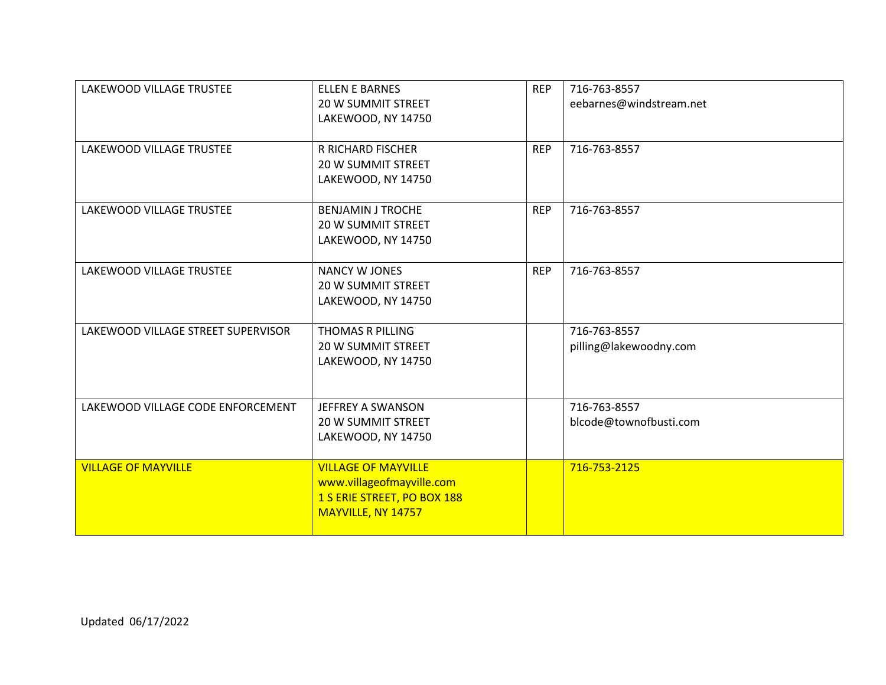| | | | |
|---|---|---|---|
| LAKEWOOD VILLAGE TRUSTEE | ELLEN E BARNES<br>20 W SUMMIT STREET<br>LAKEWOOD, NY 14750 | REP | 716-763-8557<br>eebarnes@windstream.net |
| LAKEWOOD VILLAGE TRUSTEE | R RICHARD FISCHER<br>20 W SUMMIT STREET<br>LAKEWOOD, NY 14750 | REP | 716-763-8557 |
| LAKEWOOD VILLAGE TRUSTEE | BENJAMIN J TROCHE<br>20 W SUMMIT STREET<br>LAKEWOOD, NY 14750 | REP | 716-763-8557 |
| LAKEWOOD VILLAGE TRUSTEE | NANCY W JONES<br>20 W SUMMIT STREET<br>LAKEWOOD, NY 14750 | REP | 716-763-8557 |
| LAKEWOOD VILLAGE STREET SUPERVISOR | THOMAS R PILLING<br>20 W SUMMIT STREET<br>LAKEWOOD, NY 14750 | | 716-763-8557<br>pilling@lakewoodny.com |
| LAKEWOOD VILLAGE CODE ENFORCEMENT | JEFFREY A SWANSON<br>20 W SUMMIT STREET<br>LAKEWOOD, NY 14750 | | 716-763-8557<br>blcode@townofbusti.com |
| VILLAGE OF MAYVILLE | VILLAGE OF MAYVILLE<br>www.villageofmayville.com<br>1 S ERIE STREET, PO BOX 188<br>MAYVILLE, NY 14757 | | 716-753-2125 |

Updated 06/17/2022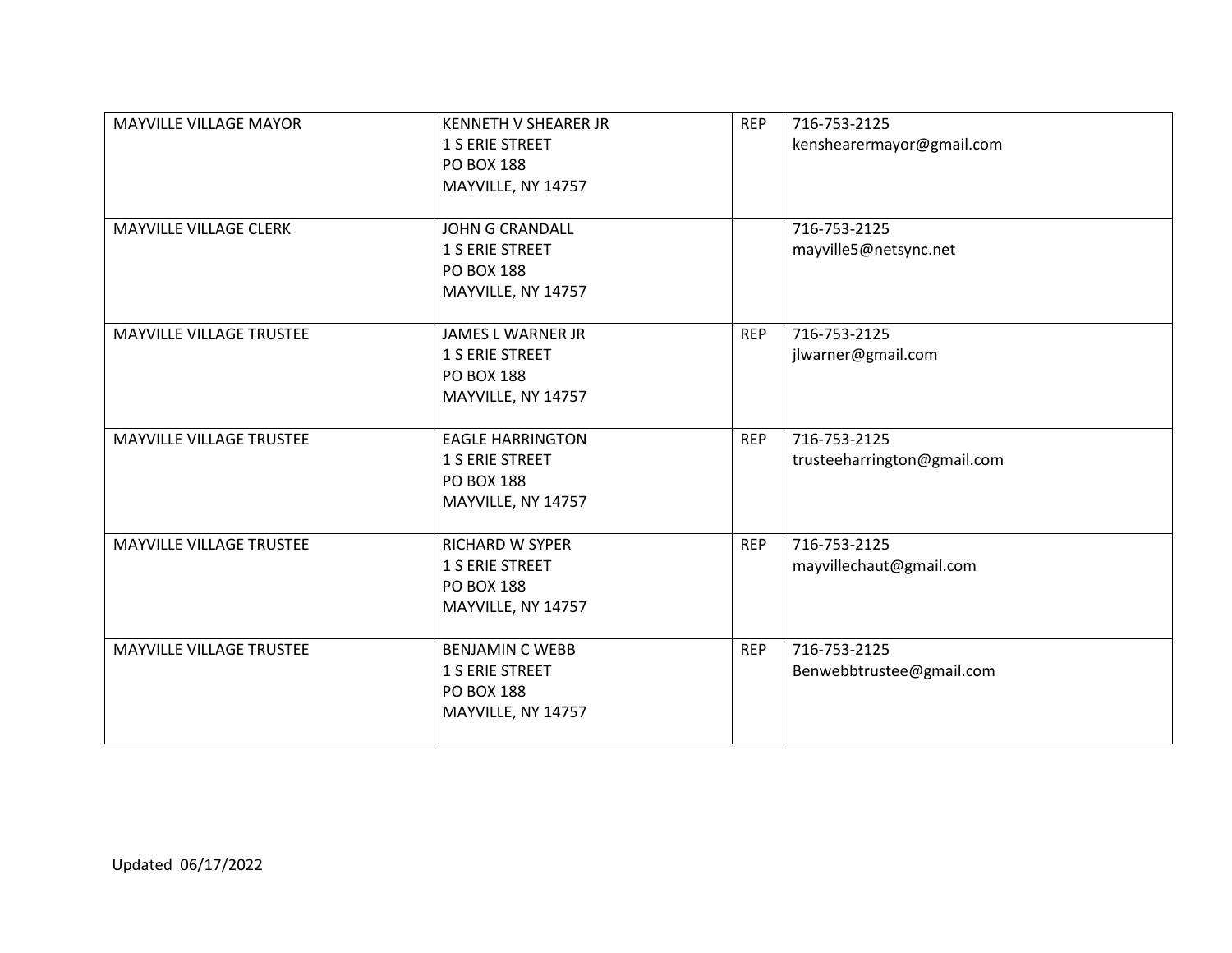| MAYVILLE VILLAGE MAYOR | KENNETH V SHEARER JR<br>1 S ERIE STREET<br>PO BOX 188<br>MAYVILLE, NY 14757 | REP | 716-753-2125<br>kenshearermayor@gmail.com |
|---|---|---|---|
| MAYVILLE VILLAGE CLERK | JOHN G CRANDALL<br>1 S ERIE STREET<br>PO BOX 188<br>MAYVILLE, NY 14757 | | 716-753-2125<br>mayville5@netsync.net |
| MAYVILLE VILLAGE TRUSTEE | JAMES L WARNER JR<br>1 S ERIE STREET<br>PO BOX 188<br>MAYVILLE, NY 14757 | REP | 716-753-2125<br>jlwarner@gmail.com |
| MAYVILLE VILLAGE TRUSTEE | EAGLE HARRINGTON<br>1 S ERIE STREET<br>PO BOX 188<br>MAYVILLE, NY 14757 | REP | 716-753-2125<br>trusteeharrington@gmail.com |
| MAYVILLE VILLAGE TRUSTEE | RICHARD W SYPER<br>1 S ERIE STREET<br>PO BOX 188<br>MAYVILLE, NY 14757 | REP | 716-753-2125<br>mayvillechaut@gmail.com |
| MAYVILLE VILLAGE TRUSTEE | BENJAMIN C WEBB<br>1 S ERIE STREET<br>PO BOX 188<br>MAYVILLE, NY 14757 | REP | 716-753-2125<br>Benwebbtrustee@gmail.com |

Updated 06/17/2022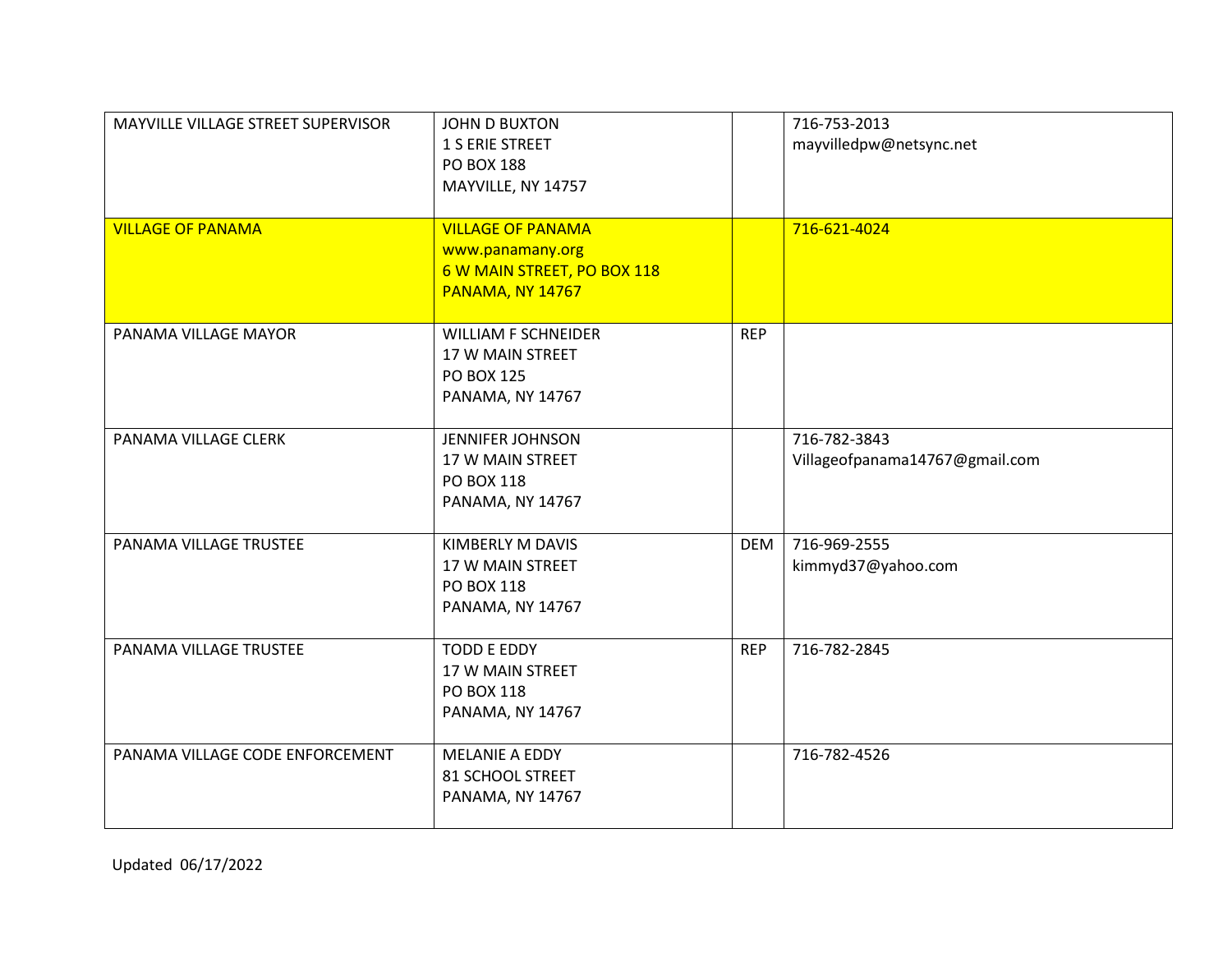| | | | |
|---|---|---|---|
| MAYVILLE VILLAGE STREET SUPERVISOR | JOHN D BUXTON<br>1 S ERIE STREET<br>PO BOX 188<br>MAYVILLE, NY 14757 | | 716-753-2013<br>mayvilledpw@netsync.net |
| VILLAGE OF PANAMA | VILLAGE OF PANAMA<br>www.panamany.org<br>6 W MAIN STREET, PO BOX 118<br>PANAMA, NY 14767 | | 716-621-4024 |
| PANAMA VILLAGE MAYOR | WILLIAM F SCHNEIDER<br>17 W MAIN STREET<br>PO BOX 125<br>PANAMA, NY 14767 | REP | |
| PANAMA VILLAGE CLERK | JENNIFER JOHNSON<br>17 W MAIN STREET<br>PO BOX 118<br>PANAMA, NY 14767 | | 716-782-3843<br>Villageofpanama14767@gmail.com |
| PANAMA VILLAGE TRUSTEE | KIMBERLY M DAVIS<br>17 W MAIN STREET<br>PO BOX 118<br>PANAMA, NY 14767 | DEM | 716-969-2555<br>kimmyd37@yahoo.com |
| PANAMA VILLAGE TRUSTEE | TODD E EDDY<br>17 W MAIN STREET<br>PO BOX 118<br>PANAMA, NY 14767 | REP | 716-782-2845 |
| PANAMA VILLAGE CODE ENFORCEMENT | MELANIE A EDDY<br>81 SCHOOL STREET<br>PANAMA, NY 14767 | | 716-782-4526 |

Updated 06/17/2022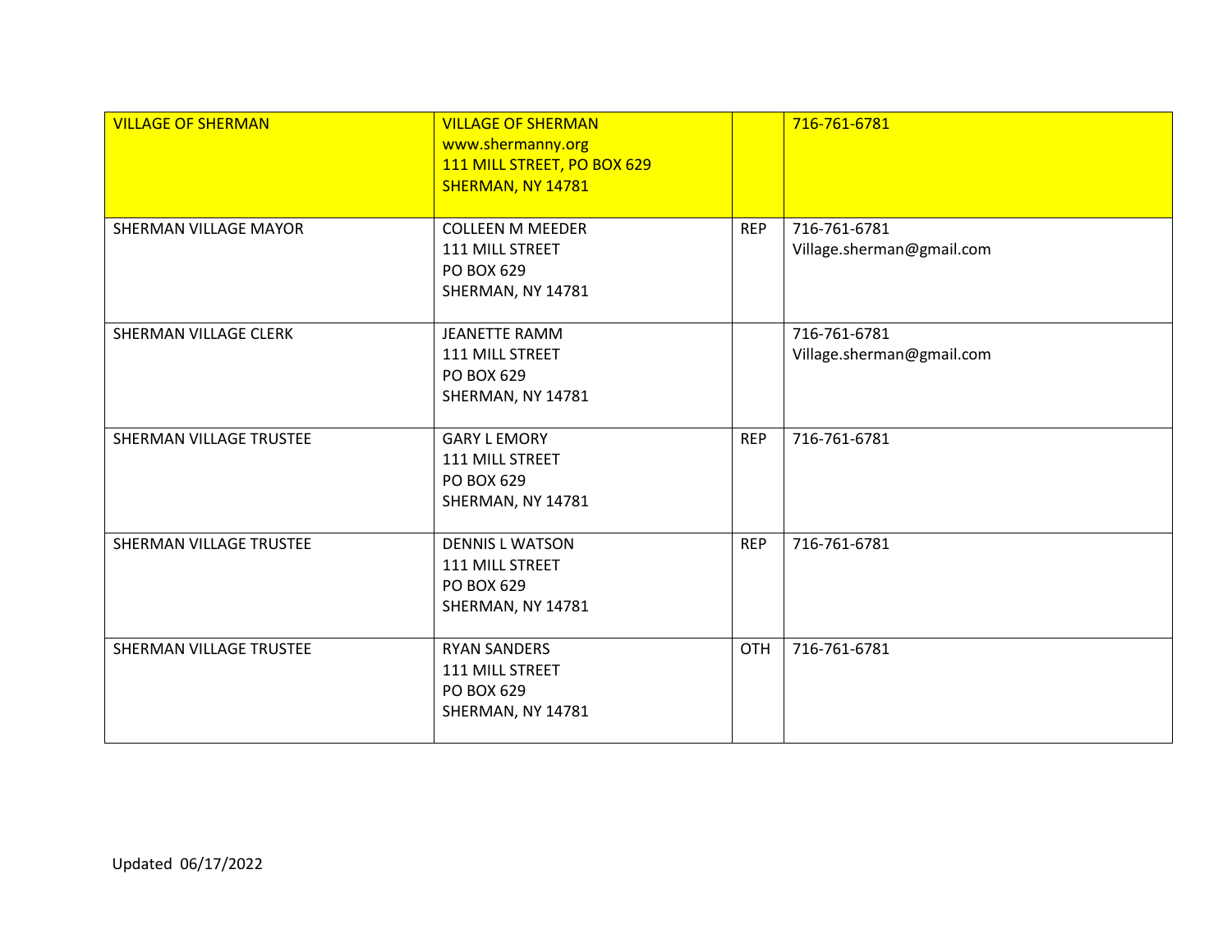| VILLAGE OF SHERMAN | VILLAGE OF SHERMAN<br>www.shermanny.org<br>111 MILL STREET, PO BOX 629<br>SHERMAN, NY 14781 | | 716-761-6781 |
|---|---|---|---|
| SHERMAN VILLAGE MAYOR | COLLEEN M MEEDER<br>111 MILL STREET<br>PO BOX 629<br>SHERMAN, NY 14781 | REP | 716-761-6781<br>Village.sherman@gmail.com |
| SHERMAN VILLAGE CLERK | JEANETTE RAMM<br>111 MILL STREET<br>PO BOX 629<br>SHERMAN, NY 14781 | | 716-761-6781<br>Village.sherman@gmail.com |
| SHERMAN VILLAGE TRUSTEE | GARY L EMORY<br>111 MILL STREET<br>PO BOX 629<br>SHERMAN, NY 14781 | REP | 716-761-6781 |
| SHERMAN VILLAGE TRUSTEE | DENNIS L WATSON<br>111 MILL STREET<br>PO BOX 629<br>SHERMAN, NY 14781 | REP | 716-761-6781 |
| SHERMAN VILLAGE TRUSTEE | RYAN SANDERS<br>111 MILL STREET<br>PO BOX 629<br>SHERMAN, NY 14781 | OTH | 716-761-6781 |

Updated 06/17/2022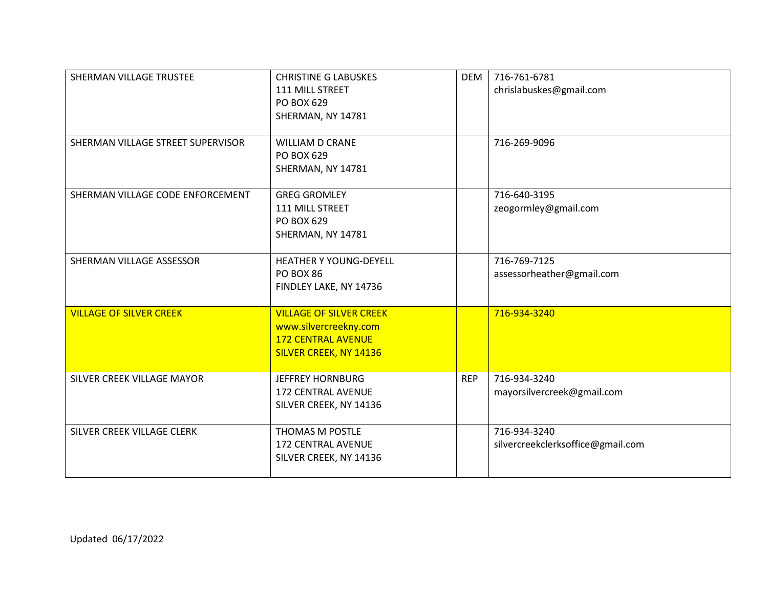| | | | |
|---|---|---|---|
| SHERMAN VILLAGE TRUSTEE | CHRISTINE G LABUSKES<br>111 MILL STREET<br>PO BOX 629<br>SHERMAN, NY 14781 | DEM | 716-761-6781<br>chrislabuskes@gmail.com |
| SHERMAN VILLAGE STREET SUPERVISOR | WILLIAM D CRANE<br>PO BOX 629<br>SHERMAN, NY 14781 | | 716-269-9096 |
| SHERMAN VILLAGE CODE ENFORCEMENT | GREG GROMLEY<br>111 MILL STREET<br>PO BOX 629<br>SHERMAN, NY 14781 | | 716-640-3195<br>zeogormley@gmail.com |
| SHERMAN VILLAGE ASSESSOR | HEATHER Y YOUNG-DEYELL<br>PO BOX 86<br>FINDLEY LAKE, NY 14736 | | 716-769-7125<br>assessorheather@gmail.com |
| VILLAGE OF SILVER CREEK | VILLAGE OF SILVER CREEK<br>www.silvercreekny.com<br>172 CENTRAL AVENUE<br>SILVER CREEK, NY 14136 | | 716-934-3240 |
| SILVER CREEK VILLAGE MAYOR | JEFFREY HORNBURG<br>172 CENTRAL AVENUE<br>SILVER CREEK, NY 14136 | REP | 716-934-3240<br>mayorsilvercreek@gmail.com |
| SILVER CREEK VILLAGE CLERK | THOMAS M POSTLE<br>172 CENTRAL AVENUE<br>SILVER CREEK, NY 14136 | | 716-934-3240<br>silvercreekclerksoffice@gmail.com |

Updated 06/17/2022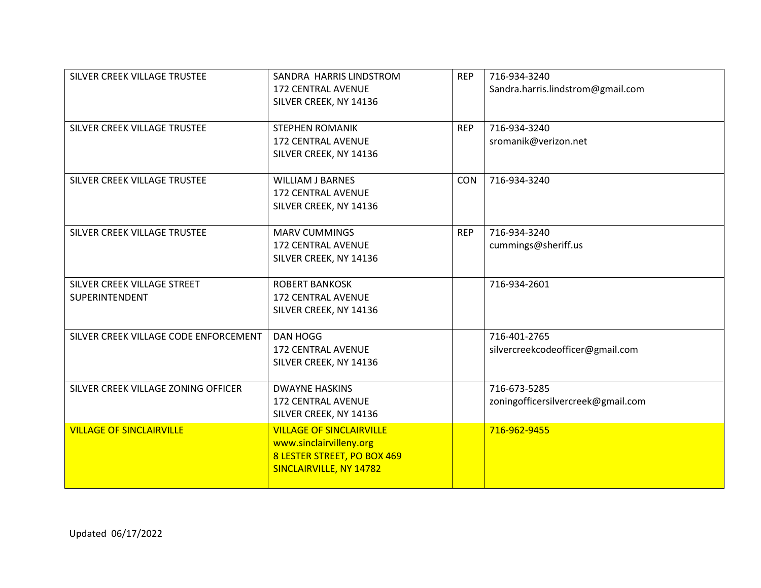| | | | |
|---|---|---|---|
| SILVER CREEK VILLAGE TRUSTEE | SANDRA HARRIS LINDSTROM<br>172 CENTRAL AVENUE<br>SILVER CREEK, NY 14136 | REP | 716-934-3240<br>Sandra.harris.lindstrom@gmail.com |
| SILVER CREEK VILLAGE TRUSTEE | STEPHEN ROMANIK<br>172 CENTRAL AVENUE<br>SILVER CREEK, NY 14136 | REP | 716-934-3240<br>sromanik@verizon.net |
| SILVER CREEK VILLAGE TRUSTEE | WILLIAM J BARNES<br>172 CENTRAL AVENUE<br>SILVER CREEK, NY 14136 | CON | 716-934-3240 |
| SILVER CREEK VILLAGE TRUSTEE | MARV CUMMINGS<br>172 CENTRAL AVENUE<br>SILVER CREEK, NY 14136 | REP | 716-934-3240<br>cummings@sheriff.us |
| SILVER CREEK VILLAGE STREET SUPERINTENDENT | ROBERT BANKOSK<br>172 CENTRAL AVENUE<br>SILVER CREEK, NY 14136 | | 716-934-2601 |
| SILVER CREEK VILLAGE CODE ENFORCEMENT | DAN HOGG<br>172 CENTRAL AVENUE<br>SILVER CREEK, NY 14136 | | 716-401-2765<br>silvercreekcodeofficer@gmail.com |
| SILVER CREEK VILLAGE ZONING OFFICER | DWAYNE HASKINS<br>172 CENTRAL AVENUE<br>SILVER CREEK, NY 14136 | | 716-673-5285<br>zoningofficersilvercreek@gmail.com |
| VILLAGE OF SINCLAIRVILLE | VILLAGE OF SINCLAIRVILLE<br>www.sinclairvilleny.org<br>8 LESTER STREET, PO BOX 469<br>SINCLAIRVILLE, NY 14782 | | 716-962-9455 |

Updated 06/17/2022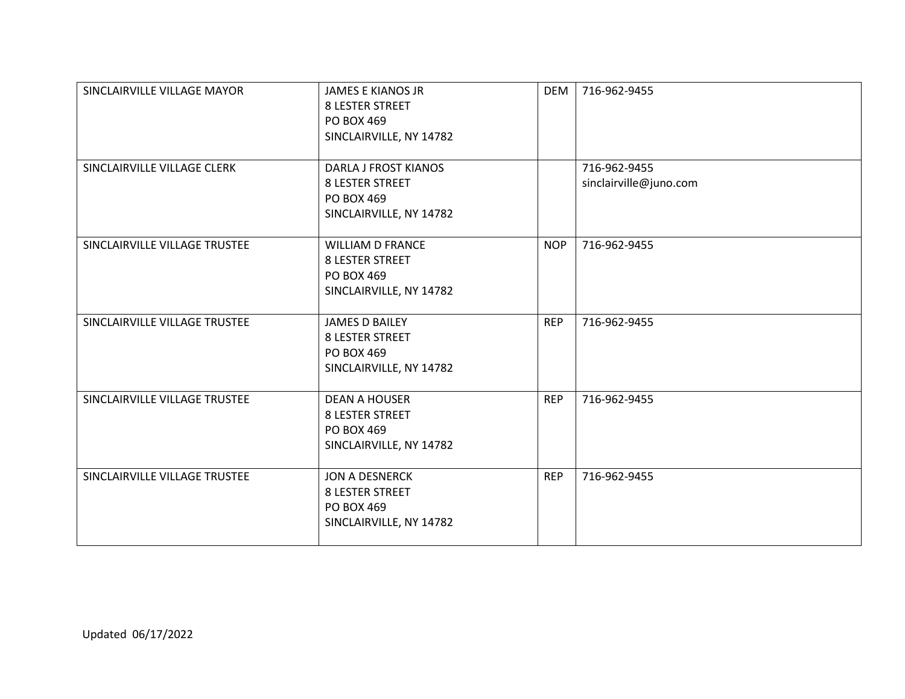| | | | |
|---|---|---|---|
| SINCLAIRVILLE VILLAGE MAYOR | JAMES E KIANOS JR<br>8 LESTER STREET<br>PO BOX 469<br>SINCLAIRVILLE, NY 14782 | DEM | 716-962-9455 |
| SINCLAIRVILLE VILLAGE CLERK | DARLA J FROST KIANOS<br>8 LESTER STREET<br>PO BOX 469<br>SINCLAIRVILLE, NY 14782 | | 716-962-9455<br>sinclairville@juno.com |
| SINCLAIRVILLE VILLAGE TRUSTEE | WILLIAM D FRANCE<br>8 LESTER STREET<br>PO BOX 469<br>SINCLAIRVILLE, NY 14782 | NOP | 716-962-9455 |
| SINCLAIRVILLE VILLAGE TRUSTEE | JAMES D BAILEY<br>8 LESTER STREET<br>PO BOX 469<br>SINCLAIRVILLE, NY 14782 | REP | 716-962-9455 |
| SINCLAIRVILLE VILLAGE TRUSTEE | DEAN A HOUSER<br>8 LESTER STREET<br>PO BOX 469<br>SINCLAIRVILLE, NY 14782 | REP | 716-962-9455 |
| SINCLAIRVILLE VILLAGE TRUSTEE | JON A DESNERCK<br>8 LESTER STREET<br>PO BOX 469<br>SINCLAIRVILLE, NY 14782 | REP | 716-962-9455 |

Updated 06/17/2022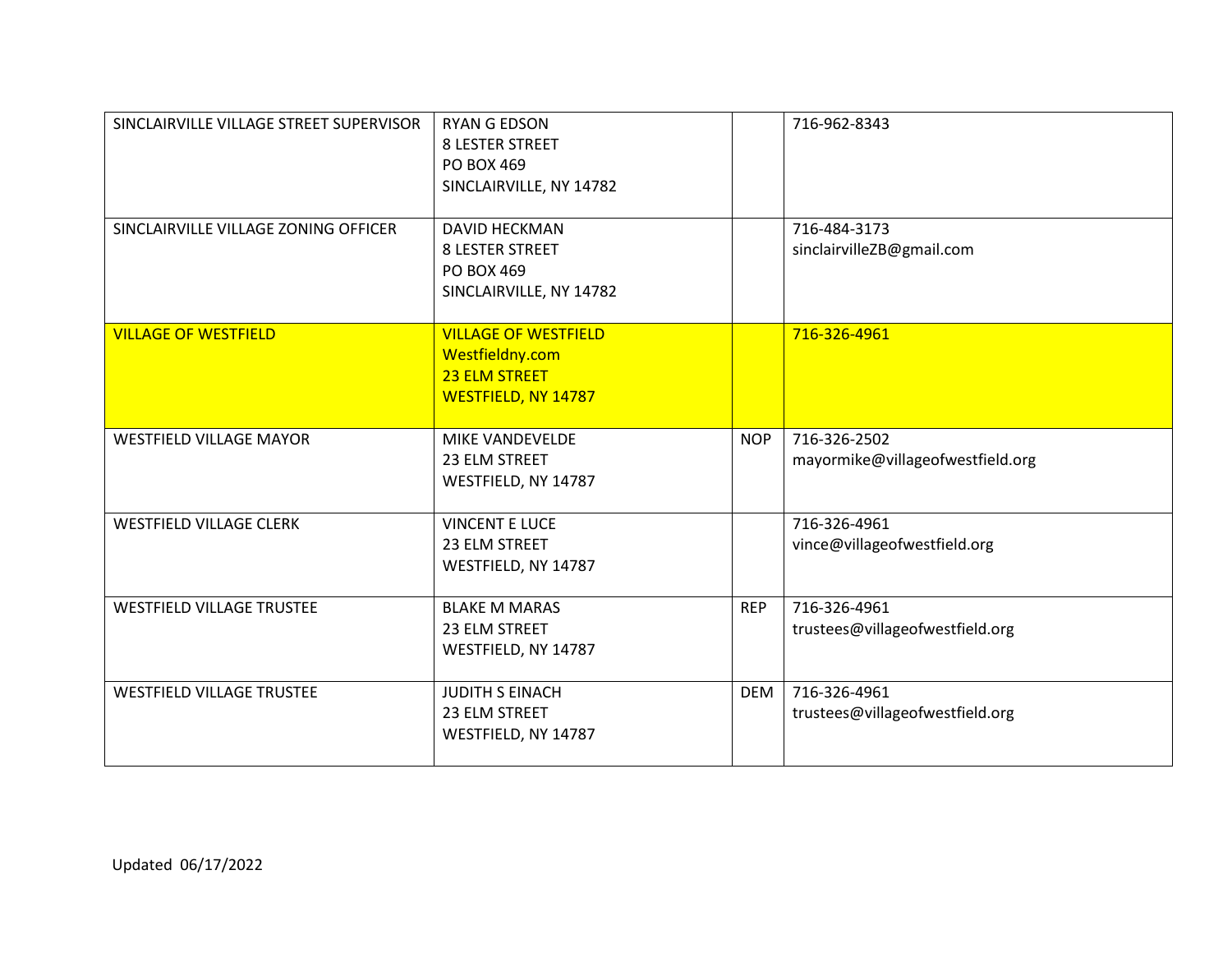| | | | |
|---|---|---|---|
| SINCLAIRVILLE VILLAGE STREET SUPERVISOR | RYAN G EDSON<br>8 LESTER STREET<br>PO BOX 469<br>SINCLAIRVILLE, NY 14782 | | 716-962-8343 |
| SINCLAIRVILLE VILLAGE ZONING OFFICER | DAVID HECKMAN<br>8 LESTER STREET<br>PO BOX 469<br>SINCLAIRVILLE, NY 14782 | | 716-484-3173<br>sinclairvilleZB@gmail.com |
| VILLAGE OF WESTFIELD | VILLAGE OF WESTFIELD<br>Westfieldny.com<br>23 ELM STREET<br>WESTFIELD, NY 14787 | | 716-326-4961 |
| WESTFIELD VILLAGE MAYOR | MIKE VANDEVELDE<br>23 ELM STREET<br>WESTFIELD, NY 14787 | NOP | 716-326-2502<br>mayormike@villageofwestfield.org |
| WESTFIELD VILLAGE CLERK | VINCENT E LUCE<br>23 ELM STREET<br>WESTFIELD, NY 14787 | | 716-326-4961<br>vince@villageofwestfield.org |
| WESTFIELD VILLAGE TRUSTEE | BLAKE M MARAS<br>23 ELM STREET<br>WESTFIELD, NY 14787 | REP | 716-326-4961<br>trustees@villageofwestfield.org |
| WESTFIELD VILLAGE TRUSTEE | JUDITH S EINACH<br>23 ELM STREET<br>WESTFIELD, NY 14787 | DEM | 716-326-4961<br>trustees@villageofwestfield.org |

Updated 06/17/2022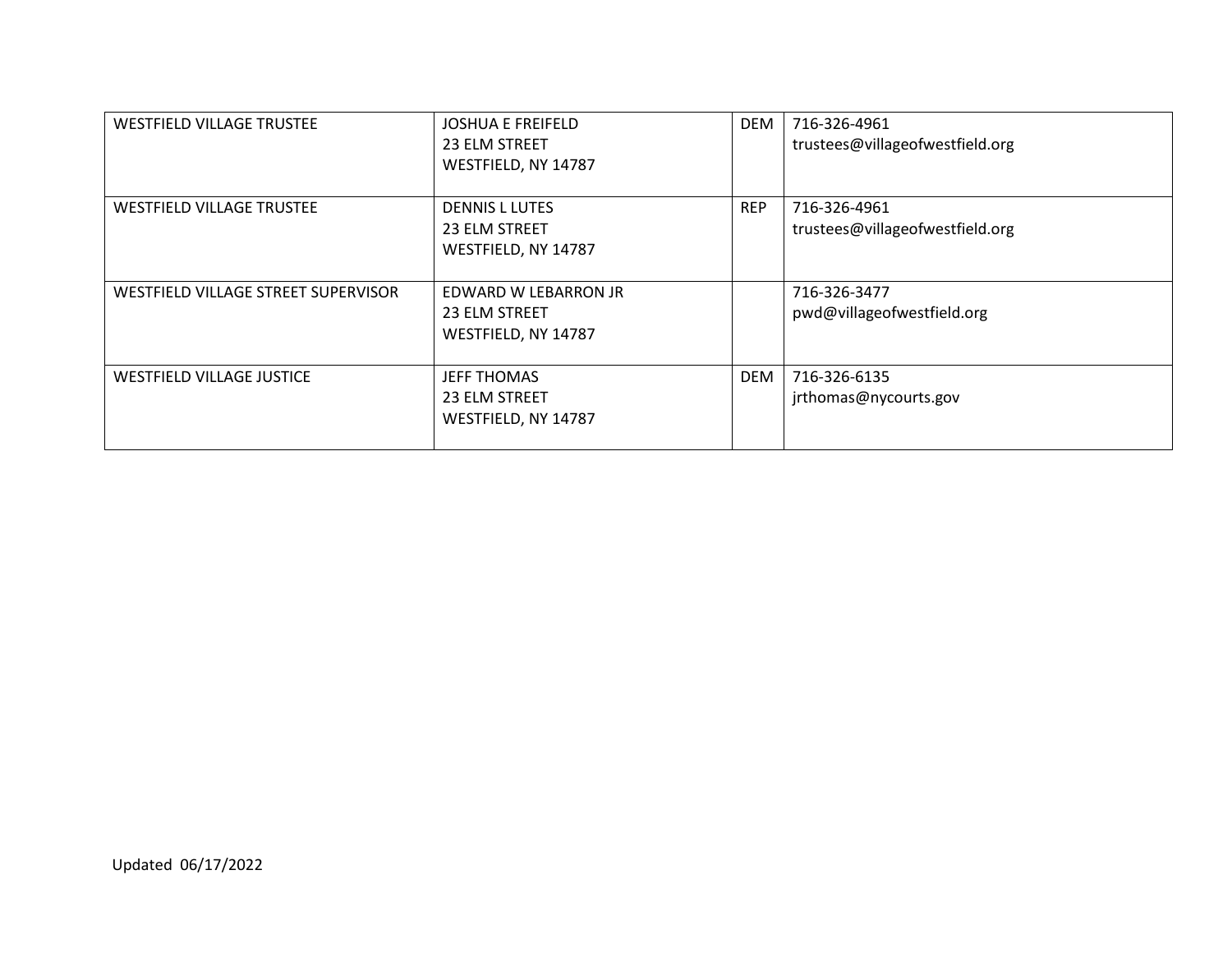| | | | |
|---|---|---|---|
| WESTFIELD VILLAGE TRUSTEE | JOSHUA E FREIFELD<br>23 ELM STREET<br>WESTFIELD, NY 14787 | DEM | 716-326-4961<br>trustees@villageofwestfield.org |
| WESTFIELD VILLAGE TRUSTEE | DENNIS L LUTES<br>23 ELM STREET<br>WESTFIELD, NY 14787 | REP | 716-326-4961<br>trustees@villageofwestfield.org |
| WESTFIELD VILLAGE STREET SUPERVISOR | EDWARD W LEBARRON JR<br>23 ELM STREET<br>WESTFIELD, NY 14787 | | 716-326-3477<br>pwd@villageofwestfield.org |
| WESTFIELD VILLAGE JUSTICE | JEFF THOMAS<br>23 ELM STREET<br>WESTFIELD, NY 14787 | DEM | 716-326-6135<br>jrthomas@nycourts.gov |

Updated 06/17/2022